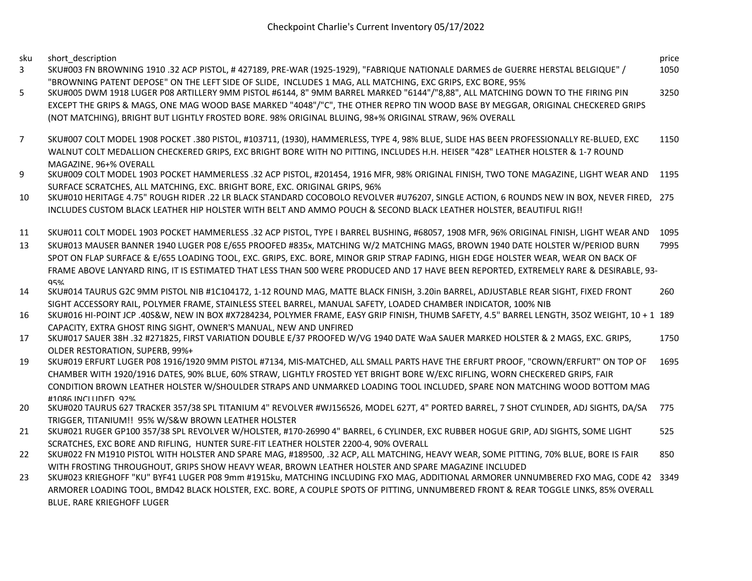# Checkpoint Charlie's Current Inventory 05/17/2022

| sku | short_description | price |
|---|---|---|
| 3 | SKU#003 FN BROWNING 1910 .32 ACP PISTOL, # 427189, PRE-WAR (1925-1929), "FABRIQUE NATIONALE DARMES de GUERRE HERSTAL BELGIQUE" / "BROWNING PATENT DEPOSE" ON THE LEFT SIDE OF SLIDE, INCLUDES 1 MAG, ALL MATCHING, EXC GRIPS, EXC BORE, 95% | 1050 |
| 5 | SKU#005 DWM 1918 LUGER P08 ARTILLERY 9MM PISTOL #6144, 8" 9MM BARREL MARKED "6144"/"8,88", ALL MATCHING DOWN TO THE FIRING PIN EXCEPT THE GRIPS & MAGS, ONE MAG WOOD BASE MARKED "4048"/"C", THE OTHER REPRO TIN WOOD BASE BY MEGGAR, ORIGINAL CHECKERED GRIPS (NOT MATCHING), BRIGHT BUT LIGHTLY FROSTED BORE. 98% ORIGINAL BLUING, 98+% ORIGINAL STRAW, 96% OVERALL | 3250 |
| 7 | SKU#007 COLT MODEL 1908 POCKET .380 PISTOL, #103711, (1930), HAMMERLESS, TYPE 4, 98% BLUE, SLIDE HAS BEEN PROFESSIONALLY RE-BLUED, EXC WALNUT COLT MEDALLION CHECKERED GRIPS, EXC BRIGHT BORE WITH NO PITTING, INCLUDES H.H. HEISER "428" LEATHER HOLSTER & 1-7 ROUND MAGAZINE, 96+% OVERALL | 1150 |
| 9 | SKU#009 COLT MODEL 1903 POCKET HAMMERLESS .32 ACP PISTOL, #201454, 1916 MFR, 98% ORIGINAL FINISH, TWO TONE MAGAZINE, LIGHT WEAR AND SURFACE SCRATCHES, ALL MATCHING, EXC. BRIGHT BORE, EXC. ORIGINAL GRIPS, 96% | 1195 |
| 10 | SKU#010 HERITAGE 4.75" ROUGH RIDER .22 LR BLACK STANDARD COCOBOLO REVOLVER #U76207, SINGLE ACTION, 6 ROUNDS NEW IN BOX, NEVER FIRED, INCLUDES CUSTOM BLACK LEATHER HIP HOLSTER WITH BELT AND AMMO POUCH & SECOND BLACK LEATHER HOLSTER, BEAUTIFUL RIG!! | 275 |
| 11 | SKU#011 COLT MODEL 1903 POCKET HAMMERLESS .32 ACP PISTOL, TYPE I BARREL BUSHING, #68057, 1908 MFR, 96% ORIGINAL FINISH, LIGHT WEAR AND | 1095 |
| 13 | SKU#013 MAUSER BANNER 1940 LUGER P08 E/655 PROOFED #835x, MATCHING W/2 MATCHING MAGS, BROWN 1940 DATE HOLSTER W/PERIOD BURN SPOT ON FLAP SURFACE & E/655 LOADING TOOL, EXC. GRIPS, EXC. BORE, MINOR GRIP STRAP FADING, HIGH EDGE HOLSTER WEAR, WEAR ON BACK OF FRAME ABOVE LANYARD RING, IT IS ESTIMATED THAT LESS THAN 500 WERE PRODUCED AND 17 HAVE BEEN REPORTED, EXTREMELY RARE & DESIRABLE, 93-95% | 7995 |
| 14 | SKU#014 TAURUS G2C 9MM PISTOL NIB #1C104172, 1-12 ROUND MAG, MATTE BLACK FINISH, 3.20in BARREL, ADJUSTABLE REAR SIGHT, FIXED FRONT SIGHT ACCESSORY RAIL, POLYMER FRAME, STAINLESS STEEL BARREL, MANUAL SAFETY, LOADED CHAMBER INDICATOR, 100% NIB | 260 |
| 16 | SKU#016 HI-POINT JCP .40S&W, NEW IN BOX #X7284234, POLYMER FRAME, EASY GRIP FINISH, THUMB SAFETY, 4.5" BARREL LENGTH, 35OZ WEIGHT, 10 + 1 CAPACITY, EXTRA GHOST RING SIGHT, OWNER'S MANUAL, NEW AND UNFIRED | 189 |
| 17 | SKU#017 SAUER 38H .32 #271825, FIRST VARIATION DOUBLE E/37 PROOFED W/VG 1940 DATE WaA SAUER MARKED HOLSTER & 2 MAGS, EXC. GRIPS, OLDER RESTORATION, SUPERB, 99%+ | 1750 |
| 19 | SKU#019 ERFURT LUGER P08 1916/1920 9MM PISTOL #7134, MIS-MATCHED, ALL SMALL PARTS HAVE THE ERFURT PROOF, "CROWN/ERFURT" ON TOP OF CHAMBER WITH 1920/1916 DATES, 90% BLUE, 60% STRAW, LIGHTLY FROSTED YET BRIGHT BORE W/EXC RIFLING, WORN CHECKERED GRIPS, FAIR CONDITION BROWN LEATHER HOLSTER W/SHOULDER STRAPS AND UNMARKED LOADING TOOL INCLUDED, SPARE NON MATCHING WOOD BOTTOM MAG #1086 INCLUDED, 92% | 1695 |
| 20 | SKU#020 TAURUS 627 TRACKER 357/38 SPL TITANIUM 4" REVOLVER #WJ156526, MODEL 627T, 4" PORTED BARREL, 7 SHOT CYLINDER, ADJ SIGHTS, DA/SA TRIGGER, TITANIUM!! 95% W/S&W BROWN LEATHER HOLSTER | 775 |
| 21 | SKU#021 RUGER GP100 357/38 SPL REVOLVER W/HOLSTER, #170-26990 4" BARREL, 6 CYLINDER, EXC RUBBER HOGUE GRIP, ADJ SIGHTS, SOME LIGHT SCRATCHES, EXC BORE AND RIFLING, HUNTER SURE-FIT LEATHER HOLSTER 2200-4, 90% OVERALL | 525 |
| 22 | SKU#022 FN M1910 PISTOL WITH HOLSTER AND SPARE MAG, #189500, .32 ACP, ALL MATCHING, HEAVY WEAR, SOME PITTING, 70% BLUE, BORE IS FAIR WITH FROSTING THROUGHOUT, GRIPS SHOW HEAVY WEAR, BROWN LEATHER HOLSTER AND SPARE MAGAZINE INCLUDED | 850 |
| 23 | SKU#023 KRIEGHOFF "KU" BYF41 LUGER P08 9mm #1915ku, MATCHING INCLUDING FXO MAG, ADDITIONAL ARMORER UNNUMBERED FXO MAG, CODE 42 ARMORER LOADING TOOL, BMD42 BLACK HOLSTER, EXC. BORE, A COUPLE SPOTS OF PITTING, UNNUMBERED FRONT & REAR TOGGLE LINKS, 85% OVERALL BLUE, RARE KRIEGHOFF LUGER | 3349 |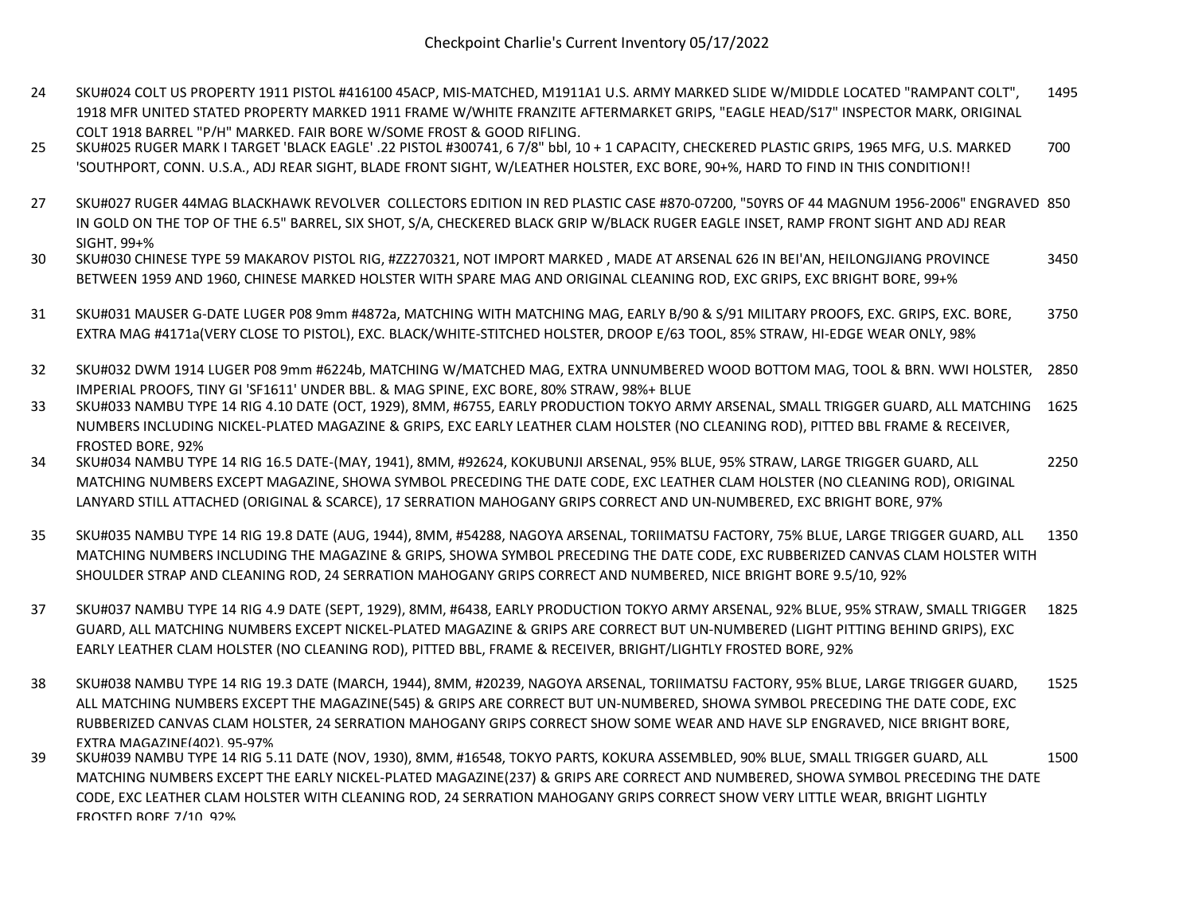Checkpoint Charlie's Current Inventory 05/17/2022

| # | Description | Price |
|---|---|---|
| 24 | SKU#024 COLT US PROPERTY 1911 PISTOL #416100 45ACP, MIS-MATCHED, M1911A1 U.S. ARMY MARKED SLIDE W/MIDDLE LOCATED "RAMPANT COLT", 1918 MFR UNITED STATED PROPERTY MARKED 1911 FRAME W/WHITE FRANZITE AFTERMARKET GRIPS, "EAGLE HEAD/S17" INSPECTOR MARK, ORIGINAL COLT 1918 BARREL "P/H" MARKED. FAIR BORE W/SOME FROST & GOOD RIFLING. | 1495 |
| 25 | SKU#025 RUGER MARK I TARGET 'BLACK EAGLE' .22 PISTOL #300741, 6 7/8" bbl, 10 + 1 CAPACITY, CHECKERED PLASTIC GRIPS, 1965 MFG, U.S. MARKED 'SOUTHPORT, CONN. U.S.A., ADJ REAR SIGHT, BLADE FRONT SIGHT, W/LEATHER HOLSTER, EXC BORE, 90+%, HARD TO FIND IN THIS CONDITION!! | 700 |
| 27 | SKU#027 RUGER 44MAG BLACKHAWK REVOLVER COLLECTORS EDITION IN RED PLASTIC CASE #870-07200, "50YRS OF 44 MAGNUM 1956-2006" ENGRAVED IN GOLD ON THE TOP OF THE 6.5" BARREL, SIX SHOT, S/A, CHECKERED BLACK GRIP W/BLACK RUGER EAGLE INSET, RAMP FRONT SIGHT AND ADJ REAR SIGHT, 99+% | 850 |
| 30 | SKU#030 CHINESE TYPE 59 MAKAROV PISTOL RIG, #ZZ270321, NOT IMPORT MARKED , MADE AT ARSENAL 626 IN BEI'AN, HEILONGJIANG PROVINCE BETWEEN 1959 AND 1960, CHINESE MARKED HOLSTER WITH SPARE MAG AND ORIGINAL CLEANING ROD, EXC GRIPS, EXC BRIGHT BORE, 99+% | 3450 |
| 31 | SKU#031 MAUSER G-DATE LUGER P08 9mm #4872a, MATCHING WITH MATCHING MAG, EARLY B/90 & S/91 MILITARY PROOFS, EXC. GRIPS, EXC. BORE, EXTRA MAG #4171a(VERY CLOSE TO PISTOL), EXC. BLACK/WHITE-STITCHED HOLSTER, DROOP E/63 TOOL, 85% STRAW, HI-EDGE WEAR ONLY, 98% | 3750 |
| 32 | SKU#032 DWM 1914 LUGER P08 9mm #6224b, MATCHING W/MATCHED MAG, EXTRA UNNUMBERED WOOD BOTTOM MAG, TOOL & BRN. WWI HOLSTER, IMPERIAL PROOFS, TINY GI 'SF1611' UNDER BBL. & MAG SPINE, EXC BORE, 80% STRAW, 98%+ BLUE | 2850 |
| 33 | SKU#033 NAMBU TYPE 14 RIG 4.10 DATE (OCT, 1929), 8MM, #6755, EARLY PRODUCTION TOKYO ARMY ARSENAL, SMALL TRIGGER GUARD, ALL MATCHING NUMBERS INCLUDING NICKEL-PLATED MAGAZINE & GRIPS, EXC EARLY LEATHER CLAM HOLSTER (NO CLEANING ROD), PITTED BBL FRAME & RECEIVER, FROSTED BORE, 92% | 1625 |
| 34 | SKU#034 NAMBU TYPE 14 RIG 16.5 DATE-(MAY, 1941), 8MM, #92624, KOKUBUNJI ARSENAL, 95% BLUE, 95% STRAW, LARGE TRIGGER GUARD, ALL MATCHING NUMBERS EXCEPT MAGAZINE, SHOWA SYMBOL PRECEDING THE DATE CODE, EXC LEATHER CLAM HOLSTER (NO CLEANING ROD), ORIGINAL LANYARD STILL ATTACHED (ORIGINAL & SCARCE), 17 SERRATION MAHOGANY GRIPS CORRECT AND UN-NUMBERED, EXC BRIGHT BORE, 97% | 2250 |
| 35 | SKU#035 NAMBU TYPE 14 RIG 19.8 DATE (AUG, 1944), 8MM, #54288, NAGOYA ARSENAL, TORIIMATSU FACTORY, 75% BLUE, LARGE TRIGGER GUARD, ALL MATCHING NUMBERS INCLUDING THE MAGAZINE & GRIPS, SHOWA SYMBOL PRECEDING THE DATE CODE, EXC RUBBERIZED CANVAS CLAM HOLSTER WITH SHOULDER STRAP AND CLEANING ROD, 24 SERRATION MAHOGANY GRIPS CORRECT AND NUMBERED, NICE BRIGHT BORE 9.5/10, 92% | 1350 |
| 37 | SKU#037 NAMBU TYPE 14 RIG 4.9 DATE (SEPT, 1929), 8MM, #6438, EARLY PRODUCTION TOKYO ARMY ARSENAL, 92% BLUE, 95% STRAW, SMALL TRIGGER GUARD, ALL MATCHING NUMBERS EXCEPT NICKEL-PLATED MAGAZINE & GRIPS ARE CORRECT BUT UN-NUMBERED (LIGHT PITTING BEHIND GRIPS), EXC EARLY LEATHER CLAM HOLSTER (NO CLEANING ROD), PITTED BBL, FRAME & RECEIVER, BRIGHT/LIGHTLY FROSTED BORE, 92% | 1825 |
| 38 | SKU#038 NAMBU TYPE 14 RIG 19.3 DATE (MARCH, 1944), 8MM, #20239, NAGOYA ARSENAL, TORIIMATSU FACTORY, 95% BLUE, LARGE TRIGGER GUARD, ALL MATCHING NUMBERS EXCEPT THE MAGAZINE(545) & GRIPS ARE CORRECT BUT UN-NUMBERED, SHOWA SYMBOL PRECEDING THE DATE CODE, EXC RUBBERIZED CANVAS CLAM HOLSTER, 24 SERRATION MAHOGANY GRIPS CORRECT SHOW SOME WEAR AND HAVE SLP ENGRAVED, NICE BRIGHT BORE, EXTRA MAGAZINE(402), 95-97% | 1525 |
| 39 | SKU#039 NAMBU TYPE 14 RIG 5.11 DATE (NOV, 1930), 8MM, #16548, TOKYO PARTS, KOKURA ASSEMBLED, 90% BLUE, SMALL TRIGGER GUARD, ALL MATCHING NUMBERS EXCEPT THE EARLY NICKEL-PLATED MAGAZINE(237) & GRIPS ARE CORRECT AND NUMBERED, SHOWA SYMBOL PRECEDING THE DATE CODE, EXC LEATHER CLAM HOLSTER WITH CLEANING ROD, 24 SERRATION MAHOGANY GRIPS CORRECT SHOW VERY LITTLE WEAR, BRIGHT LIGHTLY FROSTED BORE 7/10, 92% | 1500 |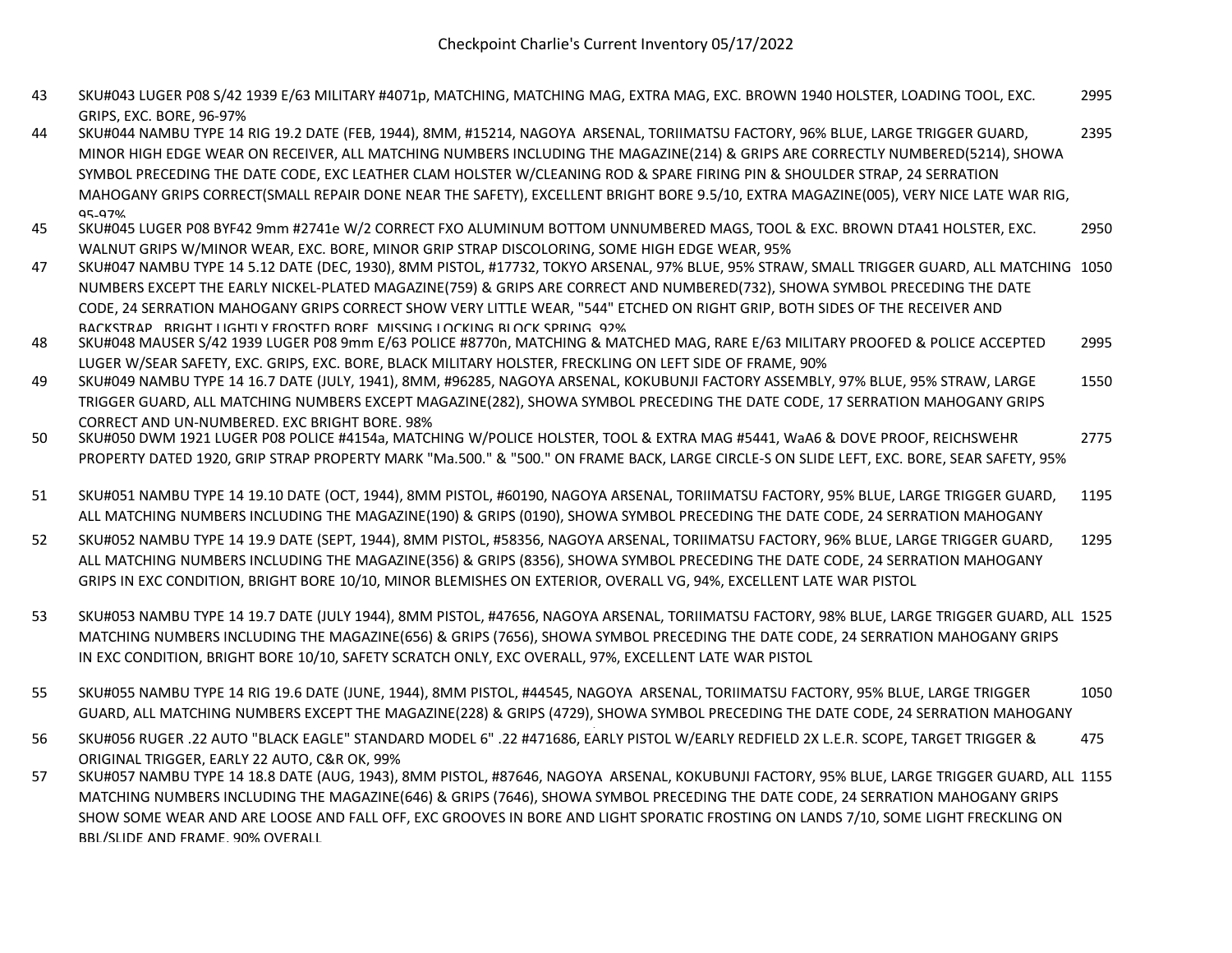Checkpoint Charlie's Current Inventory 05/17/2022

| # | Description | Price |
|---|---|---|
| 43 | SKU#043 LUGER P08 S/42 1939 E/63 MILITARY #4071p, MATCHING, MATCHING MAG, EXTRA MAG, EXC. BROWN 1940 HOLSTER, LOADING TOOL, EXC. GRIPS, EXC. BORE, 96-97% | 2995 |
| 44 | SKU#044 NAMBU TYPE 14 RIG 19.2 DATE (FEB, 1944), 8MM, #15214, NAGOYA ARSENAL, TORIIMATSU FACTORY, 96% BLUE, LARGE TRIGGER GUARD, MINOR HIGH EDGE WEAR ON RECEIVER, ALL MATCHING NUMBERS INCLUDING THE MAGAZINE(214) & GRIPS ARE CORRECTLY NUMBERED(5214), SHOWA SYMBOL PRECEDING THE DATE CODE, EXC LEATHER CLAM HOLSTER W/CLEANING ROD & SPARE FIRING PIN & SHOULDER STRAP, 24 SERRATION MAHOGANY GRIPS CORRECT(SMALL REPAIR DONE NEAR THE SAFETY), EXCELLENT BRIGHT BORE 9.5/10, EXTRA MAGAZINE(005), VERY NICE LATE WAR RIG, 95-97% | 2395 |
| 45 | SKU#045 LUGER P08 BYF42 9mm #2741e W/2 CORRECT FXO ALUMINUM BOTTOM UNNUMBERED MAGS, TOOL & EXC. BROWN DTA41 HOLSTER, EXC. WALNUT GRIPS W/MINOR WEAR, EXC. BORE, MINOR GRIP STRAP DISCOLORING, SOME HIGH EDGE WEAR, 95% | 2950 |
| 47 | SKU#047 NAMBU TYPE 14 5.12 DATE (DEC, 1930), 8MM PISTOL, #17732, TOKYO ARSENAL, 97% BLUE, 95% STRAW, SMALL TRIGGER GUARD, ALL MATCHING NUMBERS EXCEPT THE EARLY NICKEL-PLATED MAGAZINE(759) & GRIPS ARE CORRECT AND NUMBERED(732), SHOWA SYMBOL PRECEDING THE DATE CODE, 24 SERRATION MAHOGANY GRIPS CORRECT SHOW VERY LITTLE WEAR, "544" ETCHED ON RIGHT GRIP, BOTH SIDES OF THE RECEIVER AND BACKSTRAP, BRIGHT LIGHTLY FROSTED BORE, MISSING LOCKING BLOCK SPRING, 92% | 1050 |
| 48 | SKU#048 MAUSER S/42 1939 LUGER P08 9mm E/63 POLICE #8770n, MATCHING & MATCHED MAG, RARE E/63 MILITARY PROOFED & POLICE ACCEPTED LUGER W/SEAR SAFETY, EXC. GRIPS, EXC. BORE, BLACK MILITARY HOLSTER, FRECKLING ON LEFT SIDE OF FRAME, 90% | 2995 |
| 49 | SKU#049 NAMBU TYPE 14 16.7 DATE (JULY, 1941), 8MM, #96285, NAGOYA ARSENAL, KOKUBUNJI FACTORY ASSEMBLY, 97% BLUE, 95% STRAW, LARGE TRIGGER GUARD, ALL MATCHING NUMBERS EXCEPT MAGAZINE(282), SHOWA SYMBOL PRECEDING THE DATE CODE, 17 SERRATION MAHOGANY GRIPS CORRECT AND UN-NUMBERED. EXC BRIGHT BORE. 98% | 1550 |
| 50 | SKU#050 DWM 1921 LUGER P08 POLICE #4154a, MATCHING W/POLICE HOLSTER, TOOL & EXTRA MAG #5441, WaA6 & DOVE PROOF, REICHSWEHR PROPERTY DATED 1920, GRIP STRAP PROPERTY MARK "Ma.500." & "500." ON FRAME BACK, LARGE CIRCLE-S ON SLIDE LEFT, EXC. BORE, SEAR SAFETY, 95% | 2775 |
| 51 | SKU#051 NAMBU TYPE 14 19.10 DATE (OCT, 1944), 8MM PISTOL, #60190, NAGOYA ARSENAL, TORIIMATSU FACTORY, 95% BLUE, LARGE TRIGGER GUARD, ALL MATCHING NUMBERS INCLUDING THE MAGAZINE(190) & GRIPS (0190), SHOWA SYMBOL PRECEDING THE DATE CODE, 24 SERRATION MAHOGANY | 1195 |
| 52 | SKU#052 NAMBU TYPE 14 19.9 DATE (SEPT, 1944), 8MM PISTOL, #58356, NAGOYA ARSENAL, TORIIMATSU FACTORY, 96% BLUE, LARGE TRIGGER GUARD, ALL MATCHING NUMBERS INCLUDING THE MAGAZINE(356) & GRIPS (8356), SHOWA SYMBOL PRECEDING THE DATE CODE, 24 SERRATION MAHOGANY GRIPS IN EXC CONDITION, BRIGHT BORE 10/10, MINOR BLEMISHES ON EXTERIOR, OVERALL VG, 94%, EXCELLENT LATE WAR PISTOL | 1295 |
| 53 | SKU#053 NAMBU TYPE 14 19.7 DATE (JULY 1944), 8MM PISTOL, #47656, NAGOYA ARSENAL, TORIIMATSU FACTORY, 98% BLUE, LARGE TRIGGER GUARD, ALL MATCHING NUMBERS INCLUDING THE MAGAZINE(656) & GRIPS (7656), SHOWA SYMBOL PRECEDING THE DATE CODE, 24 SERRATION MAHOGANY GRIPS IN EXC CONDITION, BRIGHT BORE 10/10, SAFETY SCRATCH ONLY, EXC OVERALL, 97%, EXCELLENT LATE WAR PISTOL | 1525 |
| 55 | SKU#055 NAMBU TYPE 14 RIG 19.6 DATE (JUNE, 1944), 8MM PISTOL, #44545, NAGOYA ARSENAL, TORIIMATSU FACTORY, 95% BLUE, LARGE TRIGGER GUARD, ALL MATCHING NUMBERS EXCEPT THE MAGAZINE(228) & GRIPS (4729), SHOWA SYMBOL PRECEDING THE DATE CODE, 24 SERRATION MAHOGANY | 1050 |
| 56 | SKU#056 RUGER .22 AUTO "BLACK EAGLE" STANDARD MODEL 6" .22 #471686, EARLY PISTOL W/EARLY REDFIELD 2X L.E.R. SCOPE, TARGET TRIGGER & ORIGINAL TRIGGER, EARLY 22 AUTO, C&R OK, 99% | 475 |
| 57 | SKU#057 NAMBU TYPE 14 18.8 DATE (AUG, 1943), 8MM PISTOL, #87646, NAGOYA ARSENAL, KOKUBUNJI FACTORY, 95% BLUE, LARGE TRIGGER GUARD, ALL MATCHING NUMBERS INCLUDING THE MAGAZINE(646) & GRIPS (7646), SHOWA SYMBOL PRECEDING THE DATE CODE, 24 SERRATION MAHOGANY GRIPS SHOW SOME WEAR AND ARE LOOSE AND FALL OFF, EXC GROOVES IN BORE AND LIGHT SPORATIC FROSTING ON LANDS 7/10, SOME LIGHT FRECKLING ON BBL/SLIDE AND FRAME, 90% OVERALL | 1155 |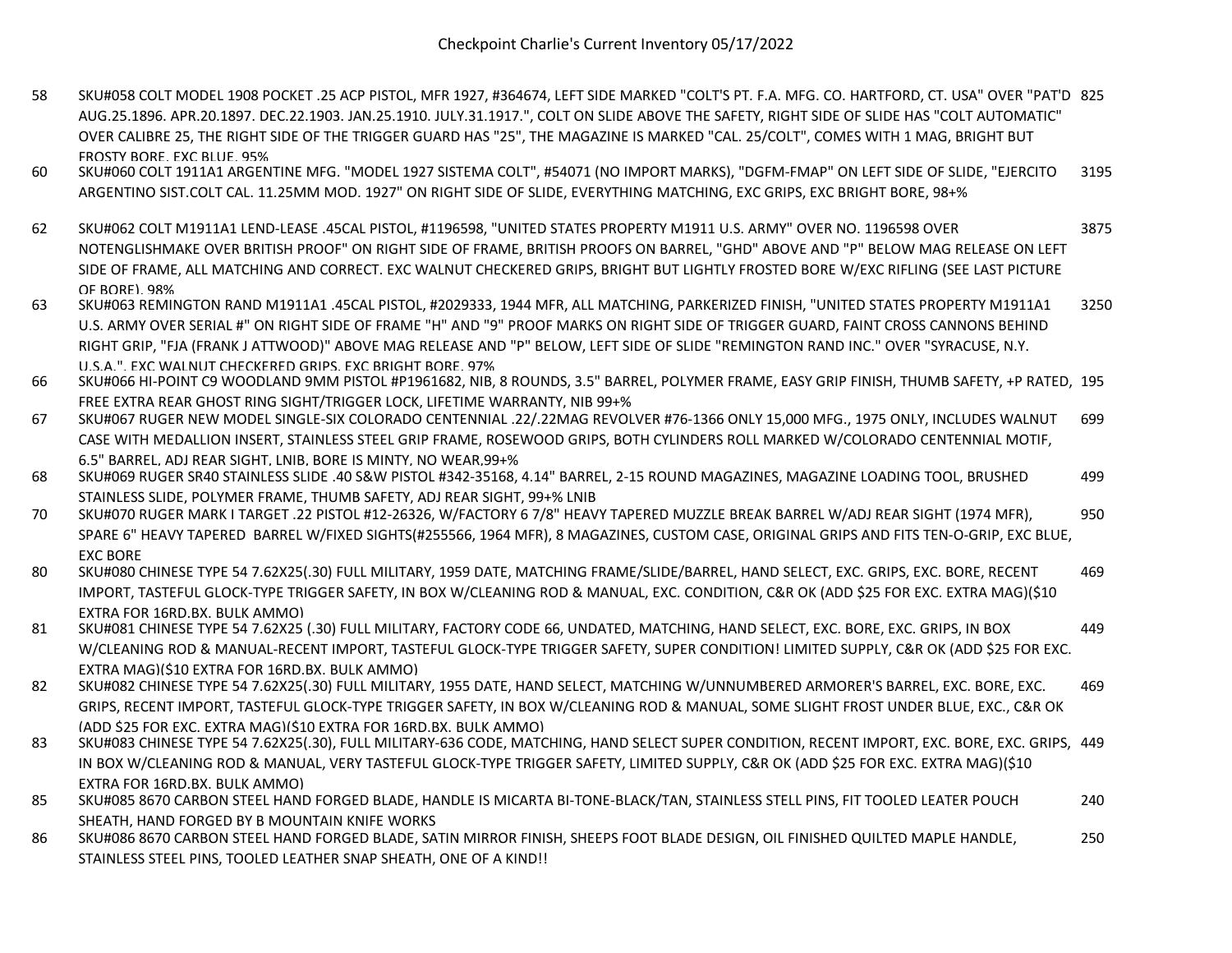Checkpoint Charlie's Current Inventory 05/17/2022

| | | |
|---|---|---|
| 58 | SKU#058 COLT MODEL 1908 POCKET .25 ACP PISTOL, MFR 1927, #364674, LEFT SIDE MARKED "COLT'S PT. F.A. MFG. CO. HARTFORD, CT. USA" OVER "PAT'D AUG.25.1896. APR.20.1897. DEC.22.1903. JAN.25.1910. JULY.31.1917.", COLT ON SLIDE ABOVE THE SAFETY, RIGHT SIDE OF SLIDE HAS "COLT AUTOMATIC" OVER CALIBRE 25, THE RIGHT SIDE OF THE TRIGGER GUARD HAS "25", THE MAGAZINE IS MARKED "CAL. 25/COLT", COMES WITH 1 MAG, BRIGHT BUT FROSTY BORE, EXC BLUE, 95% | 825 |
| 60 | SKU#060 COLT 1911A1 ARGENTINE MFG. "MODEL 1927 SISTEMA COLT", #54071 (NO IMPORT MARKS), "DGFM-FMAP" ON LEFT SIDE OF SLIDE, "EJERCITO ARGENTINO SIST.COLT CAL. 11.25MM MOD. 1927" ON RIGHT SIDE OF SLIDE, EVERYTHING MATCHING, EXC GRIPS, EXC BRIGHT BORE, 98+% | 3195 |
| 62 | SKU#062 COLT M1911A1 LEND-LEASE .45CAL PISTOL, #1196598, "UNITED STATES PROPERTY M1911 U.S. ARMY" OVER NO. 1196598 OVER NOTENGLISHMAKE OVER BRITISH PROOF" ON RIGHT SIDE OF FRAME, BRITISH PROOFS ON BARREL, "GHD" ABOVE AND "P" BELOW MAG RELEASE ON LEFT SIDE OF FRAME, ALL MATCHING AND CORRECT. EXC WALNUT CHECKERED GRIPS, BRIGHT BUT LIGHTLY FROSTED BORE W/EXC RIFLING (SEE LAST PICTURE OF BORE), 98% | 3875 |
| 63 | SKU#063 REMINGTON RAND M1911A1 .45CAL PISTOL, #2029333, 1944 MFR, ALL MATCHING, PARKERIZED FINISH, "UNITED STATES PROPERTY M1911A1 U.S. ARMY OVER SERIAL #" ON RIGHT SIDE OF FRAME "H" AND "9" PROOF MARKS ON RIGHT SIDE OF TRIGGER GUARD, FAINT CROSS CANNONS BEHIND RIGHT GRIP, "FJA (FRANK J ATTWOOD)" ABOVE MAG RELEASE AND "P" BELOW, LEFT SIDE OF SLIDE "REMINGTON RAND INC." OVER "SYRACUSE, N.Y. U.S.A.". EXC WALNUT CHECKERED GRIPS, EXC BRIGHT BORE, 97% | 3250 |
| 66 | SKU#066 HI-POINT C9 WOODLAND 9MM PISTOL #P1961682, NIB, 8 ROUNDS, 3.5" BARREL, POLYMER FRAME, EASY GRIP FINISH, THUMB SAFETY, +P RATED, FREE EXTRA REAR GHOST RING SIGHT/TRIGGER LOCK, LIFETIME WARRANTY, NIB 99+% | 195 |
| 67 | SKU#067 RUGER NEW MODEL SINGLE-SIX COLORADO CENTENNIAL .22/.22MAG REVOLVER #76-1366 ONLY 15,000 MFG., 1975 ONLY, INCLUDES WALNUT CASE WITH MEDALLION INSERT, STAINLESS STEEL GRIP FRAME, ROSEWOOD GRIPS, BOTH CYLINDERS ROLL MARKED W/COLORADO CENTENNIAL MOTIF, 6.5" BARREL, ADJ REAR SIGHT, LNIB, BORE IS MINTY, NO WEAR,99+% | 699 |
| 68 | SKU#069 RUGER SR40 STAINLESS SLIDE .40 S&W PISTOL #342-35168, 4.14" BARREL, 2-15 ROUND MAGAZINES, MAGAZINE LOADING TOOL, BRUSHED STAINLESS SLIDE, POLYMER FRAME, THUMB SAFETY, ADJ REAR SIGHT, 99+% LNIB | 499 |
| 70 | SKU#070 RUGER MARK I TARGET .22 PISTOL #12-26326, W/FACTORY 6 7/8" HEAVY TAPERED MUZZLE BREAK BARREL W/ADJ REAR SIGHT (1974 MFR), SPARE 6" HEAVY TAPERED BARREL W/FIXED SIGHTS(#255566, 1964 MFR), 8 MAGAZINES, CUSTOM CASE, ORIGINAL GRIPS AND FITS TEN-O-GRIP, EXC BLUE, EXC BORE | 950 |
| 80 | SKU#080 CHINESE TYPE 54 7.62X25(.30) FULL MILITARY, 1959 DATE, MATCHING FRAME/SLIDE/BARREL, HAND SELECT, EXC. GRIPS, EXC. BORE, RECENT IMPORT, TASTEFUL GLOCK-TYPE TRIGGER SAFETY, IN BOX W/CLEANING ROD & MANUAL, EXC. CONDITION, C&R OK (ADD $25 FOR EXC. EXTRA MAG)($10 EXTRA FOR 16RD.BX. BULK AMMO) | 469 |
| 81 | SKU#081 CHINESE TYPE 54 7.62X25 (.30) FULL MILITARY, FACTORY CODE 66, UNDATED, MATCHING, HAND SELECT, EXC. BORE, EXC. GRIPS, IN BOX W/CLEANING ROD & MANUAL-RECENT IMPORT, TASTEFUL GLOCK-TYPE TRIGGER SAFETY, SUPER CONDITION! LIMITED SUPPLY, C&R OK (ADD $25 FOR EXC. EXTRA MAG)($10 EXTRA FOR 16RD.BX. BULK AMMO) | 449 |
| 82 | SKU#082 CHINESE TYPE 54 7.62X25(.30) FULL MILITARY, 1955 DATE, HAND SELECT, MATCHING W/UNNUMBERED ARMORER'S BARREL, EXC. BORE, EXC. GRIPS, RECENT IMPORT, TASTEFUL GLOCK-TYPE TRIGGER SAFETY, IN BOX W/CLEANING ROD & MANUAL, SOME SLIGHT FROST UNDER BLUE, EXC., C&R OK (ADD $25 FOR EXC. EXTRA MAG)($10 EXTRA FOR 16RD.BX. BULK AMMO) | 469 |
| 83 | SKU#083 CHINESE TYPE 54 7.62X25(.30), FULL MILITARY-636 CODE, MATCHING, HAND SELECT SUPER CONDITION, RECENT IMPORT, EXC. BORE, EXC. GRIPS, IN BOX W/CLEANING ROD & MANUAL, VERY TASTEFUL GLOCK-TYPE TRIGGER SAFETY, LIMITED SUPPLY, C&R OK (ADD $25 FOR EXC. EXTRA MAG)($10 EXTRA FOR 16RD.BX. BULK AMMO) | 449 |
| 85 | SKU#085 8670 CARBON STEEL HAND FORGED BLADE, HANDLE IS MICARTA BI-TONE-BLACK/TAN, STAINLESS STELL PINS, FIT TOOLED LEATER POUCH SHEATH, HAND FORGED BY B MOUNTAIN KNIFE WORKS | 240 |
| 86 | SKU#086 8670 CARBON STEEL HAND FORGED BLADE, SATIN MIRROR FINISH, SHEEPS FOOT BLADE DESIGN, OIL FINISHED QUILTED MAPLE HANDLE, STAINLESS STEEL PINS, TOOLED LEATHER SNAP SHEATH, ONE OF A KIND!! | 250 |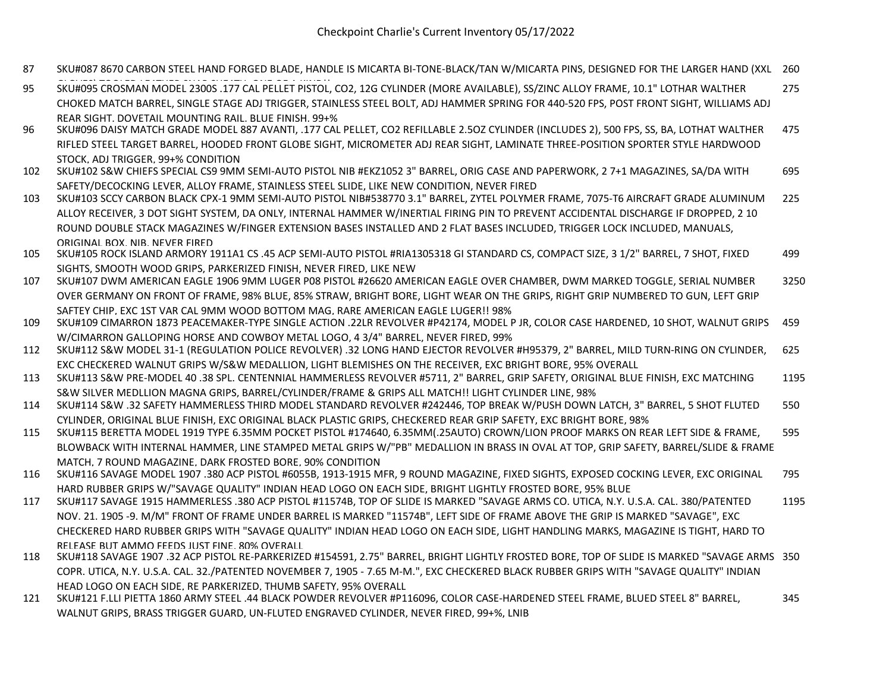# Checkpoint Charlie's Current Inventory 05/17/2022

| # | Description | Price |
|---|---|---|
| 87 | SKU#087 8670 CARBON STEEL HAND FORGED BLADE, HANDLE IS MICARTA BI-TONE-BLACK/TAN W/MICARTA PINS, DESIGNED FOR THE LARGER HAND (XXL | 260 |
| 95 | SKU#095 CROSMAN MODEL 2300S .177 CAL PELLET PISTOL, CO2, 12G CYLINDER (MORE AVAILABLE), SS/ZINC ALLOY FRAME, 10.1" LOTHAR WALTHER CHOKED MATCH BARREL, SINGLE STAGE ADJ TRIGGER, STAINLESS STEEL BOLT, ADJ HAMMER SPRING FOR 440-520 FPS, POST FRONT SIGHT, WILLIAMS ADJ REAR SIGHT. DOVETAIL MOUNTING RAIL. BLUE FINISH. 99+% | 275 |
| 96 | SKU#096 DAISY MATCH GRADE MODEL 887 AVANTI, .177 CAL PELLET, CO2 REFILLABLE 2.5OZ CYLINDER (INCLUDES 2), 500 FPS, SS, BA, LOTHAT WALTHER RIFLED STEEL TARGET BARREL, HOODED FRONT GLOBE SIGHT, MICROMETER ADJ REAR SIGHT, LAMINATE THREE-POSITION SPORTER STYLE HARDWOOD STOCK, ADJ TRIGGER, 99+% CONDITION | 475 |
| 102 | SKU#102 S&W CHIEFS SPECIAL CS9 9MM SEMI-AUTO PISTOL NIB #EKZ1052 3" BARREL, ORIG CASE AND PAPERWORK, 2 7+1 MAGAZINES, SA/DA WITH SAFETY/DECOCKING LEVER, ALLOY FRAME, STAINLESS STEEL SLIDE, LIKE NEW CONDITION, NEVER FIRED | 695 |
| 103 | SKU#103 SCCY CARBON BLACK CPX-1 9MM SEMI-AUTO PISTOL NIB#538770 3.1" BARREL, ZYTEL POLYMER FRAME, 7075-T6 AIRCRAFT GRADE ALUMINUM ALLOY RECEIVER, 3 DOT SIGHT SYSTEM, DA ONLY, INTERNAL HAMMER W/INERTIAL FIRING PIN TO PREVENT ACCIDENTAL DISCHARGE IF DROPPED, 2 10 ROUND DOUBLE STACK MAGAZINES W/FINGER EXTENSION BASES INSTALLED AND 2 FLAT BASES INCLUDED, TRIGGER LOCK INCLUDED, MANUALS, ORIGINAL BOX, NIB, NEVER FIRED | 225 |
| 105 | SKU#105 ROCK ISLAND ARMORY 1911A1 CS .45 ACP SEMI-AUTO PISTOL #RIA1305318 GI STANDARD CS, COMPACT SIZE, 3 1/2" BARREL, 7 SHOT, FIXED SIGHTS, SMOOTH WOOD GRIPS, PARKERIZED FINISH, NEVER FIRED, LIKE NEW | 499 |
| 107 | SKU#107 DWM AMERICAN EAGLE 1906 9MM LUGER P08 PISTOL #26620 AMERICAN EAGLE OVER CHAMBER, DWM MARKED TOGGLE, SERIAL NUMBER OVER GERMANY ON FRONT OF FRAME, 98% BLUE, 85% STRAW, BRIGHT BORE, LIGHT WEAR ON THE GRIPS, RIGHT GRIP NUMBERED TO GUN, LEFT GRIP SAFTEY CHIP, EXC 1ST VAR CAL 9MM WOOD BOTTOM MAG, RARE AMERICAN EAGLE LUGER!! 98% | 3250 |
| 109 | SKU#109 CIMARRON 1873 PEACEMAKER-TYPE SINGLE ACTION .22LR REVOLVER #P42174, MODEL P JR, COLOR CASE HARDENED, 10 SHOT, WALNUT GRIPS W/CIMARRON GALLOPING HORSE AND COWBOY METAL LOGO, 4 3/4" BARREL, NEVER FIRED, 99% | 459 |
| 112 | SKU#112 S&W MODEL 31-1 (REGULATION POLICE REVOLVER) .32 LONG HAND EJECTOR REVOLVER #H95379, 2" BARREL, MILD TURN-RING ON CYLINDER, EXC CHECKERED WALNUT GRIPS W/S&W MEDALLION, LIGHT BLEMISHES ON THE RECEIVER, EXC BRIGHT BORE, 95% OVERALL | 625 |
| 113 | SKU#113 S&W PRE-MODEL 40 .38 SPL. CENTENNIAL HAMMERLESS REVOLVER #5711, 2" BARREL, GRIP SAFETY, ORIGINAL BLUE FINISH, EXC MATCHING S&W SILVER MEDLLION MAGNA GRIPS, BARREL/CYLINDER/FRAME & GRIPS ALL MATCH!! LIGHT CYLINDER LINE, 98% | 1195 |
| 114 | SKU#114 S&W .32 SAFETY HAMMERLESS THIRD MODEL STANDARD REVOLVER #242446, TOP BREAK W/PUSH DOWN LATCH, 3" BARREL, 5 SHOT FLUTED CYLINDER, ORIGINAL BLUE FINISH, EXC ORIGINAL BLACK PLASTIC GRIPS, CHECKERED REAR GRIP SAFETY, EXC BRIGHT BORE, 98% | 550 |
| 115 | SKU#115 BERETTA MODEL 1919 TYPE 6.35MM POCKET PISTOL #174640, 6.35MM(.25AUTO) CROWN/LION PROOF MARKS ON REAR LEFT SIDE & FRAME, BLOWBACK WITH INTERNAL HAMMER, LINE STAMPED METAL GRIPS W/"PB" MEDALLION IN BRASS IN OVAL AT TOP, GRIP SAFETY, BARREL/SLIDE & FRAME MATCH, 7 ROUND MAGAZINE, DARK FROSTED BORE, 90% CONDITION | 595 |
| 116 | SKU#116 SAVAGE MODEL 1907 .380 ACP PISTOL #6055B, 1913-1915 MFR, 9 ROUND MAGAZINE, FIXED SIGHTS, EXPOSED COCKING LEVER, EXC ORIGINAL HARD RUBBER GRIPS W/"SAVAGE QUALITY" INDIAN HEAD LOGO ON EACH SIDE, BRIGHT LIGHTLY FROSTED BORE, 95% BLUE | 795 |
| 117 | SKU#117 SAVAGE 1915 HAMMERLESS .380 ACP PISTOL #11574B, TOP OF SLIDE IS MARKED "SAVAGE ARMS CO. UTICA, N.Y. U.S.A. CAL. 380/PATENTED NOV. 21. 1905 -9. M/M" FRONT OF FRAME UNDER BARREL IS MARKED "11574B", LEFT SIDE OF FRAME ABOVE THE GRIP IS MARKED "SAVAGE", EXC CHECKERED HARD RUBBER GRIPS WITH "SAVAGE QUALITY" INDIAN HEAD LOGO ON EACH SIDE, LIGHT HANDLING MARKS, MAGAZINE IS TIGHT, HARD TO RELEASE BUT AMMO FEEDS JUST FINE, 80% OVERALL | 1195 |
| 118 | SKU#118 SAVAGE 1907 .32 ACP PISTOL RE-PARKERIZED #154591, 2.75" BARREL, BRIGHT LIGHTLY FROSTED BORE, TOP OF SLIDE IS MARKED "SAVAGE ARMS COPR. UTICA, N.Y. U.S.A. CAL. 32./PATENTED NOVEMBER 7, 1905 - 7.65 M-M.", EXC CHECKERED BLACK RUBBER GRIPS WITH "SAVAGE QUALITY" INDIAN HEAD LOGO ON EACH SIDE, RE PARKERIZED, THUMB SAFETY, 95% OVERALL | 350 |
| 121 | SKU#121 F.LLI PIETTA 1860 ARMY STEEL .44 BLACK POWDER REVOLVER #P116096, COLOR CASE-HARDENED STEEL FRAME, BLUED STEEL 8" BARREL, WALNUT GRIPS, BRASS TRIGGER GUARD, UN-FLUTED ENGRAVED CYLINDER, NEVER FIRED, 99+%, LNIB | 345 |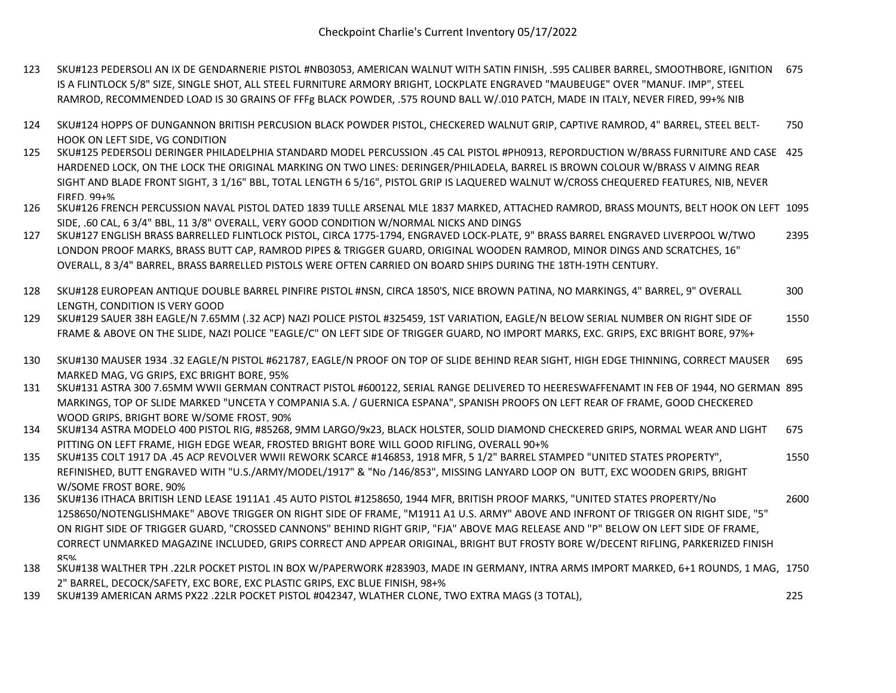# Checkpoint Charlie's Current Inventory 05/17/2022

| | | |
|---|---|---|
| 123 | SKU#123 PEDERSOLI AN IX DE GENDARNERIE PISTOL #NB03053, AMERICAN WALNUT WITH SATIN FINISH, .595 CALIBER BARREL, SMOOTHBORE, IGNITION IS A FLINTLOCK 5/8" SIZE, SINGLE SHOT, ALL STEEL FURNITURE ARMORY BRIGHT, LOCKPLATE ENGRAVED "MAUBEUGE" OVER "MANUF. IMP", STEEL RAMROD, RECOMMENDED LOAD IS 30 GRAINS OF FFFg BLACK POWDER, .575 ROUND BALL W/.010 PATCH, MADE IN ITALY, NEVER FIRED, 99+% NIB | 675 |
| 124 | SKU#124 HOPPS OF DUNGANNON BRITISH PERCUSION BLACK POWDER PISTOL, CHECKERED WALNUT GRIP, CAPTIVE RAMROD, 4" BARREL, STEEL BELT-HOOK ON LEFT SIDE, VG CONDITION | 750 |
| 125 | SKU#125 PEDERSOLI DERINGER PHILADELPHIA STANDARD MODEL PERCUSSION .45 CAL PISTOL #PH0913, REPORDUCTION W/BRASS FURNITURE AND CASE HARDENED LOCK, ON THE LOCK THE ORIGINAL MARKING ON TWO LINES: DERINGER/PHILADELA, BARREL IS BROWN COLOUR W/BRASS V AIMNG REAR SIGHT AND BLADE FRONT SIGHT, 3 1/16" BBL, TOTAL LENGTH 6 5/16", PISTOL GRIP IS LAQUERED WALNUT W/CROSS CHEQUERED FEATURES, NIB, NEVER FIRED, 99+% | 425 |
| 126 | SKU#126 FRENCH PERCUSSION NAVAL PISTOL DATED 1839 TULLE ARSENAL MLE 1837 MARKED, ATTACHED RAMROD, BRASS MOUNTS, BELT HOOK ON LEFT SIDE, .60 CAL, 6 3/4" BBL, 11 3/8" OVERALL, VERY GOOD CONDITION W/NORMAL NICKS AND DINGS | 1095 |
| 127 | SKU#127 ENGLISH BRASS BARRELLED FLINTLOCK PISTOL, CIRCA 1775-1794, ENGRAVED LOCK-PLATE, 9" BRASS BARREL ENGRAVED LIVERPOOL W/TWO LONDON PROOF MARKS, BRASS BUTT CAP, RAMROD PIPES & TRIGGER GUARD, ORIGINAL WOODEN RAMROD, MINOR DINGS AND SCRATCHES, 16" OVERALL, 8 3/4" BARREL, BRASS BARRELLED PISTOLS WERE OFTEN CARRIED ON BOARD SHIPS DURING THE 18TH-19TH CENTURY. | 2395 |
| 128 | SKU#128 EUROPEAN ANTIQUE DOUBLE BARREL PINFIRE PISTOL #NSN, CIRCA 1850'S, NICE BROWN PATINA, NO MARKINGS, 4" BARREL, 9" OVERALL LENGTH, CONDITION IS VERY GOOD | 300 |
| 129 | SKU#129 SAUER 38H EAGLE/N 7.65MM (.32 ACP) NAZI POLICE PISTOL #325459, 1ST VARIATION, EAGLE/N BELOW SERIAL NUMBER ON RIGHT SIDE OF FRAME & ABOVE ON THE SLIDE, NAZI POLICE "EAGLE/C" ON LEFT SIDE OF TRIGGER GUARD, NO IMPORT MARKS, EXC. GRIPS, EXC BRIGHT BORE, 97%+ | 1550 |
| 130 | SKU#130 MAUSER 1934 .32 EAGLE/N PISTOL #621787, EAGLE/N PROOF ON TOP OF SLIDE BEHIND REAR SIGHT, HIGH EDGE THINNING, CORRECT MAUSER MARKED MAG, VG GRIPS, EXC BRIGHT BORE, 95% | 695 |
| 131 | SKU#131 ASTRA 300 7.65MM WWII GERMAN CONTRACT PISTOL #600122, SERIAL RANGE DELIVERED TO HEERESWAFFENAMT IN FEB OF 1944, NO GERMAN MARKINGS, TOP OF SLIDE MARKED "UNCETA Y COMPANIA S.A. / GUERNICA ESPANA", SPANISH PROOFS ON LEFT REAR OF FRAME, GOOD CHECKERED WOOD GRIPS, BRIGHT BORE W/SOME FROST, 90% | 895 |
| 134 | SKU#134 ASTRA MODELO 400 PISTOL RIG, #85268, 9MM LARGO/9x23, BLACK HOLSTER, SOLID DIAMOND CHECKERED GRIPS, NORMAL WEAR AND LIGHT PITTING ON LEFT FRAME, HIGH EDGE WEAR, FROSTED BRIGHT BORE WILL GOOD RIFLING, OVERALL 90+% | 675 |
| 135 | SKU#135 COLT 1917 DA .45 ACP REVOLVER WWII REWORK SCARCE #146853, 1918 MFR, 5 1/2" BARREL STAMPED "UNITED STATES PROPERTY", REFINISHED, BUTT ENGRAVED WITH "U.S./ARMY/MODEL/1917" & "No /146/853", MISSING LANYARD LOOP ON BUTT, EXC WOODEN GRIPS, BRIGHT W/SOME FROST BORE, 90% | 1550 |
| 136 | SKU#136 ITHACA BRITISH LEND LEASE 1911A1 .45 AUTO PISTOL #1258650, 1944 MFR, BRITISH PROOF MARKS, "UNITED STATES PROPERTY/No 1258650/NOTENGLISHMAKE" ABOVE TRIGGER ON RIGHT SIDE OF FRAME, "M1911 A1 U.S. ARMY" ABOVE AND INFRONT OF TRIGGER ON RIGHT SIDE, "5" ON RIGHT SIDE OF TRIGGER GUARD, "CROSSED CANNONS" BEHIND RIGHT GRIP, "FJA" ABOVE MAG RELEASE AND "P" BELOW ON LEFT SIDE OF FRAME, CORRECT UNMARKED MAGAZINE INCLUDED, GRIPS CORRECT AND APPEAR ORIGINAL, BRIGHT BUT FROSTY BORE W/DECENT RIFLING, PARKERIZED FINISH 85% | 2600 |
| 138 | SKU#138 WALTHER TPH .22LR POCKET PISTOL IN BOX W/PAPERWORK #283903, MADE IN GERMANY, INTRA ARMS IMPORT MARKED, 6+1 ROUNDS, 1 MAG, 2" BARREL, DECOCK/SAFETY, EXC BORE, EXC PLASTIC GRIPS, EXC BLUE FINISH, 98+% | 1750 |
| 139 | SKU#139 AMERICAN ARMS PX22 .22LR POCKET PISTOL #042347, WLATHER CLONE, TWO EXTRA MAGS (3 TOTAL), | 225 |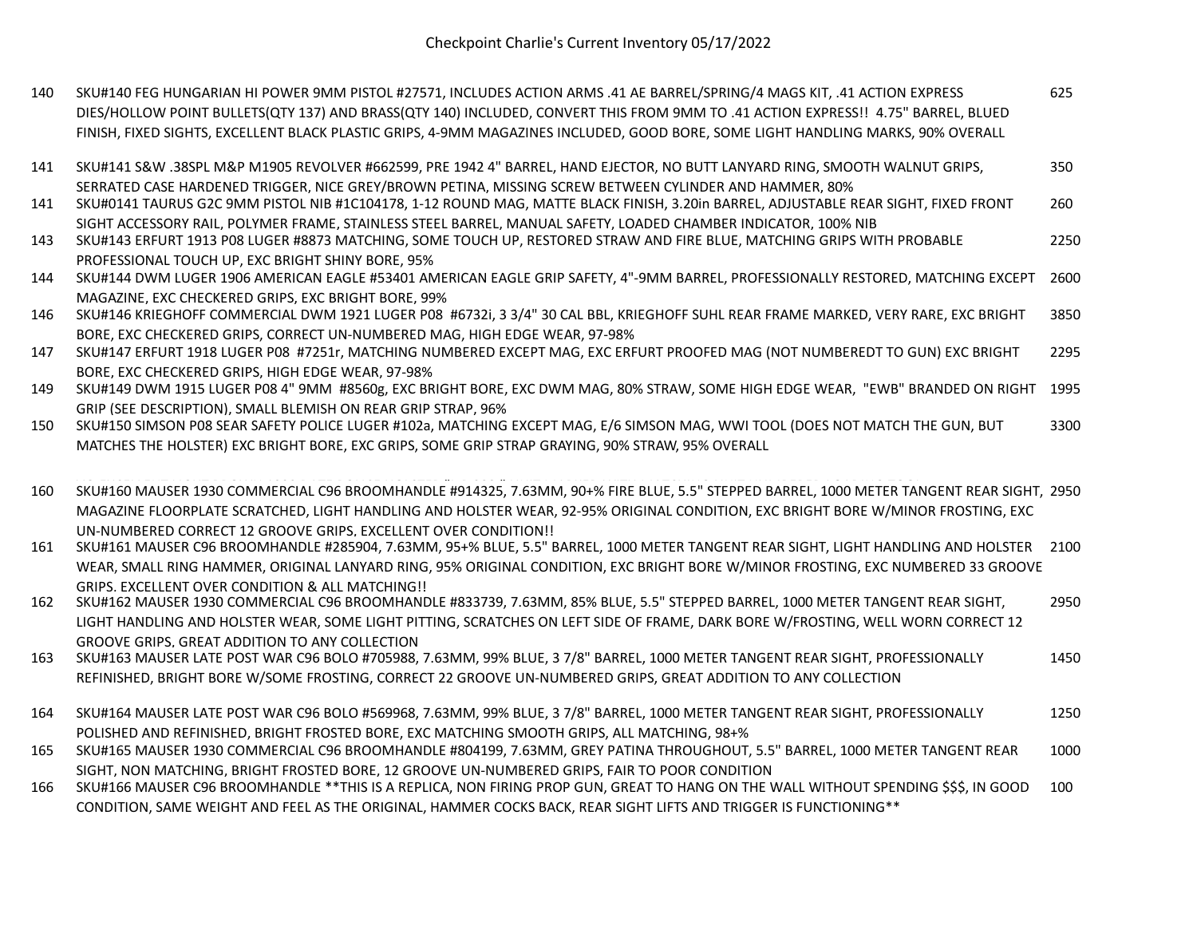# Checkpoint Charlie's Current Inventory 05/17/2022

| | | |
|---|---|---|
| 140 | SKU#140 FEG HUNGARIAN HI POWER 9MM PISTOL #27571, INCLUDES ACTION ARMS .41 AE BARREL/SPRING/4 MAGS KIT, .41 ACTION EXPRESS DIES/HOLLOW POINT BULLETS(QTY 137) AND BRASS(QTY 140) INCLUDED, CONVERT THIS FROM 9MM TO .41 ACTION EXPRESS!! 4.75" BARREL, BLUED FINISH, FIXED SIGHTS, EXCELLENT BLACK PLASTIC GRIPS, 4-9MM MAGAZINES INCLUDED, GOOD BORE, SOME LIGHT HANDLING MARKS, 90% OVERALL | 625 |
| 141 | SKU#141 S&W .38SPL M&P M1905 REVOLVER #662599, PRE 1942 4" BARREL, HAND EJECTOR, NO BUTT LANYARD RING, SMOOTH WALNUT GRIPS, SERRATED CASE HARDENED TRIGGER, NICE GREY/BROWN PETINA, MISSING SCREW BETWEEN CYLINDER AND HAMMER, 80% | 350 |
| 141 | SKU#0141 TAURUS G2C 9MM PISTOL NIB #1C104178, 1-12 ROUND MAG, MATTE BLACK FINISH, 3.20in BARREL, ADJUSTABLE REAR SIGHT, FIXED FRONT SIGHT ACCESSORY RAIL, POLYMER FRAME, STAINLESS STEEL BARREL, MANUAL SAFETY, LOADED CHAMBER INDICATOR, 100% NIB | 260 |
| 143 | SKU#143 ERFURT 1913 P08 LUGER #8873 MATCHING, SOME TOUCH UP, RESTORED STRAW AND FIRE BLUE, MATCHING GRIPS WITH PROBABLE PROFESSIONAL TOUCH UP, EXC BRIGHT SHINY BORE, 95% | 2250 |
| 144 | SKU#144 DWM LUGER 1906 AMERICAN EAGLE #53401 AMERICAN EAGLE GRIP SAFETY, 4"-9MM BARREL, PROFESSIONALLY RESTORED, MATCHING EXCEPT MAGAZINE, EXC CHECKERED GRIPS, EXC BRIGHT BORE, 99% | 2600 |
| 146 | SKU#146 KRIEGHOFF COMMERCIAL DWM 1921 LUGER P08 #6732i, 3 3/4" 30 CAL BBL, KRIEGHOFF SUHL REAR FRAME MARKED, VERY RARE, EXC BRIGHT BORE, EXC CHECKERED GRIPS, CORRECT UN-NUMBERED MAG, HIGH EDGE WEAR, 97-98% | 3850 |
| 147 | SKU#147 ERFURT 1918 LUGER P08 #7251r, MATCHING NUMBERED EXCEPT MAG, EXC ERFURT PROOFED MAG (NOT NUMBEREDT TO GUN) EXC BRIGHT BORE, EXC CHECKERED GRIPS, HIGH EDGE WEAR, 97-98% | 2295 |
| 149 | SKU#149 DWM 1915 LUGER P08 4" 9MM #8560g, EXC BRIGHT BORE, EXC DWM MAG, 80% STRAW, SOME HIGH EDGE WEAR, "EWB" BRANDED ON RIGHT GRIP (SEE DESCRIPTION), SMALL BLEMISH ON REAR GRIP STRAP, 96% | 1995 |
| 150 | SKU#150 SIMSON P08 SEAR SAFETY POLICE LUGER #102a, MATCHING EXCEPT MAG, E/6 SIMSON MAG, WWI TOOL (DOES NOT MATCH THE GUN, BUT MATCHES THE HOLSTER) EXC BRIGHT BORE, EXC GRIPS, SOME GRIP STRAP GRAYING, 90% STRAW, 95% OVERALL | 3300 |
| 160 | SKU#160 MAUSER 1930 COMMERCIAL C96 BROOMHANDLE #914325, 7.63MM, 90+% FIRE BLUE, 5.5" STEPPED BARREL, 1000 METER TANGENT REAR SIGHT, MAGAZINE FLOORPLATE SCRATCHED, LIGHT HANDLING AND HOLSTER WEAR, 92-95% ORIGINAL CONDITION, EXC BRIGHT BORE W/MINOR FROSTING, EXC UN-NUMBERED CORRECT 12 GROOVE GRIPS, EXCELLENT OVER CONDITION!! | 2950 |
| 161 | SKU#161 MAUSER C96 BROOMHANDLE #285904, 7.63MM, 95+% BLUE, 5.5" BARREL, 1000 METER TANGENT REAR SIGHT, LIGHT HANDLING AND HOLSTER WEAR, SMALL RING HAMMER, ORIGINAL LANYARD RING, 95% ORIGINAL CONDITION, EXC BRIGHT BORE W/MINOR FROSTING, EXC NUMBERED 33 GROOVE GRIPS. EXCELLENT OVER CONDITION & ALL MATCHING!! | 2100 |
| 162 | SKU#162 MAUSER 1930 COMMERCIAL C96 BROOMHANDLE #833739, 7.63MM, 85% BLUE, 5.5" STEPPED BARREL, 1000 METER TANGENT REAR SIGHT, LIGHT HANDLING AND HOLSTER WEAR, SOME LIGHT PITTING, SCRATCHES ON LEFT SIDE OF FRAME, DARK BORE W/FROSTING, WELL WORN CORRECT 12 GROOVE GRIPS. GREAT ADDITION TO ANY COLLECTION | 2950 |
| 163 | SKU#163 MAUSER LATE POST WAR C96 BOLO #705988, 7.63MM, 99% BLUE, 3 7/8" BARREL, 1000 METER TANGENT REAR SIGHT, PROFESSIONALLY REFINISHED, BRIGHT BORE W/SOME FROSTING, CORRECT 22 GROOVE UN-NUMBERED GRIPS, GREAT ADDITION TO ANY COLLECTION | 1450 |
| 164 | SKU#164 MAUSER LATE POST WAR C96 BOLO #569968, 7.63MM, 99% BLUE, 3 7/8" BARREL, 1000 METER TANGENT REAR SIGHT, PROFESSIONALLY POLISHED AND REFINISHED, BRIGHT FROSTED BORE, EXC MATCHING SMOOTH GRIPS, ALL MATCHING, 98+% | 1250 |
| 165 | SKU#165 MAUSER 1930 COMMERCIAL C96 BROOMHANDLE #804199, 7.63MM, GREY PATINA THROUGHOUT, 5.5" BARREL, 1000 METER TANGENT REAR SIGHT, NON MATCHING, BRIGHT FROSTED BORE, 12 GROOVE UN-NUMBERED GRIPS, FAIR TO POOR CONDITION | 1000 |
| 166 | SKU#166 MAUSER C96 BROOMHANDLE **THIS IS A REPLICA, NON FIRING PROP GUN, GREAT TO HANG ON THE WALL WITHOUT SPENDING $$$, IN GOOD CONDITION, SAME WEIGHT AND FEEL AS THE ORIGINAL, HAMMER COCKS BACK, REAR SIGHT LIFTS AND TRIGGER IS FUNCTIONING** | 100 |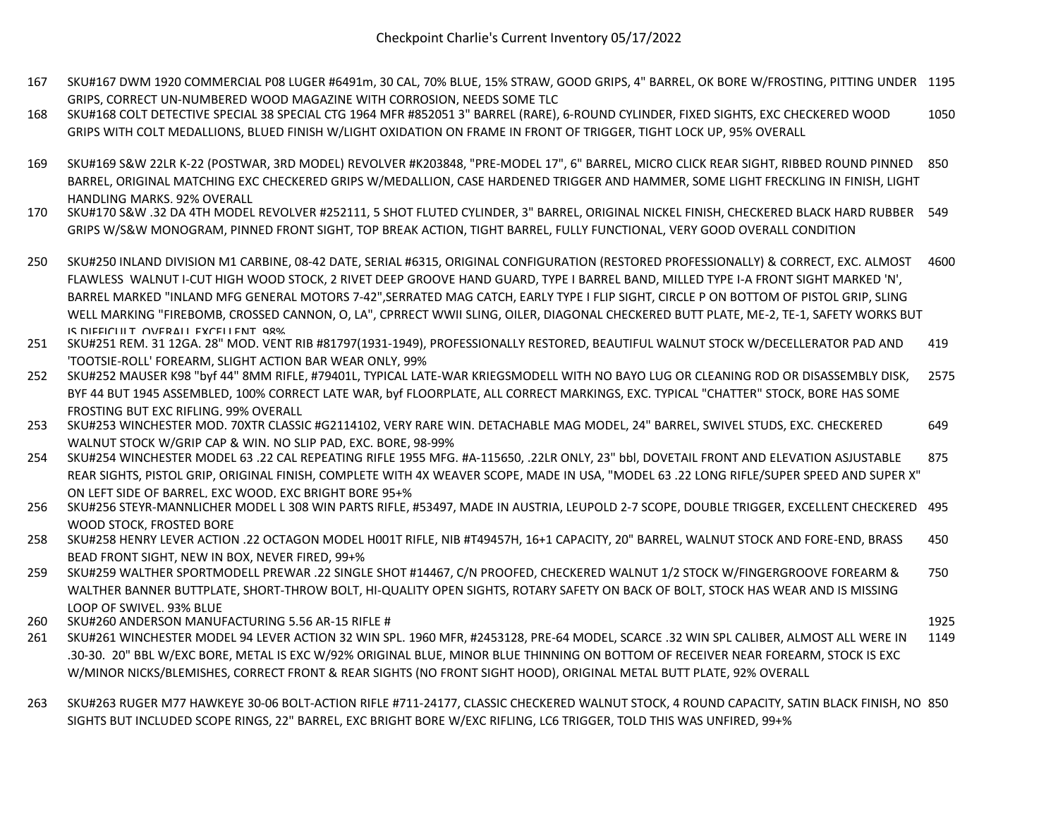# Checkpoint Charlie's Current Inventory 05/17/2022

| # | Description | Price |
|---|---|---|
| 167 | SKU#167 DWM 1920 COMMERCIAL P08 LUGER #6491m, 30 CAL, 70% BLUE, 15% STRAW, GOOD GRIPS, 4" BARREL, OK BORE W/FROSTING, PITTING UNDER GRIPS, CORRECT UN-NUMBERED WOOD MAGAZINE WITH CORROSION, NEEDS SOME TLC | 1195 |
| 168 | SKU#168 COLT DETECTIVE SPECIAL 38 SPECIAL CTG 1964 MFR #852051 3" BARREL (RARE), 6-ROUND CYLINDER, FIXED SIGHTS, EXC CHECKERED WOOD GRIPS WITH COLT MEDALLIONS, BLUED FINISH W/LIGHT OXIDATION ON FRAME IN FRONT OF TRIGGER, TIGHT LOCK UP, 95% OVERALL | 1050 |
| 169 | SKU#169 S&W 22LR K-22 (POSTWAR, 3RD MODEL) REVOLVER #K203848, "PRE-MODEL 17", 6" BARREL, MICRO CLICK REAR SIGHT, RIBBED ROUND PINNED BARREL, ORIGINAL MATCHING EXC CHECKERED GRIPS W/MEDALLION, CASE HARDENED TRIGGER AND HAMMER, SOME LIGHT FRECKLING IN FINISH, LIGHT HANDLING MARKS. 92% OVERALL | 850 |
| 170 | SKU#170 S&W .32 DA 4TH MODEL REVOLVER #252111, 5 SHOT FLUTED CYLINDER, 3" BARREL, ORIGINAL NICKEL FINISH, CHECKERED BLACK HARD RUBBER GRIPS W/S&W MONOGRAM, PINNED FRONT SIGHT, TOP BREAK ACTION, TIGHT BARREL, FULLY FUNCTIONAL, VERY GOOD OVERALL CONDITION | 549 |
| 250 | SKU#250 INLAND DIVISION M1 CARBINE, 08-42 DATE, SERIAL #6315, ORIGINAL CONFIGURATION (RESTORED PROFESSIONALLY) & CORRECT, EXC. ALMOST FLAWLESS WALNUT I-CUT HIGH WOOD STOCK, 2 RIVET DEEP GROOVE HAND GUARD, TYPE I BARREL BAND, MILLED TYPE I-A FRONT SIGHT MARKED 'N', BARREL MARKED "INLAND MFG GENERAL MOTORS 7-42",SERRATED MAG CATCH, EARLY TYPE I FLIP SIGHT, CIRCLE P ON BOTTOM OF PISTOL GRIP, SLING WELL MARKING "FIREBOMB, CROSSED CANNON, O, LA", CPRRECT WWII SLING, OILER, DIAGONAL CHECKERED BUTT PLATE, ME-2, TE-1, SAFETY WORKS BUT IS DIFFICULT, OVERALL EXCELLENT, 98% | 4600 |
| 251 | SKU#251 REM. 31 12GA. 28" MOD. VENT RIB #81797(1931-1949), PROFESSIONALLY RESTORED, BEAUTIFUL WALNUT STOCK W/DECELLERATOR PAD AND 'TOOTSIE-ROLL' FOREARM, SLIGHT ACTION BAR WEAR ONLY, 99% | 419 |
| 252 | SKU#252 MAUSER K98 "byf 44" 8MM RIFLE, #79401L, TYPICAL LATE-WAR KRIEGSMODELL WITH NO BAYO LUG OR CLEANING ROD OR DISASSEMBLY DISK, BYF 44 BUT 1945 ASSEMBLED, 100% CORRECT LATE WAR, byf FLOORPLATE, ALL CORRECT MARKINGS, EXC. TYPICAL "CHATTER" STOCK, BORE HAS SOME FROSTING BUT EXC RIFLING. 99% OVERALL | 2575 |
| 253 | SKU#253 WINCHESTER MOD. 70XTR CLASSIC #G2114102, VERY RARE WIN. DETACHABLE MAG MODEL, 24" BARREL, SWIVEL STUDS, EXC. CHECKERED WALNUT STOCK W/GRIP CAP & WIN. NO SLIP PAD, EXC. BORE, 98-99% | 649 |
| 254 | SKU#254 WINCHESTER MODEL 63 .22 CAL REPEATING RIFLE 1955 MFG. #A-115650, .22LR ONLY, 23" bbl, DOVETAIL FRONT AND ELEVATION ASJUSTABLE REAR SIGHTS, PISTOL GRIP, ORIGINAL FINISH, COMPLETE WITH 4X WEAVER SCOPE, MADE IN USA, "MODEL 63 .22 LONG RIFLE/SUPER SPEED AND SUPER X" ON LEFT SIDE OF BARREL, EXC WOOD, EXC BRIGHT BORE 95+% | 875 |
| 256 | SKU#256 STEYR-MANNLICHER MODEL L 308 WIN PARTS RIFLE, #53497, MADE IN AUSTRIA, LEUPOLD 2-7 SCOPE, DOUBLE TRIGGER, EXCELLENT CHECKERED WOOD STOCK, FROSTED BORE | 495 |
| 258 | SKU#258 HENRY LEVER ACTION .22 OCTAGON MODEL H001T RIFLE, NIB #T49457H, 16+1 CAPACITY, 20" BARREL, WALNUT STOCK AND FORE-END, BRASS BEAD FRONT SIGHT, NEW IN BOX, NEVER FIRED, 99+% | 450 |
| 259 | SKU#259 WALTHER SPORTMODELL PREWAR .22 SINGLE SHOT #14467, C/N PROOFED, CHECKERED WALNUT 1/2 STOCK W/FINGERGROOVE FOREARM & WALTHER BANNER BUTTPLATE, SHORT-THROW BOLT, HI-QUALITY OPEN SIGHTS, ROTARY SAFETY ON BACK OF BOLT, STOCK HAS WEAR AND IS MISSING LOOP OF SWIVEL. 93% BLUE | 750 |
| 260 | SKU#260 ANDERSON MANUFACTURING 5.56 AR-15 RIFLE # | 1925 |
| 261 | SKU#261 WINCHESTER MODEL 94 LEVER ACTION 32 WIN SPL. 1960 MFR, #2453128, PRE-64 MODEL, SCARCE .32 WIN SPL CALIBER, ALMOST ALL WERE IN .30-30. 20" BBL W/EXC BORE, METAL IS EXC W/92% ORIGINAL BLUE, MINOR BLUE THINNING ON BOTTOM OF RECEIVER NEAR FOREARM, STOCK IS EXC W/MINOR NICKS/BLEMISHES, CORRECT FRONT & REAR SIGHTS (NO FRONT SIGHT HOOD), ORIGINAL METAL BUTT PLATE, 92% OVERALL | 1149 |
| 263 | SKU#263 RUGER M77 HAWKEYE 30-06 BOLT-ACTION RIFLE #711-24177, CLASSIC CHECKERED WALNUT STOCK, 4 ROUND CAPACITY, SATIN BLACK FINISH, NO SIGHTS BUT INCLUDED SCOPE RINGS, 22" BARREL, EXC BRIGHT BORE W/EXC RIFLING, LC6 TRIGGER, TOLD THIS WAS UNFIRED, 99+% | 850 |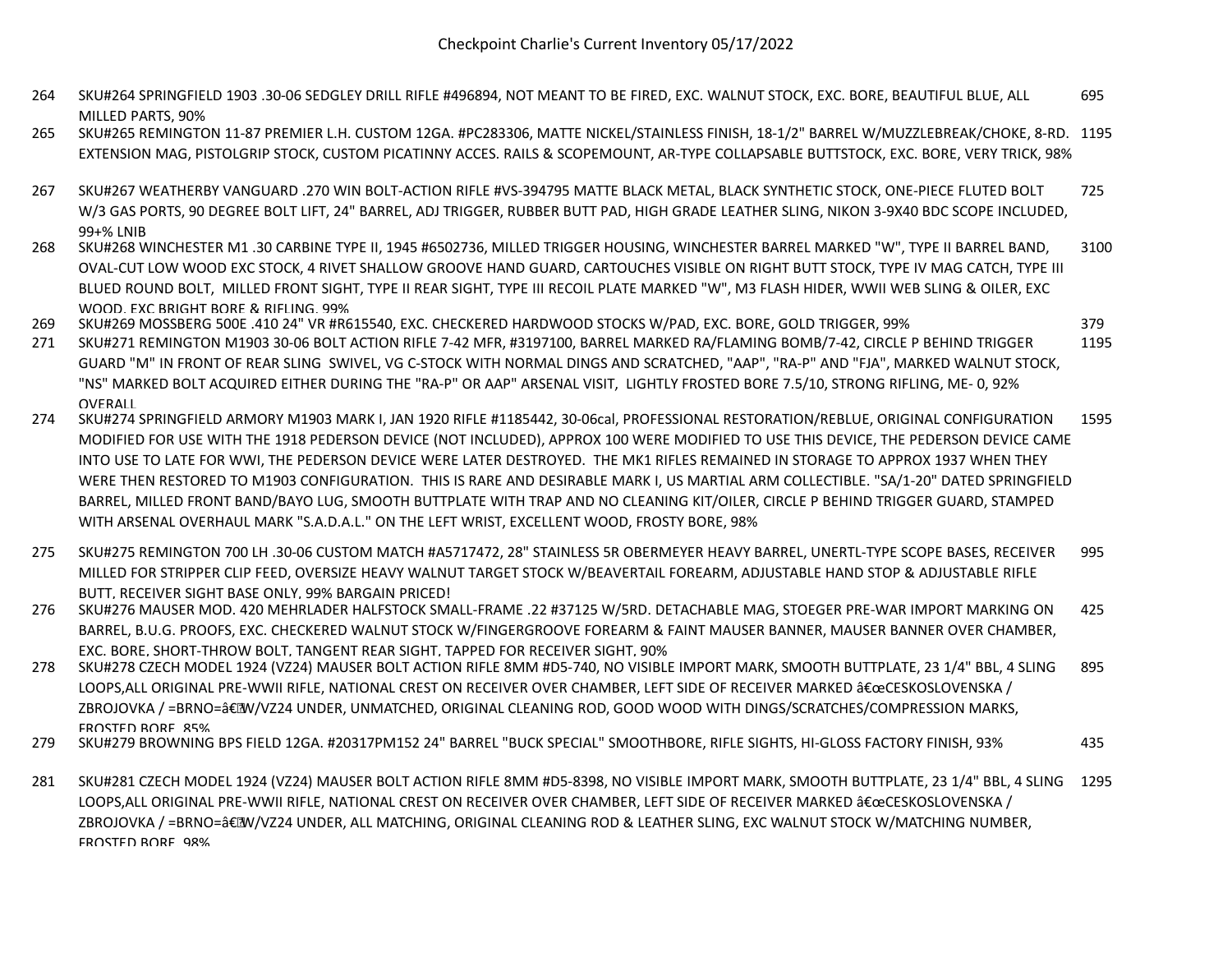# Checkpoint Charlie's Current Inventory 05/17/2022

| # | Description | Price |
|---|---|---|
| 264 | SKU#264 SPRINGFIELD 1903 .30-06 SEDGLEY DRILL RIFLE #496894, NOT MEANT TO BE FIRED, EXC. WALNUT STOCK, EXC. BORE, BEAUTIFUL BLUE, ALL MILLED PARTS, 90% | 695 |
| 265 | SKU#265 REMINGTON 11-87 PREMIER L.H. CUSTOM 12GA. #PC283306, MATTE NICKEL/STAINLESS FINISH, 18-1/2" BARREL W/MUZZLEBREAK/CHOKE, 8-RD. EXTENSION MAG, PISTOLGRIP STOCK, CUSTOM PICATINNY ACCES. RAILS & SCOPEMOUNT, AR-TYPE COLLAPSABLE BUTTSTOCK, EXC. BORE, VERY TRICK, 98% | 1195 |
| 267 | SKU#267 WEATHERBY VANGUARD .270 WIN BOLT-ACTION RIFLE #VS-394795 MATTE BLACK METAL, BLACK SYNTHETIC STOCK, ONE-PIECE FLUTED BOLT W/3 GAS PORTS, 90 DEGREE BOLT LIFT, 24" BARREL, ADJ TRIGGER, RUBBER BUTT PAD, HIGH GRADE LEATHER SLING, NIKON 3-9X40 BDC SCOPE INCLUDED, 99+% LNIB | 725 |
| 268 | SKU#268 WINCHESTER M1 .30 CARBINE TYPE II, 1945 #6502736, MILLED TRIGGER HOUSING, WINCHESTER BARREL MARKED "W", TYPE II BARREL BAND, OVAL-CUT LOW WOOD EXC STOCK, 4 RIVET SHALLOW GROOVE HAND GUARD, CARTOUCHES VISIBLE ON RIGHT BUTT STOCK, TYPE IV MAG CATCH, TYPE III BLUED ROUND BOLT, MILLED FRONT SIGHT, TYPE II REAR SIGHT, TYPE III RECOIL PLATE MARKED "W", M3 FLASH HIDER, WWII WEB SLING & OILER, EXC WOOD, EXC BRIGHT BORE & RIFLING, 99% | 3100 |
| 269 | SKU#269 MOSSBERG 500E .410 24" VR #R615540, EXC. CHECKERED HARDWOOD STOCKS W/PAD, EXC. BORE, GOLD TRIGGER, 99% | 379 |
| 271 | SKU#271 REMINGTON M1903 30-06 BOLT ACTION RIFLE 7-42 MFR, #3197100, BARREL MARKED RA/FLAMING BOMB/7-42, CIRCLE P BEHIND TRIGGER GUARD "M" IN FRONT OF REAR SLING SWIVEL, VG C-STOCK WITH NORMAL DINGS AND SCRATCHED, "AAP", "RA-P" AND "FJA", MARKED WALNUT STOCK, "NS" MARKED BOLT ACQUIRED EITHER DURING THE "RA-P" OR AAP" ARSENAL VISIT, LIGHTLY FROSTED BORE 7.5/10, STRONG RIFLING, ME- 0, 92% OVERALL | 1195 |
| 274 | SKU#274 SPRINGFIELD ARMORY M1903 MARK I, JAN 1920 RIFLE #1185442, 30-06cal, PROFESSIONAL RESTORATION/REBLUE, ORIGINAL CONFIGURATION MODIFIED FOR USE WITH THE 1918 PEDERSON DEVICE (NOT INCLUDED), APPROX 100 WERE MODIFIED TO USE THIS DEVICE, THE PEDERSON DEVICE CAME INTO USE TO LATE FOR WWI, THE PEDERSON DEVICE WERE LATER DESTROYED. THE MK1 RIFLES REMAINED IN STORAGE TO APPROX 1937 WHEN THEY WERE THEN RESTORED TO M1903 CONFIGURATION. THIS IS RARE AND DESIRABLE MARK I, US MARTIAL ARM COLLECTIBLE. "SA/1-20" DATED SPRINGFIELD BARREL, MILLED FRONT BAND/BAYO LUG, SMOOTH BUTTPLATE WITH TRAP AND NO CLEANING KIT/OILER, CIRCLE P BEHIND TRIGGER GUARD, STAMPED WITH ARSENAL OVERHAUL MARK "S.A.D.A.L." ON THE LEFT WRIST, EXCELLENT WOOD, FROSTY BORE, 98% | 1595 |
| 275 | SKU#275 REMINGTON 700 LH .30-06 CUSTOM MATCH #A5717472, 28" STAINLESS 5R OBERMEYER HEAVY BARREL, UNERTL-TYPE SCOPE BASES, RECEIVER MILLED FOR STRIPPER CLIP FEED, OVERSIZE HEAVY WALNUT TARGET STOCK W/BEAVERTAIL FOREARM, ADJUSTABLE HAND STOP & ADJUSTABLE RIFLE BUTT, RECEIVER SIGHT BASE ONLY, 99% BARGAIN PRICED! | 995 |
| 276 | SKU#276 MAUSER MOD. 420 MEHRLADER HALFSTOCK SMALL-FRAME .22 #37125 W/5RD. DETACHABLE MAG, STOEGER PRE-WAR IMPORT MARKING ON BARREL, B.U.G. PROOFS, EXC. CHECKERED WALNUT STOCK W/FINGERGROOVE FOREARM & FAINT MAUSER BANNER, MAUSER BANNER OVER CHAMBER, EXC. BORE, SHORT-THROW BOLT, TANGENT REAR SIGHT, TAPPED FOR RECEIVER SIGHT, 90% | 425 |
| 278 | SKU#278 CZECH MODEL 1924 (VZ24) MAUSER BOLT ACTION RIFLE 8MM #D5-740, NO VISIBLE IMPORT MARK, SMOOTH BUTTPLATE, 23 1/4" BBL, 4 SLING LOOPS,ALL ORIGINAL PRE-WWII RIFLE, NATIONAL CREST ON RECEIVER OVER CHAMBER, LEFT SIDE OF RECEIVER MARKED â€œCESKOSLOVENSKA / ZBROJOVKA / =BRNO=â€W/VZ24 UNDER, UNMATCHED, ORIGINAL CLEANING ROD, GOOD WOOD WITH DINGS/SCRATCHES/COMPRESSION MARKS, FROSTED BORE, 85% | 895 |
| 279 | SKU#279 BROWNING BPS FIELD 12GA. #20317PM152 24" BARREL "BUCK SPECIAL" SMOOTHBORE, RIFLE SIGHTS, HI-GLOSS FACTORY FINISH, 93% | 435 |
| 281 | SKU#281 CZECH MODEL 1924 (VZ24) MAUSER BOLT ACTION RIFLE 8MM #D5-8398, NO VISIBLE IMPORT MARK, SMOOTH BUTTPLATE, 23 1/4" BBL, 4 SLING LOOPS,ALL ORIGINAL PRE-WWII RIFLE, NATIONAL CREST ON RECEIVER OVER CHAMBER, LEFT SIDE OF RECEIVER MARKED â€œCESKOSLOVENSKA / ZBROJOVKA / =BRNO=â€W/VZ24 UNDER, ALL MATCHING, ORIGINAL CLEANING ROD & LEATHER SLING, EXC WALNUT STOCK W/MATCHING NUMBER, FROSTED BORE, 98% | 1295 |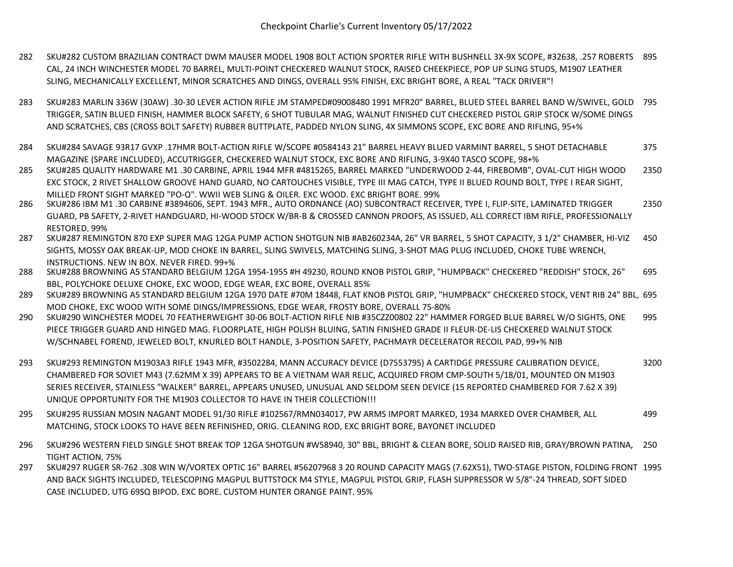# Checkpoint Charlie's Current Inventory 05/17/2022

| | | |
|---|---|---|
| 282 | SKU#282 CUSTOM BRAZILIAN CONTRACT DWM MAUSER MODEL 1908 BOLT ACTION SPORTER RIFLE WITH BUSHNELL 3X-9X SCOPE, #32638, .257 ROBERTS CAL, 24 INCH WINCHESTER MODEL 70 BARREL, MULTI-POINT CHECKERED WALNUT STOCK, RAISED CHEEKPIECE, POP UP SLING STUDS, M1907 LEATHER SLING, MECHANICALLY EXCELLENT, MINOR SCRATCHES AND DINGS, OVERALL 95% FINISH, EXC BRIGHT BORE, A REAL "TACK DRIVER"! | 895 |
| 283 | SKU#283 MARLIN 336W (30AW) .30-30 LEVER ACTION RIFLE JM STAMPED#09008480 1991 MFR20" BARREL, BLUED STEEL BARREL BAND W/SWIVEL, GOLD TRIGGER, SATIN BLUED FINISH, HAMMER BLOCK SAFETY, 6 SHOT TUBULAR MAG, WALNUT FINISHED CUT CHECKERED PISTOL GRIP STOCK W/SOME DINGS AND SCRATCHES, CBS (CROSS BOLT SAFETY) RUBBER BUTTPLATE, PADDED NYLON SLING, 4X SIMMONS SCOPE, EXC BORE AND RIFLING, 95+% | 795 |
| 284 | SKU#284 SAVAGE 93R17 GVXP .17HMR BOLT-ACTION RIFLE W/SCOPE #0584143 21" BARREL HEAVY BLUED VARMINT BARREL, 5 SHOT DETACHABLE MAGAZINE (SPARE INCLUDED), ACCUTRIGGER, CHECKERED WALNUT STOCK, EXC BORE AND RIFLING, 3-9X40 TASCO SCOPE, 98+% | 375 |
| 285 | SKU#285 QUALITY HARDWARE M1 .30 CARBINE, APRIL 1944 MFR #4815265, BARREL MARKED "UNDERWOOD 2-44, FIREBOMB", OVAL-CUT HIGH WOOD EXC STOCK, 2 RIVET SHALLOW GROOVE HAND GUARD, NO CARTOUCHES VISIBLE, TYPE III MAG CATCH, TYPE II BLUED ROUND BOLT, TYPE I REAR SIGHT, MILLED FRONT SIGHT MARKED "PO-Q". WWII WEB SLING & OILER. EXC WOOD. EXC BRIGHT BORE. 99% | 2350 |
| 286 | SKU#286 IBM M1 .30 CARBINE #3894606, SEPT. 1943 MFR., AUTO ORDNANCE (AO) SUBCONTRACT RECEIVER, TYPE I, FLIP-SITE, LAMINATED TRIGGER GUARD, PB SAFETY, 2-RIVET HANDGUARD, HI-WOOD STOCK W/BR-B & CROSSED CANNON PROOFS, AS ISSUED, ALL CORRECT IBM RIFLE, PROFESSIONALLY RESTORED. 99% | 2350 |
| 287 | SKU#287 REMINGTON 870 EXP SUPER MAG 12GA PUMP ACTION SHOTGUN NIB #AB260234A, 26" VR BARREL, 5 SHOT CAPACITY, 3 1/2" CHAMBER, HI-VIZ SIGHTS, MOSSY OAK BREAK-UP, MOD CHOKE IN BARREL, SLING SWIVELS, MATCHING SLING, 3-SHOT MAG PLUG INCLUDED, CHOKE TUBE WRENCH, INSTRUCTIONS. NEW IN BOX. NEVER FIRED. 99+% | 450 |
| 288 | SKU#288 BROWNING A5 STANDARD BELGIUM 12GA 1954-1955 #H 49230, ROUND KNOB PISTOL GRIP, "HUMPBACK" CHECKERED "REDDISH" STOCK, 26" BBL, POLYCHOKE DELUXE CHOKE, EXC WOOD, EDGE WEAR, EXC BORE, OVERALL 85% | 695 |
| 289 | SKU#289 BROWNING A5 STANDARD BELGIUM 12GA 1970 DATE #70M 18448, FLAT KNOB PISTOL GRIP, "HUMPBACK" CHECKERED STOCK, VENT RIB 24" BBL, MOD CHOKE, EXC WOOD WITH SOME DINGS/IMPRESSIONS, EDGE WEAR, FROSTY BORE, OVERALL 75-80% | 695 |
| 290 | SKU#290 WINCHESTER MODEL 70 FEATHERWEIGHT 30-06 BOLT-ACTION RIFLE NIB #35CZZ00802 22" HAMMER FORGED BLUE BARREL W/O SIGHTS, ONE PIECE TRIGGER GUARD AND HINGED MAG. FLOORPLATE, HIGH POLISH BLUING, SATIN FINISHED GRADE II FLEUR-DE-LIS CHECKERED WALNUT STOCK W/SCHNABEL FOREND, JEWELED BOLT, KNURLED BOLT HANDLE, 3-POSITION SAFETY, PACHMAYR DECELERATOR RECOIL PAD, 99+% NIB | 995 |
| 293 | SKU#293 REMINGTON M1903A3 RIFLE 1943 MFR, #3502284, MANN ACCURACY DEVICE (D7553795) A CARTIDGE PRESSURE CALIBRATION DEVICE, CHAMBERED FOR SOVIET M43 (7.62MM X 39) APPEARS TO BE A VIETNAM WAR RELIC, ACQUIRED FROM CMP-SOUTH 5/18/01, MOUNTED ON M1903 SERIES RECEIVER, STAINLESS "WALKER" BARREL, APPEARS UNUSED, UNUSUAL AND SELDOM SEEN DEVICE (15 REPORTED CHAMBERED FOR 7.62 X 39) UNIQUE OPPORTUNITY FOR THE M1903 COLLECTOR TO HAVE IN THEIR COLLECTION!!! | 3200 |
| 295 | SKU#295 RUSSIAN MOSIN NAGANT MODEL 91/30 RIFLE #102567/RMN034017, PW ARMS IMPORT MARKED, 1934 MARKED OVER CHAMBER, ALL MATCHING, STOCK LOOKS TO HAVE BEEN REFINISHED, ORIG. CLEANING ROD, EXC BRIGHT BORE, BAYONET INCLUDED | 499 |
| 296 | SKU#296 WESTERN FIELD SINGLE SHOT BREAK TOP 12GA SHOTGUN #W58940, 30" BBL, BRIGHT & CLEAN BORE, SOLID RAISED RIB, GRAY/BROWN PATINA, TIGHT ACTION, 75% | 250 |
| 297 | SKU#297 RUGER SR-762 .308 WIN W/VORTEX OPTIC 16" BARREL #56207968 3 20 ROUND CAPACITY MAGS (7.62X51), TWO-STAGE PISTON, FOLDING FRONT AND BACK SIGHTS INCLUDED, TELESCOPING MAGPUL BUTTSTOCK M4 STYLE, MAGPUL PISTOL GRIP, FLASH SUPPRESSOR W 5/8"-24 THREAD, SOFT SIDED CASE INCLUDED, UTG 69SQ BIPOD, EXC BORE, CUSTOM HUNTER ORANGE PAINT, 95% | 1995 |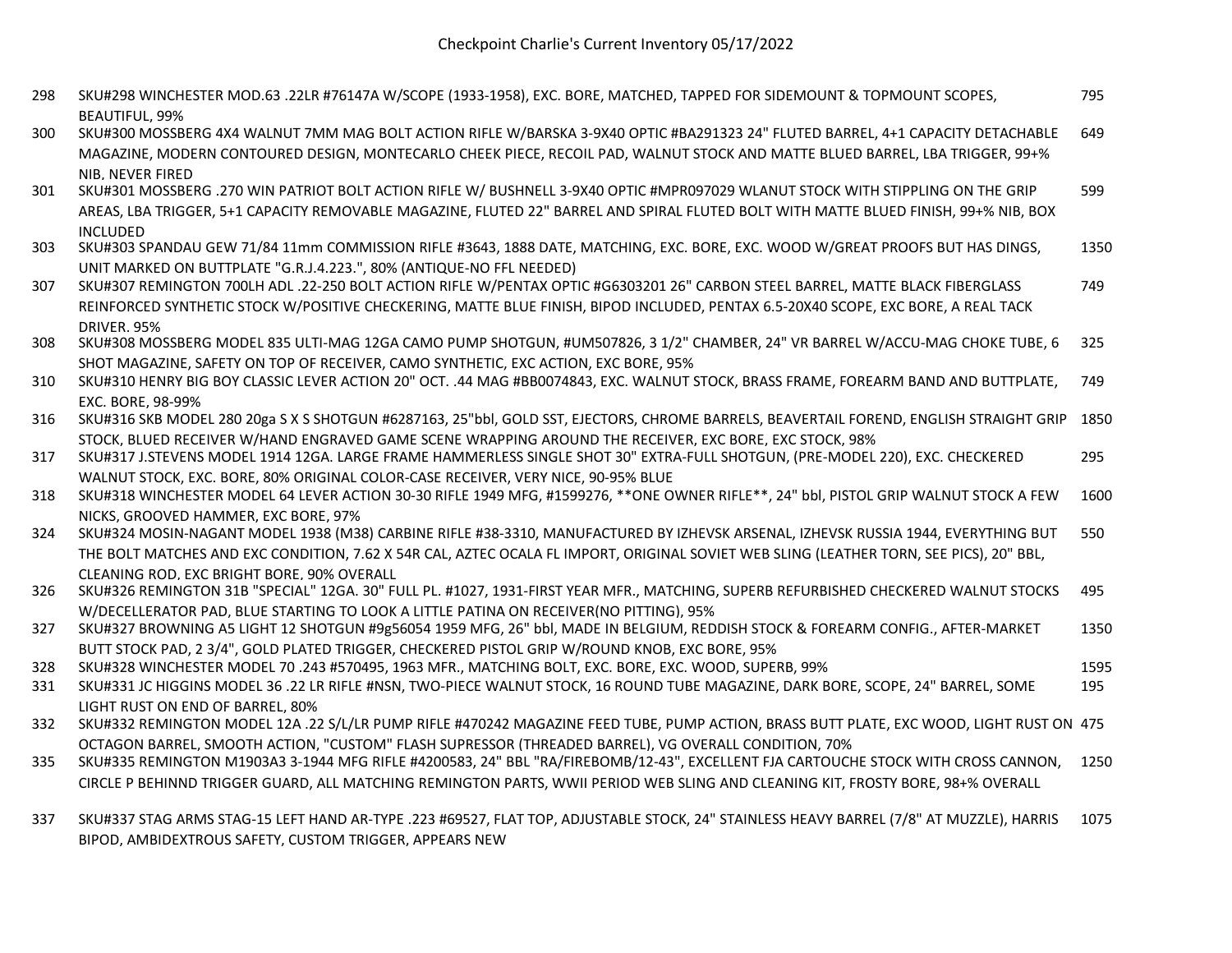# Checkpoint Charlie's Current Inventory 05/17/2022

| | | |
|---|---|---|
| 298 | SKU#298 WINCHESTER MOD.63 .22LR #76147A W/SCOPE (1933-1958), EXC. BORE, MATCHED, TAPPED FOR SIDEMOUNT & TOPMOUNT SCOPES, BEAUTIFUL, 99% | 795 |
| 300 | SKU#300 MOSSBERG 4X4 WALNUT 7MM MAG BOLT ACTION RIFLE W/BARSKA 3-9X40 OPTIC #BA291323 24" FLUTED BARREL, 4+1 CAPACITY DETACHABLE MAGAZINE, MODERN CONTOURED DESIGN, MONTECARLO CHEEK PIECE, RECOIL PAD, WALNUT STOCK AND MATTE BLUED BARREL, LBA TRIGGER, 99+% NIB, NEVER FIRED | 649 |
| 301 | SKU#301 MOSSBERG .270 WIN PATRIOT BOLT ACTION RIFLE W/ BUSHNELL 3-9X40 OPTIC #MPR097029 WLANUT STOCK WITH STIPPLING ON THE GRIP AREAS, LBA TRIGGER, 5+1 CAPACITY REMOVABLE MAGAZINE, FLUTED 22" BARREL AND SPIRAL FLUTED BOLT WITH MATTE BLUED FINISH, 99+% NIB, BOX INCLUDED | 599 |
| 303 | SKU#303 SPANDAU GEW 71/84 11mm COMMISSION RIFLE #3643, 1888 DATE, MATCHING, EXC. BORE, EXC. WOOD W/GREAT PROOFS BUT HAS DINGS, UNIT MARKED ON BUTTPLATE "G.R.J.4.223.", 80% (ANTIQUE-NO FFL NEEDED) | 1350 |
| 307 | SKU#307 REMINGTON 700LH ADL .22-250 BOLT ACTION RIFLE W/PENTAX OPTIC #G6303201 26" CARBON STEEL BARREL, MATTE BLACK FIBERGLASS REINFORCED SYNTHETIC STOCK W/POSITIVE CHECKERING, MATTE BLUE FINISH, BIPOD INCLUDED, PENTAX 6.5-20X40 SCOPE, EXC BORE, A REAL TACK DRIVER. 95% | 749 |
| 308 | SKU#308 MOSSBERG MODEL 835 ULTI-MAG 12GA CAMO PUMP SHOTGUN, #UM507826, 3 1/2" CHAMBER, 24" VR BARREL W/ACCU-MAG CHOKE TUBE, 6 SHOT MAGAZINE, SAFETY ON TOP OF RECEIVER, CAMO SYNTHETIC, EXC ACTION, EXC BORE, 95% | 325 |
| 310 | SKU#310 HENRY BIG BOY CLASSIC LEVER ACTION 20" OCT. .44 MAG #BB0074843, EXC. WALNUT STOCK, BRASS FRAME, FOREARM BAND AND BUTTPLATE, EXC. BORE, 98-99% | 749 |
| 316 | SKU#316 SKB MODEL 280 20ga S X S SHOTGUN #6287163, 25"bbl, GOLD SST, EJECTORS, CHROME BARRELS, BEAVERTAIL FOREND, ENGLISH STRAIGHT GRIP STOCK, BLUED RECEIVER W/HAND ENGRAVED GAME SCENE WRAPPING AROUND THE RECEIVER, EXC BORE, EXC STOCK, 98% | 1850 |
| 317 | SKU#317 J.STEVENS MODEL 1914 12GA. LARGE FRAME HAMMERLESS SINGLE SHOT 30" EXTRA-FULL SHOTGUN, (PRE-MODEL 220), EXC. CHECKERED WALNUT STOCK, EXC. BORE, 80% ORIGINAL COLOR-CASE RECEIVER, VERY NICE, 90-95% BLUE | 295 |
| 318 | SKU#318 WINCHESTER MODEL 64 LEVER ACTION 30-30 RIFLE 1949 MFG, #1599276, **ONE OWNER RIFLE**, 24" bbl, PISTOL GRIP WALNUT STOCK A FEW NICKS, GROOVED HAMMER, EXC BORE, 97% | 1600 |
| 324 | SKU#324 MOSIN-NAGANT MODEL 1938 (M38) CARBINE RIFLE #38-3310, MANUFACTURED BY IZHEVSK ARSENAL, IZHEVSK RUSSIA 1944, EVERYTHING BUT THE BOLT MATCHES AND EXC CONDITION, 7.62 X 54R CAL, AZTEC OCALA FL IMPORT, ORIGINAL SOVIET WEB SLING (LEATHER TORN, SEE PICS), 20" BBL, CLEANING ROD, EXC BRIGHT BORE, 90% OVERALL | 550 |
| 326 | SKU#326 REMINGTON 31B "SPECIAL" 12GA. 30" FULL PL. #1027, 1931-FIRST YEAR MFR., MATCHING, SUPERB REFURBISHED CHECKERED WALNUT STOCKS W/DECELLERATOR PAD, BLUE STARTING TO LOOK A LITTLE PATINA ON RECEIVER(NO PITTING), 95% | 495 |
| 327 | SKU#327 BROWNING A5 LIGHT 12 SHOTGUN #9g56054 1959 MFG, 26" bbl, MADE IN BELGIUM, REDDISH STOCK & FOREARM CONFIG., AFTER-MARKET BUTT STOCK PAD, 2 3/4", GOLD PLATED TRIGGER, CHECKERED PISTOL GRIP W/ROUND KNOB, EXC BORE, 95% | 1350 |
| 328 | SKU#328 WINCHESTER MODEL 70 .243 #570495, 1963 MFR., MATCHING BOLT, EXC. BORE, EXC. WOOD, SUPERB, 99% | 1595 |
| 331 | SKU#331 JC HIGGINS MODEL 36 .22 LR RIFLE #NSN, TWO-PIECE WALNUT STOCK, 16 ROUND TUBE MAGAZINE, DARK BORE, SCOPE, 24" BARREL, SOME LIGHT RUST ON END OF BARREL, 80% | 195 |
| 332 | SKU#332 REMINGTON MODEL 12A .22 S/L/LR PUMP RIFLE #470242 MAGAZINE FEED TUBE, PUMP ACTION, BRASS BUTT PLATE, EXC WOOD, LIGHT RUST ON OCTAGON BARREL, SMOOTH ACTION, "CUSTOM" FLASH SUPRESSOR (THREADED BARREL), VG OVERALL CONDITION, 70% | 475 |
| 335 | SKU#335 REMINGTON M1903A3 3-1944 MFG RIFLE #4200583, 24" BBL "RA/FIREBOMB/12-43", EXCELLENT FJA CARTOUCHE STOCK WITH CROSS CANNON, CIRCLE P BEHINND TRIGGER GUARD, ALL MATCHING REMINGTON PARTS, WWII PERIOD WEB SLING AND CLEANING KIT, FROSTY BORE, 98+% OVERALL | 1250 |
| 337 | SKU#337 STAG ARMS STAG-15 LEFT HAND AR-TYPE .223 #69527, FLAT TOP, ADJUSTABLE STOCK, 24" STAINLESS HEAVY BARREL (7/8" AT MUZZLE), HARRIS BIPOD, AMBIDEXTROUS SAFETY, CUSTOM TRIGGER, APPEARS NEW | 1075 |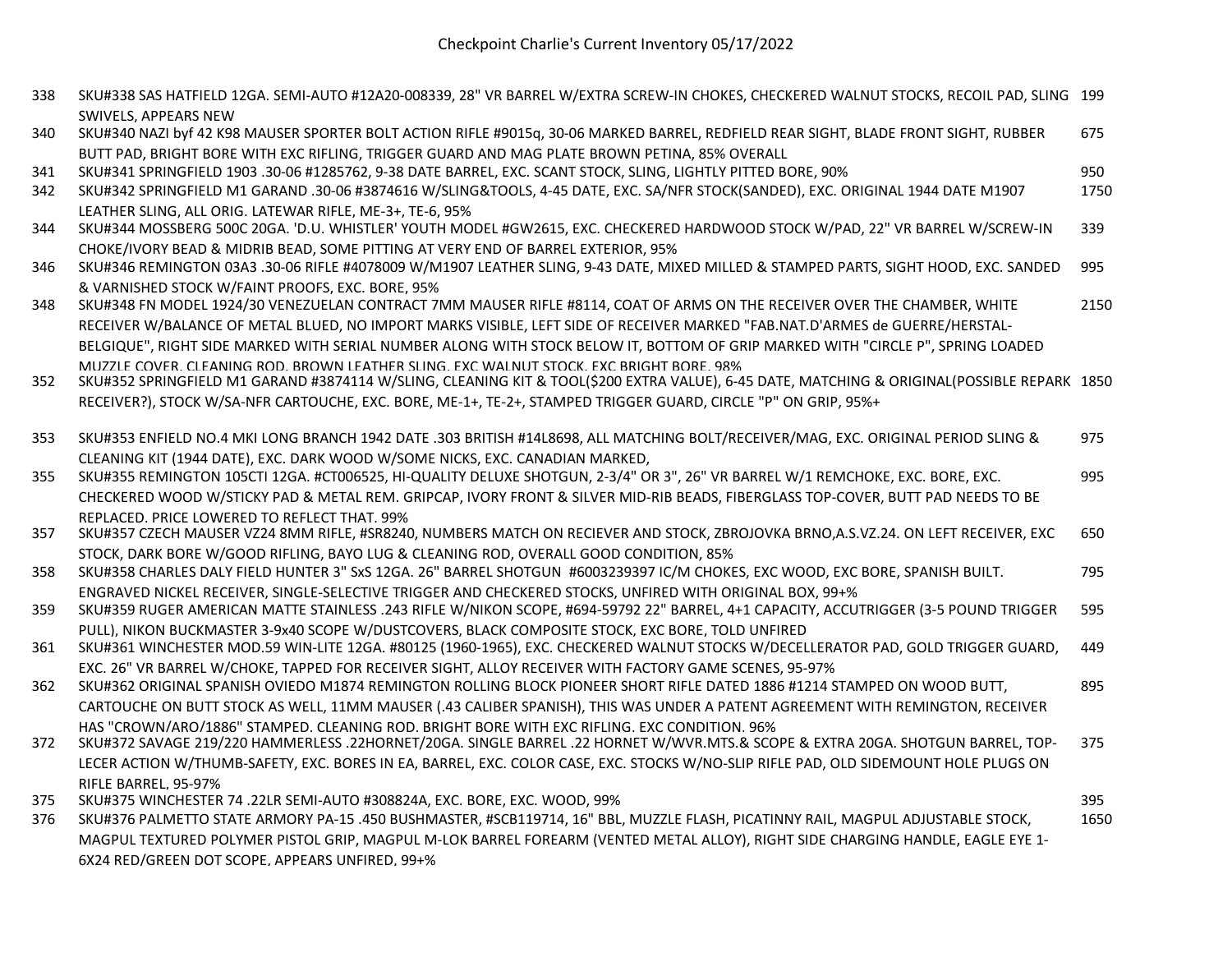# Checkpoint Charlie's Current Inventory 05/17/2022

| | | |
|---|---|---|
| 338 | SKU#338 SAS HATFIELD 12GA. SEMI-AUTO #12A20-008339, 28" VR BARREL W/EXTRA SCREW-IN CHOKES, CHECKERED WALNUT STOCKS, RECOIL PAD, SLING SWIVELS, APPEARS NEW | 199 |
| 340 | SKU#340 NAZI byf 42 K98 MAUSER SPORTER BOLT ACTION RIFLE #9015q, 30-06 MARKED BARREL, REDFIELD REAR SIGHT, BLADE FRONT SIGHT, RUBBER BUTT PAD, BRIGHT BORE WITH EXC RIFLING, TRIGGER GUARD AND MAG PLATE BROWN PETINA, 85% OVERALL | 675 |
| 341 | SKU#341 SPRINGFIELD 1903 .30-06 #1285762, 9-38 DATE BARREL, EXC. SCANT STOCK, SLING, LIGHTLY PITTED BORE, 90% | 950 |
| 342 | SKU#342 SPRINGFIELD M1 GARAND .30-06 #3874616 W/SLING&TOOLS, 4-45 DATE, EXC. SA/NFR STOCK(SANDED), EXC. ORIGINAL 1944 DATE M1907 LEATHER SLING, ALL ORIG. LATEWAR RIFLE, ME-3+, TE-6, 95% | 1750 |
| 344 | SKU#344 MOSSBERG 500C 20GA. 'D.U. WHISTLER' YOUTH MODEL #GW2615, EXC. CHECKERED HARDWOOD STOCK W/PAD, 22" VR BARREL W/SCREW-IN CHOKE/IVORY BEAD & MIDRIB BEAD, SOME PITTING AT VERY END OF BARREL EXTERIOR, 95% | 339 |
| 346 | SKU#346 REMINGTON 03A3 .30-06 RIFLE #4078009 W/M1907 LEATHER SLING, 9-43 DATE, MIXED MILLED & STAMPED PARTS, SIGHT HOOD, EXC. SANDED & VARNISHED STOCK W/FAINT PROOFS, EXC. BORE, 95% | 995 |
| 348 | SKU#348 FN MODEL 1924/30 VENEZUELAN CONTRACT 7MM MAUSER RIFLE #8114, COAT OF ARMS ON THE RECEIVER OVER THE CHAMBER, WHITE RECEIVER W/BALANCE OF METAL BLUED, NO IMPORT MARKS VISIBLE, LEFT SIDE OF RECEIVER MARKED "FAB.NAT.D'ARMES de GUERRE/HERSTAL-BELGIQUE", RIGHT SIDE MARKED WITH SERIAL NUMBER ALONG WITH STOCK BELOW IT, BOTTOM OF GRIP MARKED WITH "CIRCLE P", SPRING LOADED MUZZLE COVER, CLEANING ROD, BROWN LEATHER SLING, EXC WALNUT STOCK, EXC BRIGHT BORE, 98% | 2150 |
| 352 | SKU#352 SPRINGFIELD M1 GARAND #3874114 W/SLING, CLEANING KIT & TOOL($200 EXTRA VALUE), 6-45 DATE, MATCHING & ORIGINAL(POSSIBLE REPARK RECEIVER?), STOCK W/SA-NFR CARTOUCHE, EXC. BORE, ME-1+, TE-2+, STAMPED TRIGGER GUARD, CIRCLE "P" ON GRIP, 95%+ | 1850 |
| 353 | SKU#353 ENFIELD NO.4 MKI LONG BRANCH 1942 DATE .303 BRITISH #14L8698, ALL MATCHING BOLT/RECEIVER/MAG, EXC. ORIGINAL PERIOD SLING & CLEANING KIT (1944 DATE), EXC. DARK WOOD W/SOME NICKS, EXC. CANADIAN MARKED, | 975 |
| 355 | SKU#355 REMINGTON 105CTI 12GA. #CT006525, HI-QUALITY DELUXE SHOTGUN, 2-3/4" OR 3", 26" VR BARREL W/1 REMCHOKE, EXC. BORE, EXC. CHECKERED WOOD W/STICKY PAD & METAL REM. GRIPCAP, IVORY FRONT & SILVER MID-RIB BEADS, FIBERGLASS TOP-COVER, BUTT PAD NEEDS TO BE REPLACED. PRICE LOWERED TO REFLECT THAT. 99% | 995 |
| 357 | SKU#357 CZECH MAUSER VZ24 8MM RIFLE, #SR8240, NUMBERS MATCH ON RECIEVER AND STOCK, ZBROJOVKA BRNO,A.S.VZ.24. ON LEFT RECEIVER, EXC STOCK, DARK BORE W/GOOD RIFLING, BAYO LUG & CLEANING ROD, OVERALL GOOD CONDITION, 85% | 650 |
| 358 | SKU#358 CHARLES DALY FIELD HUNTER 3" SxS 12GA. 26" BARREL SHOTGUN #6003239397 IC/M CHOKES, EXC WOOD, EXC BORE, SPANISH BUILT. ENGRAVED NICKEL RECEIVER, SINGLE-SELECTIVE TRIGGER AND CHECKERED STOCKS, UNFIRED WITH ORIGINAL BOX, 99+% | 795 |
| 359 | SKU#359 RUGER AMERICAN MATTE STAINLESS .243 RIFLE W/NIKON SCOPE, #694-59792 22" BARREL, 4+1 CAPACITY, ACCUTRIGGER (3-5 POUND TRIGGER PULL), NIKON BUCKMASTER 3-9x40 SCOPE W/DUSTCOVERS, BLACK COMPOSITE STOCK, EXC BORE, TOLD UNFIRED | 595 |
| 361 | SKU#361 WINCHESTER MOD.59 WIN-LITE 12GA. #80125 (1960-1965), EXC. CHECKERED WALNUT STOCKS W/DECELLERATOR PAD, GOLD TRIGGER GUARD, EXC. 26" VR BARREL W/CHOKE, TAPPED FOR RECEIVER SIGHT, ALLOY RECEIVER WITH FACTORY GAME SCENES, 95-97% | 449 |
| 362 | SKU#362 ORIGINAL SPANISH OVIEDO M1874 REMINGTON ROLLING BLOCK PIONEER SHORT RIFLE DATED 1886 #1214 STAMPED ON WOOD BUTT, CARTOUCHE ON BUTT STOCK AS WELL, 11MM MAUSER (.43 CALIBER SPANISH), THIS WAS UNDER A PATENT AGREEMENT WITH REMINGTON, RECEIVER HAS "CROWN/ARO/1886" STAMPED. CLEANING ROD. BRIGHT BORE WITH EXC RIFLING. EXC CONDITION. 96% | 895 |
| 372 | SKU#372 SAVAGE 219/220 HAMMERLESS .22HORNET/20GA. SINGLE BARREL .22 HORNET W/WVR.MTS.& SCOPE & EXTRA 20GA. SHOTGUN BARREL, TOP-LECER ACTION W/THUMB-SAFETY, EXC. BORES IN EA, BARREL, EXC. COLOR CASE, EXC. STOCKS W/NO-SLIP RIFLE PAD, OLD SIDEMOUNT HOLE PLUGS ON RIFLE BARREL, 95-97% | 375 |
| 375 | SKU#375 WINCHESTER 74 .22LR SEMI-AUTO #308824A, EXC. BORE, EXC. WOOD, 99% | 395 |
| 376 | SKU#376 PALMETTO STATE ARMORY PA-15 .450 BUSHMASTER, #SCB119714, 16" BBL, MUZZLE FLASH, PICATINNY RAIL, MAGPUL ADJUSTABLE STOCK, MAGPUL TEXTURED POLYMER PISTOL GRIP, MAGPUL M-LOK BARREL FOREARM (VENTED METAL ALLOY), RIGHT SIDE CHARGING HANDLE, EAGLE EYE 1-6X24 RED/GREEN DOT SCOPE, APPEARS UNFIRED, 99+% | 1650 |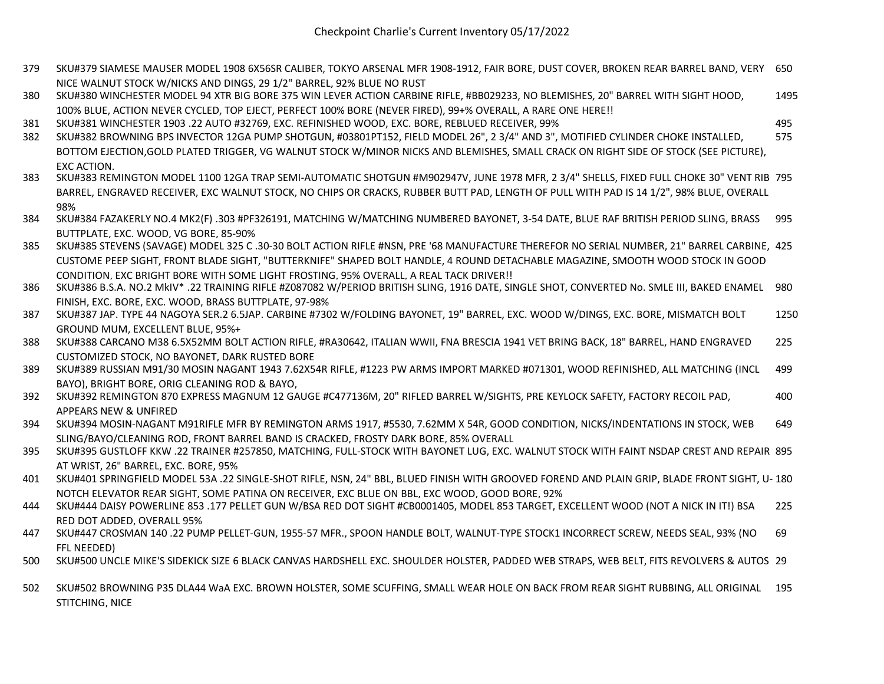# Checkpoint Charlie's Current Inventory 05/17/2022

| # | Description | Price |
|---|---|---|
| 379 | SKU#379 SIAMESE MAUSER MODEL 1908 6X56SR CALIBER, TOKYO ARSENAL MFR 1908-1912, FAIR BORE, DUST COVER, BROKEN REAR BARREL BAND, VERY NICE WALNUT STOCK W/NICKS AND DINGS, 29 1/2" BARREL, 92% BLUE NO RUST | 650 |
| 380 | SKU#380 WINCHESTER MODEL 94 XTR BIG BORE 375 WIN LEVER ACTION CARBINE RIFLE, #BB029233, NO BLEMISHES, 20" BARREL WITH SIGHT HOOD, 100% BLUE, ACTION NEVER CYCLED, TOP EJECT, PERFECT 100% BORE (NEVER FIRED), 99+% OVERALL, A RARE ONE HERE!! | 1495 |
| 381 | SKU#381 WINCHESTER 1903 .22 AUTO #32769, EXC. REFINISHED WOOD, EXC. BORE, REBLUED RECEIVER, 99% | 495 |
| 382 | SKU#382 BROWNING BPS INVECTOR 12GA PUMP SHOTGUN, #03801PT152, FIELD MODEL 26", 2 3/4" AND 3", MOTIFIED CYLINDER CHOKE INSTALLED, BOTTOM EJECTION,GOLD PLATED TRIGGER, VG WALNUT STOCK W/MINOR NICKS AND BLEMISHES, SMALL CRACK ON RIGHT SIDE OF STOCK (SEE PICTURE), EXC ACTION. | 575 |
| 383 | SKU#383 REMINGTON MODEL 1100 12GA TRAP SEMI-AUTOMATIC SHOTGUN #M902947V, JUNE 1978 MFR, 2 3/4" SHELLS, FIXED FULL CHOKE 30" VENT RIB BARREL, ENGRAVED RECEIVER, EXC WALNUT STOCK, NO CHIPS OR CRACKS, RUBBER BUTT PAD, LENGTH OF PULL WITH PAD IS 14 1/2", 98% BLUE, OVERALL 98% | 795 |
| 384 | SKU#384 FAZAKERLY NO.4 MK2(F) .303 #PF326191, MATCHING W/MATCHING NUMBERED BAYONET, 3-54 DATE, BLUE RAF BRITISH PERIOD SLING, BRASS BUTTPLATE, EXC. WOOD, VG BORE, 85-90% | 995 |
| 385 | SKU#385 STEVENS (SAVAGE) MODEL 325 C .30-30 BOLT ACTION RIFLE #NSN, PRE '68 MANUFACTURE THEREFOR NO SERIAL NUMBER, 21" BARREL CARBINE, CUSTOME PEEP SIGHT, FRONT BLADE SIGHT, "BUTTERKNIFE" SHAPED BOLT HANDLE, 4 ROUND DETACHABLE MAGAZINE, SMOOTH WOOD STOCK IN GOOD CONDITION, EXC BRIGHT BORE WITH SOME LIGHT FROSTING, 95% OVERALL, A REAL TACK DRIVER!! | 425 |
| 386 | SKU#386 B.S.A. NO.2 MkIV* .22 TRAINING RIFLE #Z087082 W/PERIOD BRITISH SLING, 1916 DATE, SINGLE SHOT, CONVERTED No. SMLE III, BAKED ENAMEL FINISH, EXC. BORE, EXC. WOOD, BRASS BUTTPLATE, 97-98% | 980 |
| 387 | SKU#387 JAP. TYPE 44 NAGOYA SER.2 6.5JAP. CARBINE #7302 W/FOLDING BAYONET, 19" BARREL, EXC. WOOD W/DINGS, EXC. BORE, MISMATCH BOLT GROUND MUM, EXCELLENT BLUE, 95%+ | 1250 |
| 388 | SKU#388 CARCANO M38 6.5X52MM BOLT ACTION RIFLE, #RA30642, ITALIAN WWII, FNA BRESCIA 1941 VET BRING BACK, 18" BARREL, HAND ENGRAVED CUSTOMIZED STOCK, NO BAYONET, DARK RUSTED BORE | 225 |
| 389 | SKU#389 RUSSIAN M91/30 MOSIN NAGANT 1943 7.62X54R RIFLE, #1223 PW ARMS IMPORT MARKED #071301, WOOD REFINISHED, ALL MATCHING (INCL BAYO), BRIGHT BORE, ORIG CLEANING ROD & BAYO, | 499 |
| 392 | SKU#392 REMINGTON 870 EXPRESS MAGNUM 12 GAUGE #C477136M, 20" RIFLED BARREL W/SIGHTS, PRE KEYLOCK SAFETY, FACTORY RECOIL PAD, APPEARS NEW & UNFIRED | 400 |
| 394 | SKU#394 MOSIN-NAGANT M91RIFLE MFR BY REMINGTON ARMS 1917, #5530, 7.62MM X 54R, GOOD CONDITION, NICKS/INDENTATIONS IN STOCK, WEB SLING/BAYO/CLEANING ROD, FRONT BARREL BAND IS CRACKED, FROSTY DARK BORE, 85% OVERALL | 649 |
| 395 | SKU#395 GUSTLOFF KKW .22 TRAINER #257850, MATCHING, FULL-STOCK WITH BAYONET LUG, EXC. WALNUT STOCK WITH FAINT NSDAP CREST AND REPAIR AT WRIST, 26" BARREL, EXC. BORE, 95% | 895 |
| 401 | SKU#401 SPRINGFIELD MODEL 53A .22 SINGLE-SHOT RIFLE, NSN, 24" BBL, BLUED FINISH WITH GROOVED FOREND AND PLAIN GRIP, BLADE FRONT SIGHT, U-NOTCH ELEVATOR REAR SIGHT, SOME PATINA ON RECEIVER, EXC BLUE ON BBL, EXC WOOD, GOOD BORE, 92% | 180 |
| 444 | SKU#444 DAISY POWERLINE 853 .177 PELLET GUN W/BSA RED DOT SIGHT #CB0001405, MODEL 853 TARGET, EXCELLENT WOOD (NOT A NICK IN IT!) BSA RED DOT ADDED, OVERALL 95% | 225 |
| 447 | SKU#447 CROSMAN 140 .22 PUMP PELLET-GUN, 1955-57 MFR., SPOON HANDLE BOLT, WALNUT-TYPE STOCK1 INCORRECT SCREW, NEEDS SEAL, 93% (NO FFL NEEDED) | 69 |
| 500 | SKU#500 UNCLE MIKE'S SIDEKICK SIZE 6 BLACK CANVAS HARDSHELL EXC. SHOULDER HOLSTER, PADDED WEB STRAPS, WEB BELT, FITS REVOLVERS & AUTOS | 29 |
| 502 | SKU#502 BROWNING P35 DLA44 WaA EXC. BROWN HOLSTER, SOME SCUFFING, SMALL WEAR HOLE ON BACK FROM REAR SIGHT RUBBING, ALL ORIGINAL STITCHING, NICE | 195 |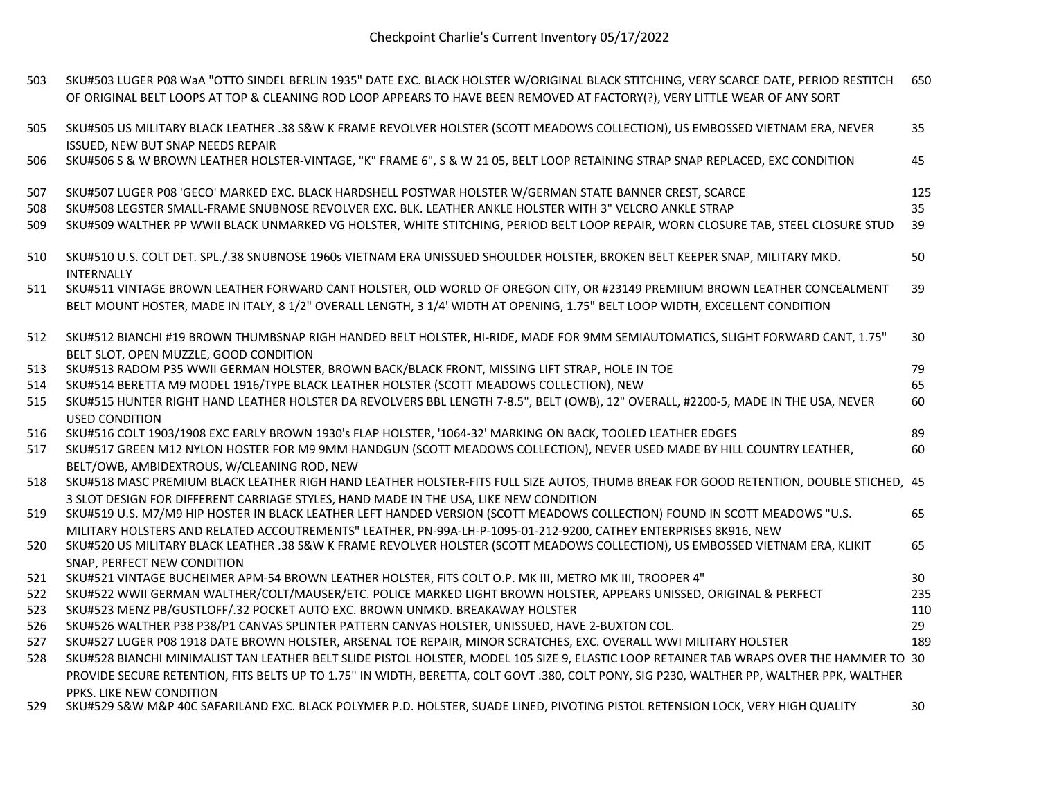# Checkpoint Charlie's Current Inventory 05/17/2022

| | | |
|---|---|---|
| 503 | SKU#503 LUGER P08 WaA "OTTO SINDEL BERLIN 1935" DATE EXC. BLACK HOLSTER W/ORIGINAL BLACK STITCHING, VERY SCARCE DATE, PERIOD RESTITCH OF ORIGINAL BELT LOOPS AT TOP & CLEANING ROD LOOP APPEARS TO HAVE BEEN REMOVED AT FACTORY(?), VERY LITTLE WEAR OF ANY SORT | 650 |
| 505 | SKU#505 US MILITARY BLACK LEATHER .38 S&W K FRAME REVOLVER HOLSTER (SCOTT MEADOWS COLLECTION), US EMBOSSED VIETNAM ERA, NEVER ISSUED, NEW BUT SNAP NEEDS REPAIR | 35 |
| 506 | SKU#506 S & W BROWN LEATHER HOLSTER-VINTAGE, "K" FRAME 6", S & W 21 05, BELT LOOP RETAINING STRAP SNAP REPLACED, EXC CONDITION | 45 |
| 507 | SKU#507 LUGER P08 'GECO' MARKED EXC. BLACK HARDSHELL POSTWAR HOLSTER W/GERMAN STATE BANNER CREST, SCARCE | 125 |
| 508 | SKU#508 LEGSTER SMALL-FRAME SNUBNOSE REVOLVER EXC. BLK. LEATHER ANKLE HOLSTER WITH 3" VELCRO ANKLE STRAP | 35 |
| 509 | SKU#509 WALTHER PP WWII BLACK UNMARKED VG HOLSTER, WHITE STITCHING, PERIOD BELT LOOP REPAIR, WORN CLOSURE TAB, STEEL CLOSURE STUD | 39 |
| 510 | SKU#510 U.S. COLT DET. SPL./.38 SNUBNOSE 1960s VIETNAM ERA UNISSUED SHOULDER HOLSTER, BROKEN BELT KEEPER SNAP, MILITARY MKD. INTERNALLY | 50 |
| 511 | SKU#511 VINTAGE BROWN LEATHER FORWARD CANT HOLSTER, OLD WORLD OF OREGON CITY, OR #23149 PREMIIUM BROWN LEATHER CONCEALMENT BELT MOUNT HOSTER, MADE IN ITALY, 8 1/2" OVERALL LENGTH, 3 1/4' WIDTH AT OPENING, 1.75" BELT LOOP WIDTH, EXCELLENT CONDITION | 39 |
| 512 | SKU#512 BIANCHI #19 BROWN THUMBSNAP RIGH HANDED BELT HOLSTER, HI-RIDE, MADE FOR 9MM SEMIAUTOMATICS, SLIGHT FORWARD CANT, 1.75" BELT SLOT, OPEN MUZZLE, GOOD CONDITION | 30 |
| 513 | SKU#513 RADOM P35 WWII GERMAN HOLSTER, BROWN BACK/BLACK FRONT, MISSING LIFT STRAP, HOLE IN TOE | 79 |
| 514 | SKU#514 BERETTA M9 MODEL 1916/TYPE BLACK LEATHER HOLSTER (SCOTT MEADOWS COLLECTION), NEW | 65 |
| 515 | SKU#515 HUNTER RIGHT HAND LEATHER HOLSTER DA REVOLVERS BBL LENGTH 7-8.5", BELT (OWB), 12" OVERALL, #2200-5, MADE IN THE USA, NEVER USED CONDITION | 60 |
| 516 | SKU#516 COLT 1903/1908 EXC EARLY BROWN 1930's FLAP HOLSTER, '1064-32' MARKING ON BACK, TOOLED LEATHER EDGES | 89 |
| 517 | SKU#517 GREEN M12 NYLON HOSTER FOR M9 9MM HANDGUN (SCOTT MEADOWS COLLECTION), NEVER USED MADE BY HILL COUNTRY LEATHER, BELT/OWB, AMBIDEXTROUS, W/CLEANING ROD, NEW | 60 |
| 518 | SKU#518 MASC PREMIUM BLACK LEATHER RIGH HAND LEATHER HOLSTER-FITS FULL SIZE AUTOS, THUMB BREAK FOR GOOD RETENTION, DOUBLE STICHED, 3 SLOT DESIGN FOR DIFFERENT CARRIAGE STYLES, HAND MADE IN THE USA, LIKE NEW CONDITION | 45 |
| 519 | SKU#519 U.S. M7/M9 HIP HOSTER IN BLACK LEATHER LEFT HANDED VERSION (SCOTT MEADOWS COLLECTION) FOUND IN SCOTT MEADOWS "U.S. MILITARY HOLSTERS AND RELATED ACCOUTREMENTS" LEATHER, PN-99A-LH-P-1095-01-212-9200, CATHEY ENTERPRISES 8K916, NEW | 65 |
| 520 | SKU#520 US MILITARY BLACK LEATHER .38 S&W K FRAME REVOLVER HOLSTER (SCOTT MEADOWS COLLECTION), US EMBOSSED VIETNAM ERA, KLIKIT SNAP, PERFECT NEW CONDITION | 65 |
| 521 | SKU#521 VINTAGE BUCHEIMER APM-54 BROWN LEATHER HOLSTER, FITS COLT O.P. MK III, METRO MK III, TROOPER 4" | 30 |
| 522 | SKU#522 WWII GERMAN WALTHER/COLT/MAUSER/ETC. POLICE MARKED LIGHT BROWN HOLSTER, APPEARS UNISSED, ORIGINAL & PERFECT | 235 |
| 523 | SKU#523 MENZ PB/GUSTLOFF/.32 POCKET AUTO EXC. BROWN UNMKD. BREAKAWAY HOLSTER | 110 |
| 526 | SKU#526 WALTHER P38 P38/P1 CANVAS SPLINTER PATTERN CANVAS HOLSTER, UNISSUED, HAVE 2-BUXTON COL. | 29 |
| 527 | SKU#527 LUGER P08 1918 DATE BROWN HOLSTER, ARSENAL TOE REPAIR, MINOR SCRATCHES, EXC. OVERALL WWI MILITARY HOLSTER | 189 |
| 528 | SKU#528 BIANCHI MINIMALIST TAN LEATHER BELT SLIDE PISTOL HOLSTER, MODEL 105 SIZE 9, ELASTIC LOOP RETAINER TAB WRAPS OVER THE HAMMER TO PROVIDE SECURE RETENTION, FITS BELTS UP TO 1.75" IN WIDTH, BERETTA, COLT GOVT .380, COLT PONY, SIG P230, WALTHER PP, WALTHER PPK, WALTHER PPKS. LIKE NEW CONDITION | 30 |
| 529 | SKU#529 S&W M&P 40C SAFARILAND EXC. BLACK POLYMER P.D. HOLSTER, SUADE LINED, PIVOTING PISTOL RETENSION LOCK, VERY HIGH QUALITY | 30 |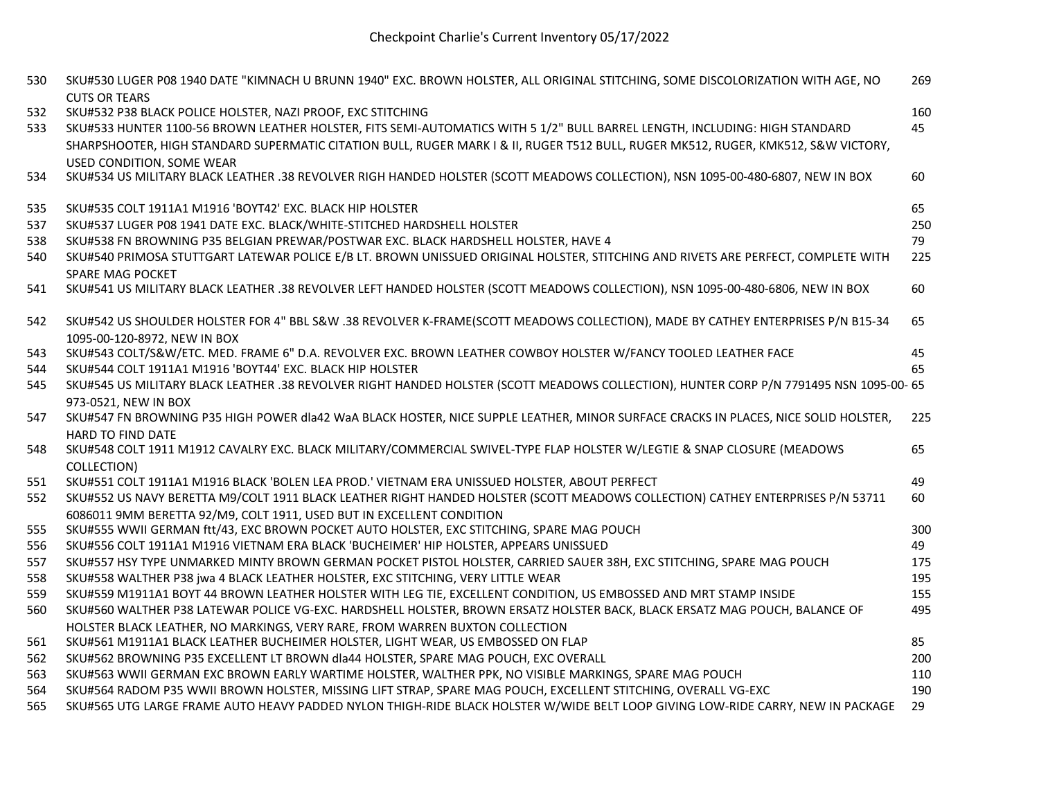| | | |
|---|---|---|
| 530 | SKU#530 LUGER P08 1940 DATE "KIMNACH U BRUNN 1940" EXC. BROWN HOLSTER, ALL ORIGINAL STITCHING, SOME DISCOLORIZATION WITH AGE, NO CUTS OR TEARS | 269 |
| 532 | SKU#532 P38 BLACK POLICE HOLSTER, NAZI PROOF, EXC STITCHING | 160 |
| 533 | SKU#533 HUNTER 1100-56 BROWN LEATHER HOLSTER, FITS SEMI-AUTOMATICS WITH 5 1/2" BULL BARREL LENGTH, INCLUDING: HIGH STANDARD SHARPSHOOTER, HIGH STANDARD SUPERMATIC CITATION BULL, RUGER MARK I & II, RUGER T512 BULL, RUGER MK512, RUGER, KMK512, S&W VICTORY, USED CONDITION, SOME WEAR | 45 |
| 534 | SKU#534 US MILITARY BLACK LEATHER .38 REVOLVER RIGH HANDED HOLSTER (SCOTT MEADOWS COLLECTION), NSN 1095-00-480-6807, NEW IN BOX | 60 |
| 535 | SKU#535 COLT 1911A1 M1916 'BOYT42' EXC. BLACK HIP HOLSTER | 65 |
| 537 | SKU#537 LUGER P08 1941 DATE EXC. BLACK/WHITE-STITCHED HARDSHELL HOLSTER | 250 |
| 538 | SKU#538 FN BROWNING P35 BELGIAN PREWAR/POSTWAR EXC. BLACK HARDSHELL HOLSTER, HAVE 4 | 79 |
| 540 | SKU#540 PRIMOSA STUTTGART LATEWAR POLICE E/B LT. BROWN UNISSUED ORIGINAL HOLSTER, STITCHING AND RIVETS ARE PERFECT, COMPLETE WITH SPARE MAG POCKET | 225 |
| 541 | SKU#541 US MILITARY BLACK LEATHER .38 REVOLVER LEFT HANDED HOLSTER (SCOTT MEADOWS COLLECTION), NSN 1095-00-480-6806, NEW IN BOX | 60 |
| 542 | SKU#542 US SHOULDER HOLSTER FOR 4" BBL S&W .38 REVOLVER K-FRAME(SCOTT MEADOWS COLLECTION), MADE BY CATHEY ENTERPRISES P/N B15-34 1095-00-120-8972, NEW IN BOX | 65 |
| 543 | SKU#543 COLT/S&W/ETC. MED. FRAME 6" D.A. REVOLVER EXC. BROWN LEATHER COWBOY HOLSTER W/FANCY TOOLED LEATHER FACE | 45 |
| 544 | SKU#544 COLT 1911A1 M1916 'BOYT44' EXC. BLACK HIP HOLSTER | 65 |
| 545 | SKU#545 US MILITARY BLACK LEATHER .38 REVOLVER RIGHT HANDED HOLSTER (SCOTT MEADOWS COLLECTION), HUNTER CORP P/N 7791495 NSN 1095-00-973-0521, NEW IN BOX | 65 |
| 547 | SKU#547 FN BROWNING P35 HIGH POWER dla42 WaA BLACK HOSTER, NICE SUPPLE LEATHER, MINOR SURFACE CRACKS IN PLACES, NICE SOLID HOLSTER, HARD TO FIND DATE | 225 |
| 548 | SKU#548 COLT 1911 M1912 CAVALRY EXC. BLACK MILITARY/COMMERCIAL SWIVEL-TYPE FLAP HOLSTER W/LEGTIE & SNAP CLOSURE (MEADOWS COLLECTION) | 65 |
| 551 | SKU#551 COLT 1911A1 M1916 BLACK 'BOLEN LEA PROD.' VIETNAM ERA UNISSUED HOLSTER, ABOUT PERFECT | 49 |
| 552 | SKU#552 US NAVY BERETTA M9/COLT 1911 BLACK LEATHER RIGHT HANDED HOLSTER (SCOTT MEADOWS COLLECTION) CATHEY ENTERPRISES P/N 53711 6086011 9MM BERETTA 92/M9, COLT 1911, USED BUT IN EXCELLENT CONDITION | 60 |
| 555 | SKU#555 WWII GERMAN ftt/43, EXC BROWN POCKET AUTO HOLSTER, EXC STITCHING, SPARE MAG POUCH | 300 |
| 556 | SKU#556 COLT 1911A1 M1916 VIETNAM ERA BLACK 'BUCHEIMER' HIP HOLSTER, APPEARS UNISSUED | 49 |
| 557 | SKU#557 HSY TYPE UNMARKED MINTY BROWN GERMAN POCKET PISTOL HOLSTER, CARRIED SAUER 38H, EXC STITCHING, SPARE MAG POUCH | 175 |
| 558 | SKU#558 WALTHER P38 jwa 4 BLACK LEATHER HOLSTER, EXC STITCHING, VERY LITTLE WEAR | 195 |
| 559 | SKU#559 M1911A1 BOYT 44 BROWN LEATHER HOLSTER WITH LEG TIE, EXCELLENT CONDITION, US EMBOSSED AND MRT STAMP INSIDE | 155 |
| 560 | SKU#560 WALTHER P38 LATEWAR POLICE VG-EXC. HARDSHELL HOLSTER, BROWN ERSATZ HOLSTER BACK, BLACK ERSATZ MAG POUCH, BALANCE OF HOLSTER BLACK LEATHER, NO MARKINGS, VERY RARE, FROM WARREN BUXTON COLLECTION | 495 |
| 561 | SKU#561 M1911A1 BLACK LEATHER BUCHEIMER HOLSTER, LIGHT WEAR, US EMBOSSED ON FLAP | 85 |
| 562 | SKU#562 BROWNING P35 EXCELLENT LT BROWN dla44 HOLSTER, SPARE MAG POUCH, EXC OVERALL | 200 |
| 563 | SKU#563 WWII GERMAN EXC BROWN EARLY WARTIME HOLSTER, WALTHER PPK, NO VISIBLE MARKINGS, SPARE MAG POUCH | 110 |
| 564 | SKU#564 RADOM P35 WWII BROWN HOLSTER, MISSING LIFT STRAP, SPARE MAG POUCH, EXCELLENT STITCHING, OVERALL VG-EXC | 190 |
| 565 | SKU#565 UTG LARGE FRAME AUTO HEAVY PADDED NYLON THIGH-RIDE BLACK HOLSTER W/WIDE BELT LOOP GIVING LOW-RIDE CARRY, NEW IN PACKAGE | 29 |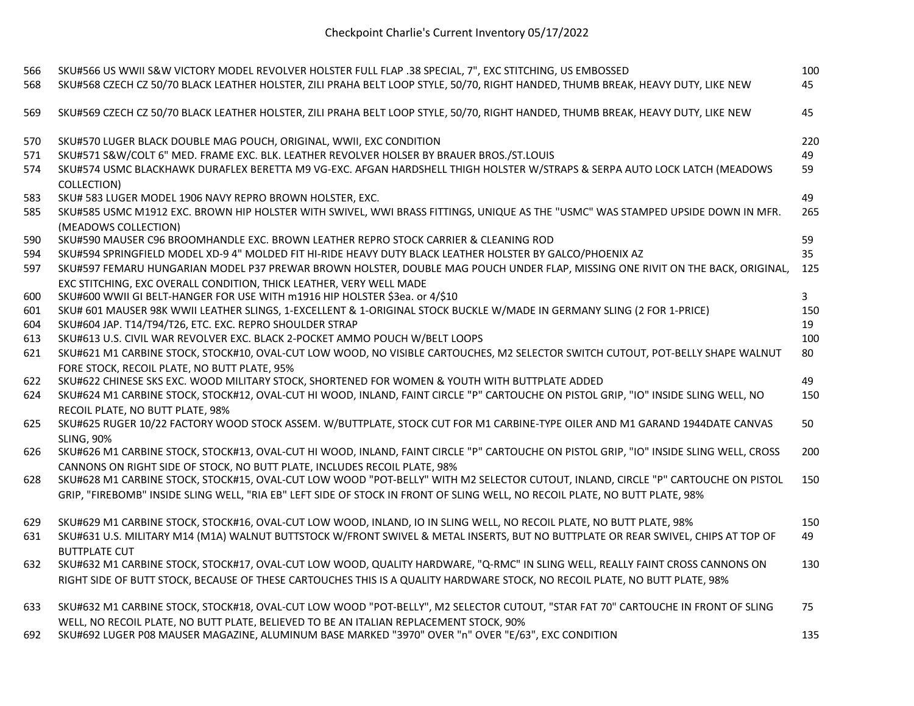# Checkpoint Charlie's Current Inventory 05/17/2022

| | | |
|---|---|---|
| 566 | SKU#566 US WWII S&W VICTORY MODEL REVOLVER HOLSTER FULL FLAP .38 SPECIAL, 7", EXC STITCHING, US EMBOSSED | 100 |
| 568 | SKU#568 CZECH CZ 50/70 BLACK LEATHER HOLSTER, ZILI PRAHA BELT LOOP STYLE, 50/70, RIGHT HANDED, THUMB BREAK, HEAVY DUTY, LIKE NEW | 45 |
| 569 | SKU#569 CZECH CZ 50/70 BLACK LEATHER HOLSTER, ZILI PRAHA BELT LOOP STYLE, 50/70, RIGHT HANDED, THUMB BREAK, HEAVY DUTY, LIKE NEW | 45 |
| 570 | SKU#570 LUGER BLACK DOUBLE MAG POUCH, ORIGINAL, WWII, EXC CONDITION | 220 |
| 571 | SKU#571 S&W/COLT 6" MED. FRAME EXC. BLK. LEATHER REVOLVER HOLSER BY BRAUER BROS./ST.LOUIS | 49 |
| 574 | SKU#574 USMC BLACKHAWK DURAFLEX BERETTA M9 VG-EXC. AFGAN HARDSHELL THIGH HOLSTER W/STRAPS & SERPA AUTO LOCK LATCH (MEADOWS COLLECTION) | 59 |
| 583 | SKU# 583 LUGER MODEL 1906 NAVY REPRO BROWN HOLSTER, EXC. | 49 |
| 585 | SKU#585 USMC M1912 EXC. BROWN HIP HOLSTER WITH SWIVEL, WWI BRASS FITTINGS, UNIQUE AS THE "USMC" WAS STAMPED UPSIDE DOWN IN MFR. (MEADOWS COLLECTION) | 265 |
| 590 | SKU#590 MAUSER C96 BROOMHANDLE EXC. BROWN LEATHER REPRO STOCK CARRIER & CLEANING ROD | 59 |
| 594 | SKU#594 SPRINGFIELD MODEL XD-9 4" MOLDED FIT HI-RIDE HEAVY DUTY BLACK LEATHER HOLSTER BY GALCO/PHOENIX AZ | 35 |
| 597 | SKU#597 FEMARU HUNGARIAN MODEL P37 PREWAR BROWN HOLSTER, DOUBLE MAG POUCH UNDER FLAP, MISSING ONE RIVIT ON THE BACK, ORIGINAL, EXC STITCHING, EXC OVERALL CONDITION, THICK LEATHER, VERY WELL MADE | 125 |
| 600 | SKU#600 WWII GI BELT-HANGER FOR USE WITH m1916 HIP HOLSTER $3ea. or 4/$10 | 3 |
| 601 | SKU# 601 MAUSER 98K WWII LEATHER SLINGS, 1-EXCELLENT & 1-ORIGINAL STOCK BUCKLE W/MADE IN GERMANY SLING (2 FOR 1-PRICE) | 150 |
| 604 | SKU#604 JAP. T14/T94/T26, ETC. EXC. REPRO SHOULDER STRAP | 19 |
| 613 | SKU#613 U.S. CIVIL WAR REVOLVER EXC. BLACK 2-POCKET AMMO POUCH W/BELT LOOPS | 100 |
| 621 | SKU#621 M1 CARBINE STOCK, STOCK#10, OVAL-CUT LOW WOOD, NO VISIBLE CARTOUCHES, M2 SELECTOR SWITCH CUTOUT, POT-BELLY SHAPE WALNUT FORE STOCK, RECOIL PLATE, NO BUTT PLATE, 95% | 80 |
| 622 | SKU#622 CHINESE SKS EXC. WOOD MILITARY STOCK, SHORTENED FOR WOMEN & YOUTH WITH BUTTPLATE ADDED | 49 |
| 624 | SKU#624 M1 CARBINE STOCK, STOCK#12, OVAL-CUT HI WOOD, INLAND, FAINT CIRCLE "P" CARTOUCHE ON PISTOL GRIP, "IO" INSIDE SLING WELL, NO RECOIL PLATE, NO BUTT PLATE, 98% | 150 |
| 625 | SKU#625 RUGER 10/22 FACTORY WOOD STOCK ASSEM. W/BUTTPLATE, STOCK CUT FOR M1 CARBINE-TYPE OILER AND M1 GARAND 1944DATE CANVAS SLING, 90% | 50 |
| 626 | SKU#626 M1 CARBINE STOCK, STOCK#13, OVAL-CUT HI WOOD, INLAND, FAINT CIRCLE "P" CARTOUCHE ON PISTOL GRIP, "IO" INSIDE SLING WELL, CROSS CANNONS ON RIGHT SIDE OF STOCK, NO BUTT PLATE, INCLUDES RECOIL PLATE, 98% | 200 |
| 628 | SKU#628 M1 CARBINE STOCK, STOCK#15, OVAL-CUT LOW WOOD "POT-BELLY" WITH M2 SELECTOR CUTOUT, INLAND, CIRCLE "P" CARTOUCHE ON PISTOL GRIP, "FIREBOMB" INSIDE SLING WELL, "RIA EB" LEFT SIDE OF STOCK IN FRONT OF SLING WELL, NO RECOIL PLATE, NO BUTT PLATE, 98% | 150 |
| 629 | SKU#629 M1 CARBINE STOCK, STOCK#16, OVAL-CUT LOW WOOD, INLAND, IO IN SLING WELL, NO RECOIL PLATE, NO BUTT PLATE, 98% | 150 |
| 631 | SKU#631 U.S. MILITARY M14 (M1A) WALNUT BUTTSTOCK W/FRONT SWIVEL & METAL INSERTS, BUT NO BUTTPLATE OR REAR SWIVEL, CHIPS AT TOP OF BUTTPLATE CUT | 49 |
| 632 | SKU#632 M1 CARBINE STOCK, STOCK#17, OVAL-CUT LOW WOOD, QUALITY HARDWARE, "Q-RMC" IN SLING WELL, REALLY FAINT CROSS CANNONS ON RIGHT SIDE OF BUTT STOCK, BECAUSE OF THESE CARTOUCHES THIS IS A QUALITY HARDWARE STOCK, NO RECOIL PLATE, NO BUTT PLATE, 98% | 130 |
| 633 | SKU#632 M1 CARBINE STOCK, STOCK#18, OVAL-CUT LOW WOOD "POT-BELLY", M2 SELECTOR CUTOUT, "STAR FAT 70" CARTOUCHE IN FRONT OF SLING WELL, NO RECOIL PLATE, NO BUTT PLATE, BELIEVED TO BE AN ITALIAN REPLACEMENT STOCK, 90% | 75 |
| 692 | SKU#692 LUGER P08 MAUSER MAGAZINE, ALUMINUM BASE MARKED "3970" OVER "n" OVER "E/63", EXC CONDITION | 135 |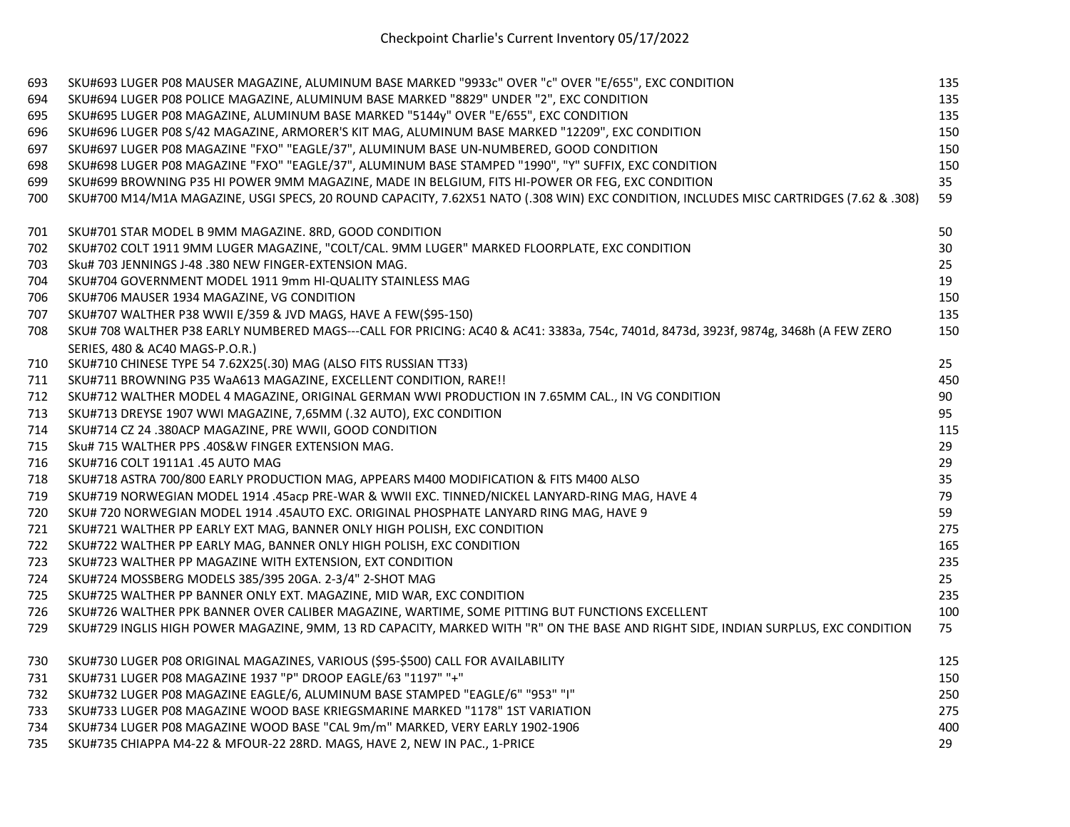# Checkpoint Charlie's Current Inventory 05/17/2022

| | | |
|---|---|---|
| 693 | SKU#693 LUGER P08 MAUSER MAGAZINE, ALUMINUM BASE MARKED "9933c" OVER "c" OVER "E/655", EXC CONDITION | 135 |
| 694 | SKU#694 LUGER P08 POLICE MAGAZINE, ALUMINUM BASE MARKED "8829" UNDER "2", EXC CONDITION | 135 |
| 695 | SKU#695 LUGER P08 MAGAZINE, ALUMINUM BASE MARKED "5144y" OVER "E/655", EXC CONDITION | 135 |
| 696 | SKU#696 LUGER P08 S/42 MAGAZINE, ARMORER'S KIT MAG, ALUMINUM BASE MARKED "12209", EXC CONDITION | 150 |
| 697 | SKU#697 LUGER P08 MAGAZINE "FXO" "EAGLE/37", ALUMINUM BASE UN-NUMBERED, GOOD CONDITION | 150 |
| 698 | SKU#698 LUGER P08 MAGAZINE "FXO" "EAGLE/37", ALUMINUM BASE STAMPED "1990", "Y" SUFFIX, EXC CONDITION | 150 |
| 699 | SKU#699 BROWNING P35 HI POWER 9MM MAGAZINE, MADE IN BELGIUM, FITS HI-POWER OR FEG, EXC CONDITION | 35 |
| 700 | SKU#700 M14/M1A MAGAZINE, USGI SPECS, 20 ROUND CAPACITY, 7.62X51 NATO (.308 WIN) EXC CONDITION, INCLUDES MISC CARTRIDGES (7.62 & .308) | 59 |
| 701 | SKU#701 STAR MODEL B 9MM MAGAZINE. 8RD, GOOD CONDITION | 50 |
| 702 | SKU#702 COLT 1911 9MM LUGER MAGAZINE, "COLT/CAL. 9MM LUGER" MARKED FLOORPLATE, EXC CONDITION | 30 |
| 703 | Sku# 703 JENNINGS J-48 .380 NEW FINGER-EXTENSION MAG. | 25 |
| 704 | SKU#704 GOVERNMENT MODEL 1911 9mm HI-QUALITY STAINLESS MAG | 19 |
| 706 | SKU#706 MAUSER 1934 MAGAZINE, VG CONDITION | 150 |
| 707 | SKU#707 WALTHER P38 WWII E/359 & JVD MAGS, HAVE A FEW($95-150) | 135 |
| 708 | SKU# 708 WALTHER P38 EARLY NUMBERED MAGS---CALL FOR PRICING: AC40 & AC41: 3383a, 754c, 7401d, 8473d, 3923f, 9874g, 3468h (A FEW ZERO SERIES, 480 & AC40 MAGS-P.O.R.) | 150 |
| 710 | SKU#710 CHINESE TYPE 54 7.62X25(.30) MAG (ALSO FITS RUSSIAN TT33) | 25 |
| 711 | SKU#711 BROWNING P35 WaA613 MAGAZINE, EXCELLENT CONDITION, RARE!! | 450 |
| 712 | SKU#712 WALTHER MODEL 4 MAGAZINE, ORIGINAL GERMAN WWI PRODUCTION IN 7.65MM CAL., IN VG CONDITION | 90 |
| 713 | SKU#713 DREYSE 1907 WWI MAGAZINE, 7,65MM (.32 AUTO), EXC CONDITION | 95 |
| 714 | SKU#714 CZ 24 .380ACP MAGAZINE, PRE WWII, GOOD CONDITION | 115 |
| 715 | Sku# 715 WALTHER PPS .40S&W FINGER EXTENSION MAG. | 29 |
| 716 | SKU#716 COLT 1911A1 .45 AUTO MAG | 29 |
| 718 | SKU#718 ASTRA 700/800 EARLY PRODUCTION MAG, APPEARS M400 MODIFICATION & FITS M400 ALSO | 35 |
| 719 | SKU#719 NORWEGIAN MODEL 1914 .45acp PRE-WAR & WWII EXC. TINNED/NICKEL LANYARD-RING MAG, HAVE 4 | 79 |
| 720 | SKU# 720 NORWEGIAN MODEL 1914 .45AUTO EXC. ORIGINAL PHOSPHATE LANYARD RING MAG, HAVE 9 | 59 |
| 721 | SKU#721 WALTHER PP EARLY EXT MAG, BANNER ONLY HIGH POLISH, EXC CONDITION | 275 |
| 722 | SKU#722 WALTHER PP EARLY MAG, BANNER ONLY HIGH POLISH, EXC CONDITION | 165 |
| 723 | SKU#723 WALTHER PP MAGAZINE WITH EXTENSION, EXT CONDITION | 235 |
| 724 | SKU#724 MOSSBERG MODELS 385/395 20GA. 2-3/4" 2-SHOT MAG | 25 |
| 725 | SKU#725 WALTHER PP BANNER ONLY EXT. MAGAZINE, MID WAR, EXC CONDITION | 235 |
| 726 | SKU#726 WALTHER PPK BANNER OVER CALIBER MAGAZINE, WARTIME, SOME PITTING BUT FUNCTIONS EXCELLENT | 100 |
| 729 | SKU#729 INGLIS HIGH POWER MAGAZINE, 9MM, 13 RD CAPACITY, MARKED WITH "R" ON THE BASE AND RIGHT SIDE, INDIAN SURPLUS, EXC CONDITION | 75 |
| 730 | SKU#730 LUGER P08 ORIGINAL MAGAZINES, VARIOUS ($95-$500) CALL FOR AVAILABILITY | 125 |
| 731 | SKU#731 LUGER P08 MAGAZINE 1937 "P" DROOP EAGLE/63 "1197" "+" | 150 |
| 732 | SKU#732 LUGER P08 MAGAZINE EAGLE/6, ALUMINUM BASE STAMPED "EAGLE/6" "953" "I" | 250 |
| 733 | SKU#733 LUGER P08 MAGAZINE WOOD BASE KRIEGSMARINE MARKED "1178" 1ST VARIATION | 275 |
| 734 | SKU#734 LUGER P08 MAGAZINE WOOD BASE "CAL 9m/m" MARKED, VERY EARLY 1902-1906 | 400 |
| 735 | SKU#735 CHIAPPA M4-22 & MFOUR-22 28RD. MAGS, HAVE 2, NEW IN PAC., 1-PRICE | 29 |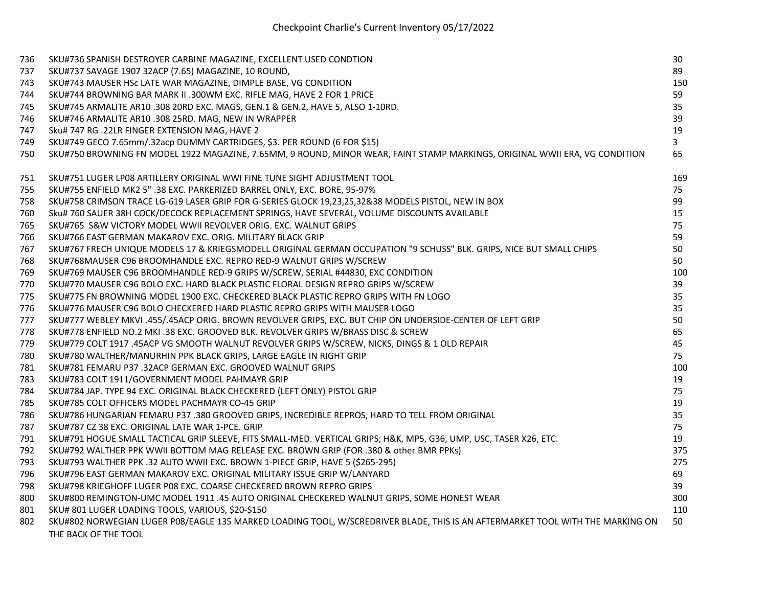# Checkpoint Charlie's Current Inventory 05/17/2022

| | | |
|---|---|---|
| 736 | SKU#736 SPANISH DESTROYER CARBINE MAGAZINE, EXCELLENT USED CONDTION | 30 |
| 737 | SKU#737 SAVAGE 1907 32ACP (7.65) MAGAZINE, 10 ROUND, | 89 |
| 743 | SKU#743 MAUSER HSc LATE WAR MAGAZINE, DIMPLE BASE, VG CONDITION | 150 |
| 744 | SKU#744 BROWNING BAR MARK II .300WM EXC. RIFLE MAG, HAVE 2 FOR 1 PRICE | 59 |
| 745 | SKU#745 ARMALITE AR10 .308 20RD EXC. MAGS, GEN.1 & GEN.2, HAVE 5, ALSO 1-10RD. | 35 |
| 746 | SKU#746 ARMALITE AR10 .308 25RD. MAG, NEW IN WRAPPER | 39 |
| 747 | Sku# 747 RG .22LR FINGER EXTENSION MAG, HAVE 2 | 19 |
| 749 | SKU#749 GECO 7.65mm/.32acp DUMMY CARTRIDGES, $3. PER ROUND (6 FOR $15) | 3 |
| 750 | SKU#750 BROWNING FN MODEL 1922 MAGAZINE, 7.65MM, 9 ROUND, MINOR WEAR, FAINT STAMP MARKINGS, ORIGINAL WWII ERA, VG CONDITION | 65 |
| 751 | SKU#751 LUGER LP08 ARTILLERY ORIGINAL WWI FINE TUNE SIGHT ADJUSTMENT TOOL | 169 |
| 755 | SKU#755 ENFIELD MK2 5" .38 EXC. PARKERIZED BARREL ONLY, EXC. BORE, 95-97% | 75 |
| 758 | SKU#758 CRIMSON TRACE LG-619 LASER GRIP FOR G-SERIES GLOCK 19,23,25,32&38 MODELS PISTOL, NEW IN BOX | 99 |
| 760 | Sku# 760 SAUER 38H COCK/DECOCK REPLACEMENT SPRINGS, HAVE SEVERAL, VOLUME DISCOUNTS AVAILABLE | 15 |
| 765 | SKU#765 S&W VICTORY MODEL WWII REVOLVER ORIG. EXC. WALNUT GRIPS | 75 |
| 766 | SKU#766 EAST GERMAN MAKAROV EXC. ORIG. MILITARY BLACK GRIP | 59 |
| 767 | SKU#767 FRECH UNIQUE MODELS 17 & KRIEGSMODELL ORIGINAL GERMAN OCCUPATION "9 SCHUSS" BLK. GRIPS, NICE BUT SMALL CHIPS | 50 |
| 768 | SKU#768MAUSER C96 BROOMHANDLE EXC. REPRO RED-9 WALNUT GRIPS W/SCREW | 50 |
| 769 | SKU#769 MAUSER C96 BROOMHANDLE RED-9 GRIPS W/SCREW, SERIAL #44830, EXC CONDITION | 100 |
| 770 | SKU#770 MAUSER C96 BOLO EXC. HARD BLACK PLASTIC FLORAL DESIGN REPRO GRIPS W/SCREW | 39 |
| 775 | SKU#775 FN BROWNING MODEL 1900 EXC. CHECKERED BLACK PLASTIC REPRO GRIPS WITH FN LOGO | 35 |
| 776 | SKU#776 MAUSER C96 BOLO CHECKERED HARD PLASTIC REPRO GRIPS WITH MAUSER LOGO | 35 |
| 777 | SKU#777 WEBLEY MKVI .455/.45ACP ORIG. BROWN REVOLVER GRIPS, EXC. BUT CHIP ON UNDERSIDE-CENTER OF LEFT GRIP | 50 |
| 778 | SKU#778 ENFIELD NO.2 MKI .38 EXC. GROOVED BLK. REVOLVER GRIPS W/BRASS DISC & SCREW | 65 |
| 779 | SKU#779 COLT 1917 .45ACP VG SMOOTH WALNUT REVOLVER GRIPS W/SCREW, NICKS, DINGS & 1 OLD REPAIR | 45 |
| 780 | SKU#780 WALTHER/MANURHIN PPK BLACK GRIPS, LARGE EAGLE IN RIGHT GRIP | 75 |
| 781 | SKU#781 FEMARU P37 .32ACP GERMAN EXC. GROOVED WALNUT GRIPS | 100 |
| 783 | SKU#783 COLT 1911/GOVERNMENT MODEL PAHMAYR GRIP | 19 |
| 784 | SKU#784 JAP. TYPE 94 EXC. ORIGINAL BLACK CHECKERED (LEFT ONLY) PISTOL GRIP | 75 |
| 785 | SKU#785 COLT OFFICERS MODEL PACHMAYR CO-45 GRIP | 19 |
| 786 | SKU#786 HUNGARIAN FEMARU P37 .380 GROOVED GRIPS, INCREDIBLE REPROS, HARD TO TELL FROM ORIGINAL | 35 |
| 787 | SKU#787 CZ 38 EXC. ORIGINAL LATE WAR 1-PCE. GRIP | 75 |
| 791 | SKU#791 HOGUE SMALL TACTICAL GRIP SLEEVE, FITS SMALL-MED. VERTICAL GRIPS; H&K, MP5, G36, UMP, USC, TASER X26, ETC. | 19 |
| 792 | SKU#792 WALTHER PPK WWII BOTTOM MAG RELEASE EXC. BROWN GRIP (FOR .380 & other BMR PPKs) | 375 |
| 793 | SKU#793 WALTHER PPK .32 AUTO WWII EXC. BROWN 1-PIECE GRIP, HAVE 5 ($265-295) | 275 |
| 796 | SKU#796 EAST GERMAN MAKAROV EXC. ORIGINAL MILITARY ISSUE GRIP W/LANYARD | 69 |
| 798 | SKU#798 KRIEGHOFF LUGER P08 EXC. COARSE CHECKERED BROWN REPRO GRIPS | 39 |
| 800 | SKU#800 REMINGTON-UMC MODEL 1911 .45 AUTO ORIGINAL CHECKERED WALNUT GRIPS, SOME HONEST WEAR | 300 |
| 801 | SKU# 801 LUGER LOADING TOOLS, VARIOUS, $20-$150 | 110 |
| 802 | SKU#802 NORWEGIAN LUGER P08/EAGLE 135 MARKED LOADING TOOL, W/SCREDRIVER BLADE, THIS IS AN AFTERMARKET TOOL WITH THE MARKING ON THE BACK OF THE TOOL | 50 |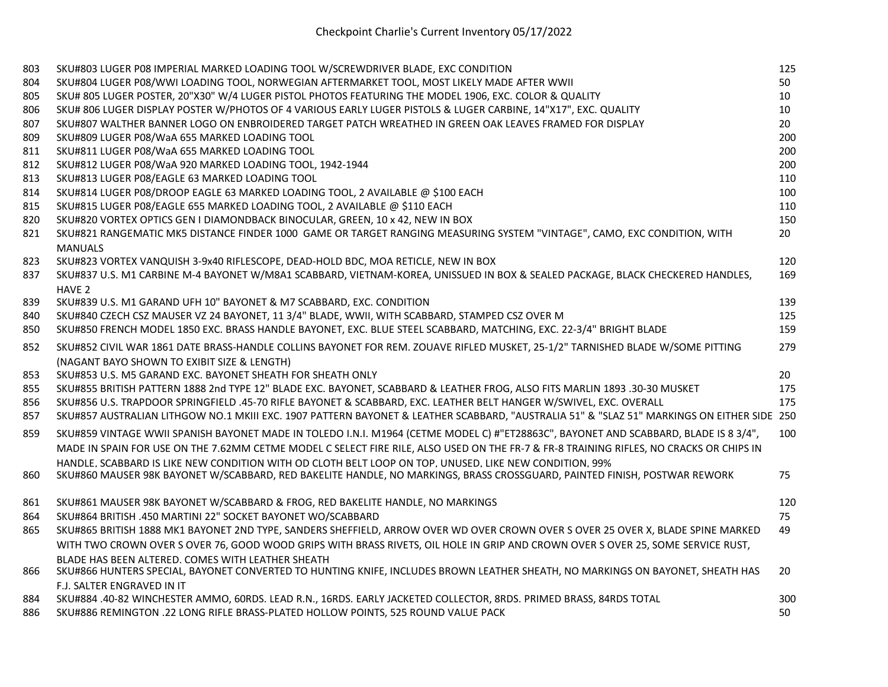# Checkpoint Charlie's Current Inventory 05/17/2022

| | | |
|---|---|---|
| 803 | SKU#803 LUGER P08 IMPERIAL MARKED LOADING TOOL W/SCREWDRIVER BLADE, EXC CONDITION | 125 |
| 804 | SKU#804 LUGER P08/WWI LOADING TOOL, NORWEGIAN AFTERMARKET TOOL, MOST LIKELY MADE AFTER WWII | 50 |
| 805 | SKU# 805 LUGER POSTER, 20"X30" W/4 LUGER PISTOL PHOTOS FEATURING THE MODEL 1906, EXC. COLOR & QUALITY | 10 |
| 806 | SKU# 806 LUGER DISPLAY POSTER W/PHOTOS OF 4 VARIOUS EARLY LUGER PISTOLS & LUGER CARBINE, 14"X17", EXC. QUALITY | 10 |
| 807 | SKU#807 WALTHER BANNER LOGO ON ENBROIDERED TARGET PATCH WREATHED IN GREEN OAK LEAVES FRAMED FOR DISPLAY | 20 |
| 809 | SKU#809 LUGER P08/WaA 655 MARKED LOADING TOOL | 200 |
| 811 | SKU#811 LUGER P08/WaA 655 MARKED LOADING TOOL | 200 |
| 812 | SKU#812 LUGER P08/WaA 920 MARKED LOADING TOOL, 1942-1944 | 200 |
| 813 | SKU#813 LUGER P08/EAGLE 63 MARKED LOADING TOOL | 110 |
| 814 | SKU#814 LUGER P08/DROOP EAGLE 63 MARKED LOADING TOOL, 2 AVAILABLE @ $100 EACH | 100 |
| 815 | SKU#815 LUGER P08/EAGLE 655 MARKED LOADING TOOL, 2 AVAILABLE @ $110 EACH | 110 |
| 820 | SKU#820 VORTEX OPTICS GEN I DIAMONDBACK BINOCULAR, GREEN, 10 x 42, NEW IN BOX | 150 |
| 821 | SKU#821 RANGEMATIC MK5 DISTANCE FINDER 1000 GAME OR TARGET RANGING MEASURING SYSTEM "VINTAGE", CAMO, EXC CONDITION, WITH MANUALS | 20 |
| 823 | SKU#823 VORTEX VANQUISH 3-9x40 RIFLESCOPE, DEAD-HOLD BDC, MOA RETICLE, NEW IN BOX | 120 |
| 837 | SKU#837 U.S. M1 CARBINE M-4 BAYONET W/M8A1 SCABBARD, VIETNAM-KOREA, UNISSUED IN BOX & SEALED PACKAGE, BLACK CHECKERED HANDLES, HAVE 2 | 169 |
| 839 | SKU#839 U.S. M1 GARAND UFH 10" BAYONET & M7 SCABBARD, EXC. CONDITION | 139 |
| 840 | SKU#840 CZECH CSZ MAUSER VZ 24 BAYONET, 11 3/4" BLADE, WWII, WITH SCABBARD, STAMPED CSZ OVER M | 125 |
| 850 | SKU#850 FRENCH MODEL 1850 EXC. BRASS HANDLE BAYONET, EXC. BLUE STEEL SCABBARD, MATCHING, EXC. 22-3/4" BRIGHT BLADE | 159 |
| 852 | SKU#852 CIVIL WAR 1861 DATE BRASS-HANDLE COLLINS BAYONET FOR REM. ZOUAVE RIFLED MUSKET, 25-1/2" TARNISHED BLADE W/SOME PITTING (NAGANT BAYO SHOWN TO EXIBIT SIZE & LENGTH) | 279 |
| 853 | SKU#853 U.S. M5 GARAND EXC. BAYONET SHEATH FOR SHEATH ONLY | 20 |
| 855 | SKU#855 BRITISH PATTERN 1888 2nd TYPE 12" BLADE EXC. BAYONET, SCABBARD & LEATHER FROG, ALSO FITS MARLIN 1893 .30-30 MUSKET | 175 |
| 856 | SKU#856 U.S. TRAPDOOR SPRINGFIELD .45-70 RIFLE BAYONET & SCABBARD, EXC. LEATHER BELT HANGER W/SWIVEL, EXC. OVERALL | 175 |
| 857 | SKU#857 AUSTRALIAN LITHGOW NO.1 MKIII EXC. 1907 PATTERN BAYONET & LEATHER SCABBARD, "AUSTRALIA 51" & "SLAZ 51" MARKINGS ON EITHER SIDE | 250 |
| 859 | SKU#859 VINTAGE WWII SPANISH BAYONET MADE IN TOLEDO I.N.I. M1964 (CETME MODEL C) #"ET28863C", BAYONET AND SCABBARD, BLADE IS 8 3/4", MADE IN SPAIN FOR USE ON THE 7.62MM CETME MODEL C SELECT FIRE RILE, ALSO USED ON THE FR-7 & FR-8 TRAINING RIFLES, NO CRACKS OR CHIPS IN HANDLE, SCABBARD IS LIKE NEW CONDITION WITH OD CLOTH BELT LOOP ON TOP, UNUSED, LIKE NEW CONDITION, 99% | 100 |
| 860 | SKU#860 MAUSER 98K BAYONET W/SCABBARD, RED BAKELITE HANDLE, NO MARKINGS, BRASS CROSSGUARD, PAINTED FINISH, POSTWAR REWORK | 75 |
| 861 | SKU#861 MAUSER 98K BAYONET W/SCABBARD & FROG, RED BAKELITE HANDLE, NO MARKINGS | 120 |
| 864 | SKU#864 BRITISH .450 MARTINI 22" SOCKET BAYONET WO/SCABBARD | 75 |
| 865 | SKU#865 BRITISH 1888 MK1 BAYONET 2ND TYPE, SANDERS SHEFFIELD, ARROW OVER WD OVER CROWN OVER S OVER 25 OVER X, BLADE SPINE MARKED WITH TWO CROWN OVER S OVER 76, GOOD WOOD GRIPS WITH BRASS RIVETS, OIL HOLE IN GRIP AND CROWN OVER S OVER 25, SOME SERVICE RUST, BLADE HAS BEEN ALTERED. COMES WITH LEATHER SHEATH | 49 |
| 866 | SKU#866 HUNTERS SPECIAL, BAYONET CONVERTED TO HUNTING KNIFE, INCLUDES BROWN LEATHER SHEATH, NO MARKINGS ON BAYONET, SHEATH HAS F.J. SALTER ENGRAVED IN IT | 20 |
| 884 | SKU#884 .40-82 WINCHESTER AMMO, 60RDS. LEAD R.N., 16RDS. EARLY JACKETED COLLECTOR, 8RDS. PRIMED BRASS, 84RDS TOTAL | 300 |
| 886 | SKU#886 REMINGTON .22 LONG RIFLE BRASS-PLATED HOLLOW POINTS, 525 ROUND VALUE PACK | 50 |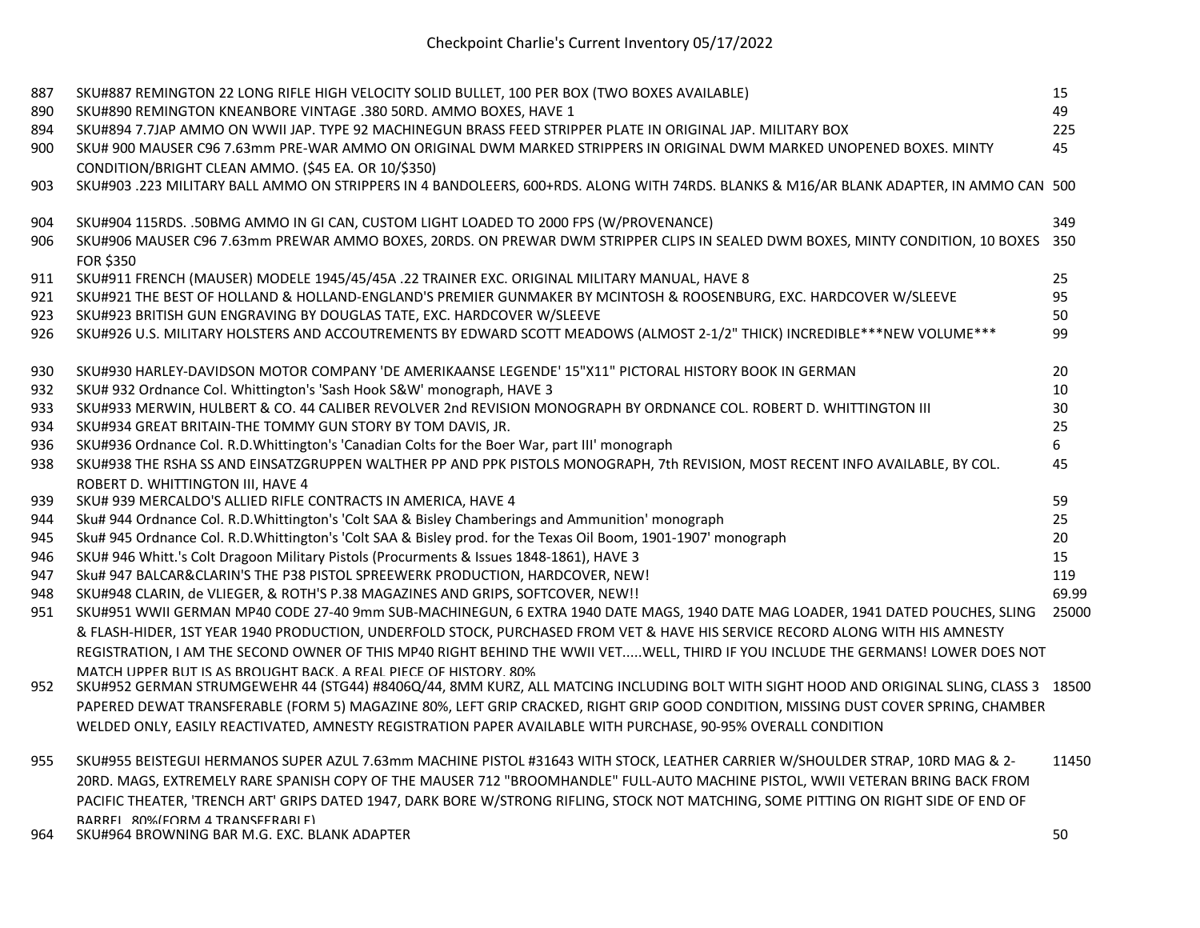# Checkpoint Charlie's Current Inventory 05/17/2022

| | | |
|---|---|---|
| 887 | SKU#887 REMINGTON 22 LONG RIFLE HIGH VELOCITY SOLID BULLET, 100 PER BOX (TWO BOXES AVAILABLE) | 15 |
| 890 | SKU#890 REMINGTON KNEANBORE VINTAGE .380 50RD. AMMO BOXES, HAVE 1 | 49 |
| 894 | SKU#894 7.7JAP AMMO ON WWII JAP. TYPE 92 MACHINEGUN BRASS FEED STRIPPER PLATE IN ORIGINAL JAP. MILITARY BOX | 225 |
| 900 | SKU# 900 MAUSER C96 7.63mm PRE-WAR AMMO ON ORIGINAL DWM MARKED STRIPPERS IN ORIGINAL DWM MARKED UNOPENED BOXES. MINTY CONDITION/BRIGHT CLEAN AMMO. ($45 EA. OR 10/$350) | 45 |
| 903 | SKU#903 .223 MILITARY BALL AMMO ON STRIPPERS IN 4 BANDOLEERS, 600+RDS. ALONG WITH 74RDS. BLANKS & M16/AR BLANK ADAPTER, IN AMMO CAN | 500 |
| 904 | SKU#904 115RDS. .50BMG AMMO IN GI CAN, CUSTOM LIGHT LOADED TO 2000 FPS (W/PROVENANCE) | 349 |
| 906 | SKU#906 MAUSER C96 7.63mm PREWAR AMMO BOXES, 20RDS. ON PREWAR DWM STRIPPER CLIPS IN SEALED DWM BOXES, MINTY CONDITION, 10 BOXES FOR $350 | 350 |
| 911 | SKU#911 FRENCH (MAUSER) MODELE 1945/45/45A .22 TRAINER EXC. ORIGINAL MILITARY MANUAL, HAVE 8 | 25 |
| 921 | SKU#921 THE BEST OF HOLLAND & HOLLAND-ENGLAND'S PREMIER GUNMAKER BY MCINTOSH & ROOSENBURG, EXC. HARDCOVER W/SLEEVE | 95 |
| 923 | SKU#923 BRITISH GUN ENGRAVING BY DOUGLAS TATE, EXC. HARDCOVER W/SLEEVE | 50 |
| 926 | SKU#926 U.S. MILITARY HOLSTERS AND ACCOUTREMENTS BY EDWARD SCOTT MEADOWS (ALMOST 2-1/2" THICK) INCREDIBLE***NEW VOLUME*** | 99 |
| 930 | SKU#930 HARLEY-DAVIDSON MOTOR COMPANY 'DE AMERIKAANSE LEGENDE' 15"X11" PICTORAL HISTORY BOOK IN GERMAN | 20 |
| 932 | SKU# 932 Ordnance Col. Whittington's 'Sash Hook S&W' monograph, HAVE 3 | 10 |
| 933 | SKU#933 MERWIN, HULBERT & CO. 44 CALIBER REVOLVER 2nd REVISION MONOGRAPH BY ORDNANCE COL. ROBERT D. WHITTINGTON III | 30 |
| 934 | SKU#934 GREAT BRITAIN-THE TOMMY GUN STORY BY TOM DAVIS, JR. | 25 |
| 936 | SKU#936 Ordnance Col. R.D.Whittington's 'Canadian Colts for the Boer War, part III' monograph | 6 |
| 938 | SKU#938 THE RSHA SS AND EINSATZGRUPPEN WALTHER PP AND PPK PISTOLS MONOGRAPH, 7th REVISION, MOST RECENT INFO AVAILABLE, BY COL. ROBERT D. WHITTINGTON III, HAVE 4 | 45 |
| 939 | SKU# 939 MERCALDO'S ALLIED RIFLE CONTRACTS IN AMERICA, HAVE 4 | 59 |
| 944 | Sku# 944 Ordnance Col. R.D.Whittington's 'Colt SAA & Bisley Chamberings and Ammunition' monograph | 25 |
| 945 | Sku# 945 Ordnance Col. R.D.Whittington's 'Colt SAA & Bisley prod. for the Texas Oil Boom, 1901-1907' monograph | 20 |
| 946 | SKU# 946 Whitt.'s Colt Dragoon Military Pistols (Procurments & Issues 1848-1861), HAVE 3 | 15 |
| 947 | Sku# 947 BALCAR&CLARIN'S THE P38 PISTOL SPREEWERK PRODUCTION, HARDCOVER, NEW! | 119 |
| 948 | SKU#948 CLARIN, de VLIEGER, & ROTH'S P.38 MAGAZINES AND GRIPS, SOFTCOVER, NEW!! | 69.99 |
| 951 | SKU#951 WWII GERMAN MP40 CODE 27-40 9mm SUB-MACHINEGUN, 6 EXTRA 1940 DATE MAGS, 1940 DATE MAG LOADER, 1941 DATED POUCHES, SLING & FLASH-HIDER, 1ST YEAR 1940 PRODUCTION, UNDERFOLD STOCK, PURCHASED FROM VET & HAVE HIS SERVICE RECORD ALONG WITH HIS AMNESTY REGISTRATION, I AM THE SECOND OWNER OF THIS MP40 RIGHT BEHIND THE WWII VET.....WELL, THIRD IF YOU INCLUDE THE GERMANS! LOWER DOES NOT MATCH UPPER BUT IS AS BROUGHT BACK. A REAL PIECE OF HISTORY. 80% | 25000 |
| 952 | SKU#952 GERMAN STRUMGEWEHR 44 (STG44) #8406Q/44, 8MM KURZ, ALL MATCING INCLUDING BOLT WITH SIGHT HOOD AND ORIGINAL SLING, CLASS 3 PAPERED DEWAT TRANSFERABLE (FORM 5) MAGAZINE 80%, LEFT GRIP CRACKED, RIGHT GRIP GOOD CONDITION, MISSING DUST COVER SPRING, CHAMBER WELDED ONLY, EASILY REACTIVATED, AMNESTY REGISTRATION PAPER AVAILABLE WITH PURCHASE, 90-95% OVERALL CONDITION | 18500 |
| 955 | SKU#955 BEISTEGUI HERMANOS SUPER AZUL 7.63mm MACHINE PISTOL #31643 WITH STOCK, LEATHER CARRIER W/SHOULDER STRAP, 10RD MAG & 2-20RD. MAGS, EXTREMELY RARE SPANISH COPY OF THE MAUSER 712 "BROOMHANDLE" FULL-AUTO MACHINE PISTOL, WWII VETERAN BRING BACK FROM PACIFIC THEATER, 'TRENCH ART' GRIPS DATED 1947, DARK BORE W/STRONG RIFLING, STOCK NOT MATCHING, SOME PITTING ON RIGHT SIDE OF END OF BARREL. 80%(FORM 4 TRANSFERABLE) | 11450 |
| 964 | SKU#964 BROWNING BAR M.G. EXC. BLANK ADAPTER | 50 |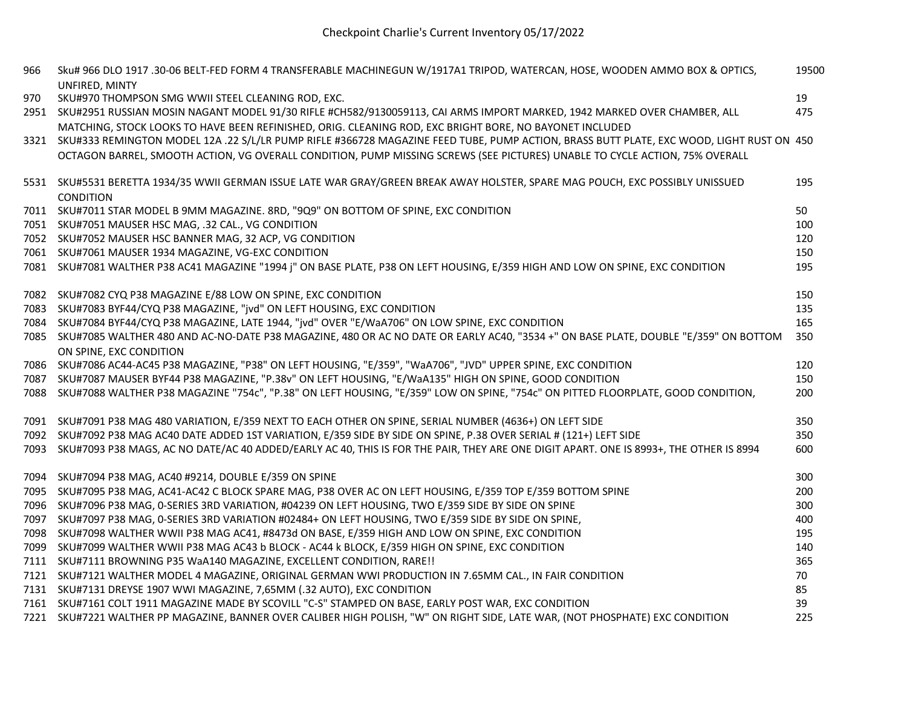# Checkpoint Charlie's Current Inventory 05/17/2022

| | | |
|---|---|---|
| 966 | Sku# 966 DLO 1917 .30-06 BELT-FED FORM 4 TRANSFERABLE MACHINEGUN W/1917A1 TRIPOD, WATERCAN, HOSE, WOODEN AMMO BOX & OPTICS, UNFIRED, MINTY | 19500 |
| 970 | SKU#970 THOMPSON SMG WWII STEEL CLEANING ROD, EXC. | 19 |
| 2951 | SKU#2951 RUSSIAN MOSIN NAGANT MODEL 91/30 RIFLE #CH582/9130059113, CAI ARMS IMPORT MARKED, 1942 MARKED OVER CHAMBER, ALL MATCHING, STOCK LOOKS TO HAVE BEEN REFINISHED, ORIG. CLEANING ROD, EXC BRIGHT BORE, NO BAYONET INCLUDED | 475 |
| 3321 | SKU#333 REMINGTON MODEL 12A .22 S/L/LR PUMP RIFLE #366728 MAGAZINE FEED TUBE, PUMP ACTION, BRASS BUTT PLATE, EXC WOOD, LIGHT RUST ON OCTAGON BARREL, SMOOTH ACTION, VG OVERALL CONDITION, PUMP MISSING SCREWS (SEE PICTURES) UNABLE TO CYCLE ACTION, 75% OVERALL | 450 |
| 5531 | SKU#5531 BERETTA 1934/35 WWII GERMAN ISSUE LATE WAR GRAY/GREEN BREAK AWAY HOLSTER, SPARE MAG POUCH, EXC POSSIBLY UNISSUED CONDITION | 195 |
| 7011 | SKU#7011 STAR MODEL B 9MM MAGAZINE. 8RD, "9Q9" ON BOTTOM OF SPINE, EXC CONDITION | 50 |
| 7051 | SKU#7051 MAUSER HSC MAG, .32 CAL., VG CONDITION | 100 |
| 7052 | SKU#7052 MAUSER HSC BANNER MAG, 32 ACP, VG CONDITION | 120 |
| 7061 | SKU#7061 MAUSER 1934 MAGAZINE, VG-EXC CONDITION | 150 |
| 7081 | SKU#7081 WALTHER P38 AC41 MAGAZINE "1994 j" ON BASE PLATE, P38 ON LEFT HOUSING, E/359 HIGH AND LOW ON SPINE, EXC CONDITION | 195 |
| 7082 | SKU#7082 CYQ P38 MAGAZINE E/88 LOW ON SPINE, EXC CONDITION | 150 |
| 7083 | SKU#7083 BYF44/CYQ P38 MAGAZINE, "jvd" ON LEFT HOUSING, EXC CONDITION | 135 |
| 7084 | SKU#7084 BYF44/CYQ P38 MAGAZINE, LATE 1944, "jvd" OVER "E/WaA706" ON LOW SPINE, EXC CONDITION | 165 |
| 7085 | SKU#7085 WALTHER 480 AND AC-NO-DATE P38 MAGAZINE, 480 OR AC NO DATE OR EARLY AC40, "3534 +" ON BASE PLATE, DOUBLE "E/359" ON BOTTOM ON SPINE, EXC CONDITION | 350 |
| 7086 | SKU#7086 AC44-AC45 P38 MAGAZINE, "P38" ON LEFT HOUSING, "E/359", "WaA706", "JVD" UPPER SPINE, EXC CONDITION | 120 |
| 7087 | SKU#7087 MAUSER BYF44 P38 MAGAZINE, "P.38v" ON LEFT HOUSING, "E/WaA135" HIGH ON SPINE, GOOD CONDITION | 150 |
| 7088 | SKU#7088 WALTHER P38 MAGAZINE "754c", "P.38" ON LEFT HOUSING, "E/359" LOW ON SPINE, "754c" ON PITTED FLOORPLATE, GOOD CONDITION, | 200 |
| 7091 | SKU#7091 P38 MAG 480 VARIATION, E/359 NEXT TO EACH OTHER ON SPINE, SERIAL NUMBER (4636+) ON LEFT SIDE | 350 |
| 7092 | SKU#7092 P38 MAG AC40 DATE ADDED 1ST VARIATION, E/359 SIDE BY SIDE ON SPINE, P.38 OVER SERIAL # (121+) LEFT SIDE | 350 |
| 7093 | SKU#7093 P38 MAGS, AC NO DATE/AC 40 ADDED/EARLY AC 40, THIS IS FOR THE PAIR, THEY ARE ONE DIGIT APART. ONE IS 8993+, THE OTHER IS 8994 | 600 |
| 7094 | SKU#7094 P38 MAG, AC40 #9214, DOUBLE E/359 ON SPINE | 300 |
| 7095 | SKU#7095 P38 MAG, AC41-AC42 C BLOCK SPARE MAG, P38 OVER AC ON LEFT HOUSING, E/359 TOP E/359 BOTTOM SPINE | 200 |
| 7096 | SKU#7096 P38 MAG, 0-SERIES 3RD VARIATION, #04239 ON LEFT HOUSING, TWO E/359 SIDE BY SIDE ON SPINE | 300 |
| 7097 | SKU#7097 P38 MAG, 0-SERIES 3RD VARIATION #02484+ ON LEFT HOUSING, TWO E/359 SIDE BY SIDE ON SPINE, | 400 |
| 7098 | SKU#7098 WALTHER WWII P38 MAG AC41, #8473d ON BASE, E/359 HIGH AND LOW ON SPINE, EXC CONDITION | 195 |
| 7099 | SKU#7099 WALTHER WWII P38 MAG AC43 b BLOCK - AC44 k BLOCK, E/359 HIGH ON SPINE, EXC CONDITION | 140 |
| 7111 | SKU#7111 BROWNING P35 WaA140 MAGAZINE, EXCELLENT CONDITION, RARE!! | 365 |
| 7121 | SKU#7121 WALTHER MODEL 4 MAGAZINE, ORIGINAL GERMAN WWI PRODUCTION IN 7.65MM CAL., IN FAIR CONDITION | 70 |
| 7131 | SKU#7131 DREYSE 1907 WWI MAGAZINE, 7,65MM (.32 AUTO), EXC CONDITION | 85 |
| 7161 | SKU#7161 COLT 1911 MAGAZINE MADE BY SCOVILL "C-S" STAMPED ON BASE, EARLY POST WAR, EXC CONDITION | 39 |
| 7221 | SKU#7221 WALTHER PP MAGAZINE, BANNER OVER CALIBER HIGH POLISH, "W" ON RIGHT SIDE, LATE WAR, (NOT PHOSPHATE) EXC CONDITION | 225 |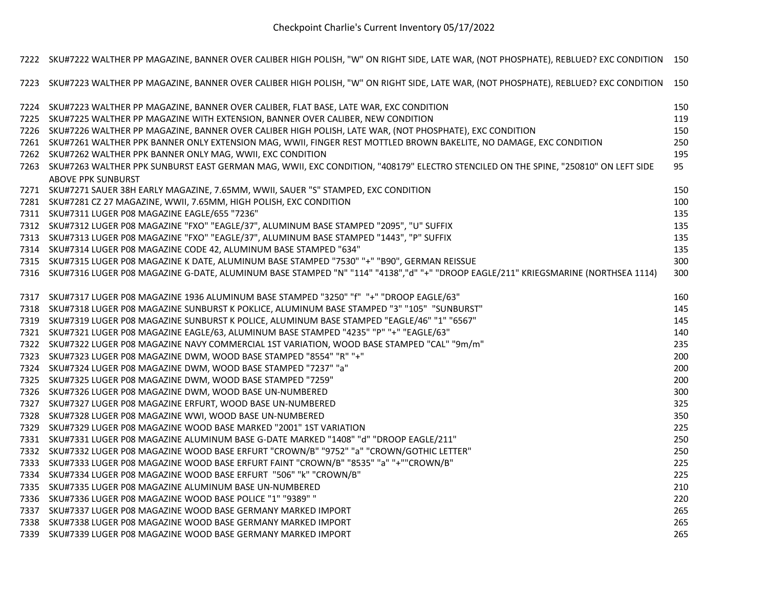# Checkpoint Charlie's Current Inventory 05/17/2022

| | | |
|---|---|---|
| 7222 | SKU#7222 WALTHER PP MAGAZINE, BANNER OVER CALIBER HIGH POLISH, "W" ON RIGHT SIDE, LATE WAR, (NOT PHOSPHATE), REBLUED? EXC CONDITION | 150 |
| 7223 | SKU#7223 WALTHER PP MAGAZINE, BANNER OVER CALIBER HIGH POLISH, "W" ON RIGHT SIDE, LATE WAR, (NOT PHOSPHATE), REBLUED? EXC CONDITION | 150 |
| 7224 | SKU#7223 WALTHER PP MAGAZINE, BANNER OVER CALIBER, FLAT BASE, LATE WAR, EXC CONDITION | 150 |
| 7225 | SKU#7225 WALTHER PP MAGAZINE WITH EXTENSION, BANNER OVER CALIBER, NEW CONDITION | 119 |
| 7226 | SKU#7226 WALTHER PP MAGAZINE, BANNER OVER CALIBER HIGH POLISH, LATE WAR, (NOT PHOSPHATE), EXC CONDITION | 150 |
| 7261 | SKU#7261 WALTHER PPK BANNER ONLY EXTENSION MAG, WWII, FINGER REST MOTTLED BROWN BAKELITE, NO DAMAGE, EXC CONDITION | 250 |
| 7262 | SKU#7262 WALTHER PPK BANNER ONLY MAG, WWII, EXC CONDITION | 195 |
| 7263 | SKU#7263 WALTHER PPK SUNBURST EAST GERMAN MAG, WWII, EXC CONDITION, "408179" ELECTRO STENCILED ON THE SPINE, "250810" ON LEFT SIDE ABOVE PPK SUNBURST | 95 |
| 7271 | SKU#7271 SAUER 38H EARLY MAGAZINE, 7.65MM, WWII, SAUER "S" STAMPED, EXC CONDITION | 150 |
| 7281 | SKU#7281 CZ 27 MAGAZINE, WWII, 7.65MM, HIGH POLISH, EXC CONDITION | 100 |
| 7311 | SKU#7311 LUGER P08 MAGAZINE EAGLE/655 "7236" | 135 |
| 7312 | SKU#7312 LUGER P08 MAGAZINE "FXO" "EAGLE/37", ALUMINUM BASE STAMPED "2095", "U" SUFFIX | 135 |
| 7313 | SKU#7313 LUGER P08 MAGAZINE "FXO" "EAGLE/37", ALUMINUM BASE STAMPED "1443", "P" SUFFIX | 135 |
| 7314 | SKU#7314 LUGER P08 MAGAZINE CODE 42, ALUMINUM BASE STAMPED "634" | 135 |
| 7315 | SKU#7315 LUGER P08 MAGAZINE K DATE, ALUMINUM BASE STAMPED "7530" "+" "B90", GERMAN REISSUE | 300 |
| 7316 | SKU#7316 LUGER P08 MAGAZINE G-DATE, ALUMINUM BASE STAMPED "N" "114" "4138","d" "+" "DROOP EAGLE/211" KRIEGSMARINE (NORTHSEA 1114) | 300 |
| 7317 | SKU#7317 LUGER P08 MAGAZINE 1936 ALUMINUM BASE STAMPED "3250" "f" "+" "DROOP EAGLE/63" | 160 |
| 7318 | SKU#7318 LUGER P08 MAGAZINE SUNBURST K POKLICE, ALUMINUM BASE STAMPED "3" "105" "SUNBURST" | 145 |
| 7319 | SKU#7319 LUGER P08 MAGAZINE SUNBURST K POLICE, ALUMINUM BASE STAMPED "EAGLE/46" "1" "6567" | 145 |
| 7321 | SKU#7321 LUGER P08 MAGAZINE EAGLE/63, ALUMINUM BASE STAMPED "4235" "P" "+" "EAGLE/63" | 140 |
| 7322 | SKU#7322 LUGER P08 MAGAZINE NAVY COMMERCIAL 1ST VARIATION, WOOD BASE STAMPED "CAL" "9m/m" | 235 |
| 7323 | SKU#7323 LUGER P08 MAGAZINE DWM, WOOD BASE STAMPED "8554" "R" "+" | 200 |
| 7324 | SKU#7324 LUGER P08 MAGAZINE DWM, WOOD BASE STAMPED "7237" "a" | 200 |
| 7325 | SKU#7325 LUGER P08 MAGAZINE DWM, WOOD BASE STAMPED "7259" | 200 |
| 7326 | SKU#7326 LUGER P08 MAGAZINE DWM, WOOD BASE UN-NUMBERED | 300 |
| 7327 | SKU#7327 LUGER P08 MAGAZINE ERFURT, WOOD BASE UN-NUMBERED | 325 |
| 7328 | SKU#7328 LUGER P08 MAGAZINE WWI, WOOD BASE UN-NUMBERED | 350 |
| 7329 | SKU#7329 LUGER P08 MAGAZINE WOOD BASE MARKED "2001" 1ST VARIATION | 225 |
| 7331 | SKU#7331 LUGER P08 MAGAZINE ALUMINUM BASE G-DATE MARKED "1408" "d" "DROOP EAGLE/211" | 250 |
| 7332 | SKU#7332 LUGER P08 MAGAZINE WOOD BASE ERFURT "CROWN/B" "9752" "a" "CROWN/GOTHIC LETTER" | 250 |
| 7333 | SKU#7333 LUGER P08 MAGAZINE WOOD BASE ERFURT FAINT "CROWN/B" "8535" "a" "+""CROWN/B" | 225 |
| 7334 | SKU#7334 LUGER P08 MAGAZINE WOOD BASE ERFURT "506" "k" "CROWN/B" | 225 |
| 7335 | SKU#7335 LUGER P08 MAGAZINE ALUMINUM BASE UN-NUMBERED | 210 |
| 7336 | SKU#7336 LUGER P08 MAGAZINE WOOD BASE POLICE "1" "9389" " | 220 |
| 7337 | SKU#7337 LUGER P08 MAGAZINE WOOD BASE GERMANY MARKED IMPORT | 265 |
| 7338 | SKU#7338 LUGER P08 MAGAZINE WOOD BASE GERMANY MARKED IMPORT | 265 |
| 7339 | SKU#7339 LUGER P08 MAGAZINE WOOD BASE GERMANY MARKED IMPORT | 265 |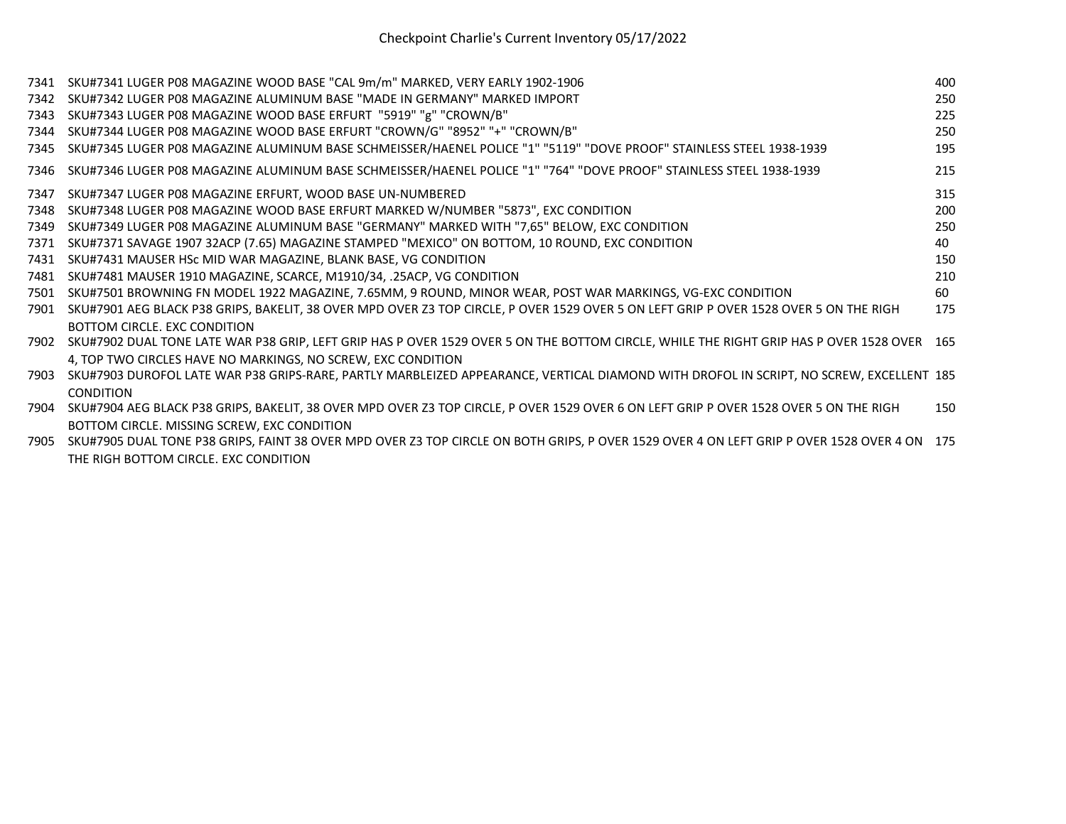Checkpoint Charlie's Current Inventory 05/17/2022

| | | |
|---|---|---|
| 7341 | SKU#7341 LUGER P08 MAGAZINE WOOD BASE "CAL 9m/m" MARKED, VERY EARLY 1902-1906 | 400 |
| 7342 | SKU#7342 LUGER P08 MAGAZINE ALUMINUM BASE "MADE IN GERMANY" MARKED IMPORT | 250 |
| 7343 | SKU#7343 LUGER P08 MAGAZINE WOOD BASE ERFURT "5919" "g" "CROWN/B" | 225 |
| 7344 | SKU#7344 LUGER P08 MAGAZINE WOOD BASE ERFURT "CROWN/G" "8952" "+" "CROWN/B" | 250 |
| 7345 | SKU#7345 LUGER P08 MAGAZINE ALUMINUM BASE SCHMEISSER/HAENEL POLICE "1" "5119" "DOVE PROOF" STAINLESS STEEL 1938-1939 | 195 |
| 7346 | SKU#7346 LUGER P08 MAGAZINE ALUMINUM BASE SCHMEISSER/HAENEL POLICE "1" "764" "DOVE PROOF" STAINLESS STEEL 1938-1939 | 215 |
| 7347 | SKU#7347 LUGER P08 MAGAZINE ERFURT, WOOD BASE UN-NUMBERED | 315 |
| 7348 | SKU#7348 LUGER P08 MAGAZINE WOOD BASE ERFURT MARKED W/NUMBER "5873", EXC CONDITION | 200 |
| 7349 | SKU#7349 LUGER P08 MAGAZINE ALUMINUM BASE "GERMANY" MARKED WITH "7,65" BELOW, EXC CONDITION | 250 |
| 7371 | SKU#7371 SAVAGE 1907 32ACP (7.65) MAGAZINE STAMPED "MEXICO" ON BOTTOM, 10 ROUND, EXC CONDITION | 40 |
| 7431 | SKU#7431 MAUSER HSc MID WAR MAGAZINE, BLANK BASE, VG CONDITION | 150 |
| 7481 | SKU#7481 MAUSER 1910 MAGAZINE, SCARCE, M1910/34, .25ACP, VG CONDITION | 210 |
| 7501 | SKU#7501 BROWNING FN MODEL 1922 MAGAZINE, 7.65MM, 9 ROUND, MINOR WEAR, POST WAR MARKINGS, VG-EXC CONDITION | 60 |
| 7901 | SKU#7901 AEG BLACK P38 GRIPS, BAKELIT, 38 OVER MPD OVER Z3 TOP CIRCLE, P OVER 1529 OVER 5 ON LEFT GRIP P OVER 1528 OVER 5 ON THE RIGH BOTTOM CIRCLE. EXC CONDITION | 175 |
| 7902 | SKU#7902 DUAL TONE LATE WAR P38 GRIP, LEFT GRIP HAS P OVER 1529 OVER 5 ON THE BOTTOM CIRCLE, WHILE THE RIGHT GRIP HAS P OVER 1528 OVER 4, TOP TWO CIRCLES HAVE NO MARKINGS, NO SCREW, EXC CONDITION | 165 |
| 7903 | SKU#7903 DUROFOL LATE WAR P38 GRIPS-RARE, PARTLY MARBLEIZED APPEARANCE, VERTICAL DIAMOND WITH DROFOL IN SCRIPT, NO SCREW, EXCELLENT CONDITION | 185 |
| 7904 | SKU#7904 AEG BLACK P38 GRIPS, BAKELIT, 38 OVER MPD OVER Z3 TOP CIRCLE, P OVER 1529 OVER 6 ON LEFT GRIP P OVER 1528 OVER 5 ON THE RIGH BOTTOM CIRCLE. MISSING SCREW, EXC CONDITION | 150 |
| 7905 | SKU#7905 DUAL TONE P38 GRIPS, FAINT 38 OVER MPD OVER Z3 TOP CIRCLE ON BOTH GRIPS, P OVER 1529 OVER 4 ON LEFT GRIP P OVER 1528 OVER 4 ON THE RIGH BOTTOM CIRCLE. EXC CONDITION | 175 |